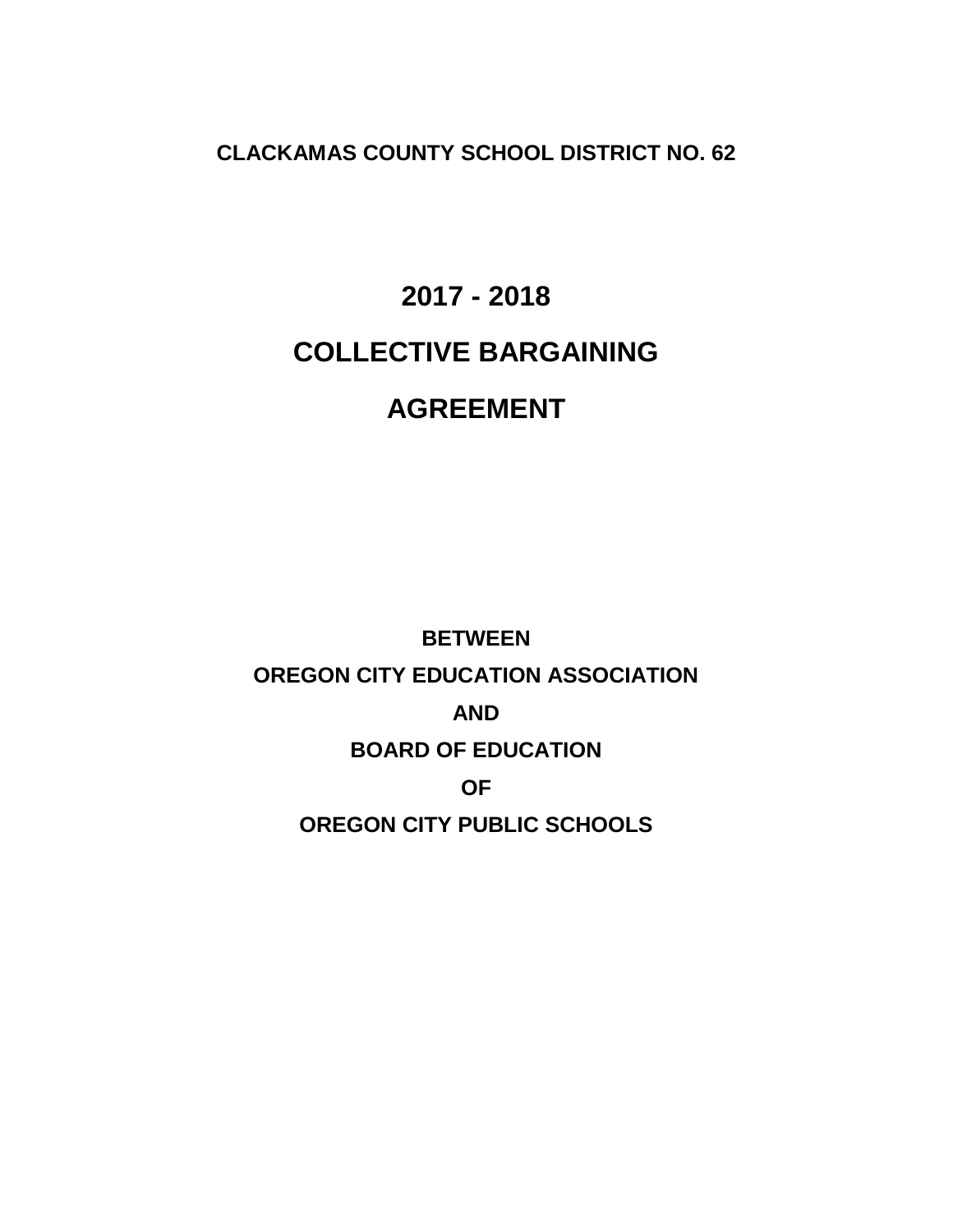**CLACKAMAS COUNTY SCHOOL DISTRICT NO. 62**

# 2017 - 2018

# COLLECTIVE BARGAINING

# AGREEMENT

**BETWEEN**

**OREGON CITY EDUCATION ASSOCIATION**

**AND**

**BOARD OF EDUCATION**

**OF**

**OREGON CITY PUBLIC SCHOOLS**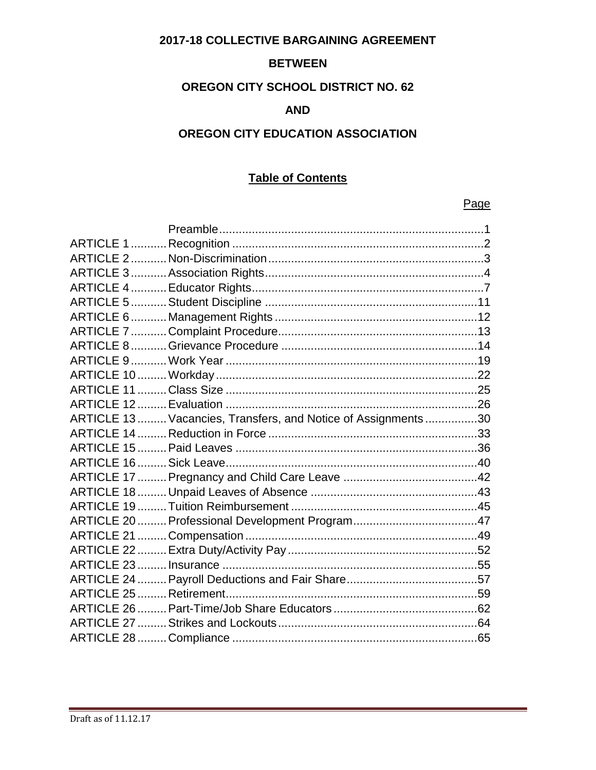**2017-18 COLLECTIVE BARGAINING AGREEMENT**

**BETWEEN**

**OREGON CITY SCHOOL DISTRICT NO. 62**

**AND**

**OREGON CITY EDUCATION ASSOCIATION**

## Table of Contents

| | | Page |
|---|---|---|
| | Preamble | 1 |
| ARTICLE 1 | Recognition | 2 |
| ARTICLE 2 | Non-Discrimination | 3 |
| ARTICLE 3 | Association Rights | 4 |
| ARTICLE 4 | Educator Rights | 7 |
| ARTICLE 5 | Student Discipline | 11 |
| ARTICLE 6 | Management Rights | 12 |
| ARTICLE 7 | Complaint Procedure | 13 |
| ARTICLE 8 | Grievance Procedure | 14 |
| ARTICLE 9 | Work Year | 19 |
| ARTICLE 10 | Workday | 22 |
| ARTICLE 11 | Class Size | 25 |
| ARTICLE 12 | Evaluation | 26 |
| ARTICLE 13 | Vacancies, Transfers, and Notice of Assignments | 30 |
| ARTICLE 14 | Reduction in Force | 33 |
| ARTICLE 15 | Paid Leaves | 36 |
| ARTICLE 16 | Sick Leave | 40 |
| ARTICLE 17 | Pregnancy and Child Care Leave | 42 |
| ARTICLE 18 | Unpaid Leaves of Absence | 43 |
| ARTICLE 19 | Tuition Reimbursement | 45 |
| ARTICLE 20 | Professional Development Program | 47 |
| ARTICLE 21 | Compensation | 49 |
| ARTICLE 22 | Extra Duty/Activity Pay | 52 |
| ARTICLE 23 | Insurance | 55 |
| ARTICLE 24 | Payroll Deductions and Fair Share | 57 |
| ARTICLE 25 | Retirement | 59 |
| ARTICLE 26 | Part-Time/Job Share Educators | 62 |
| ARTICLE 27 | Strikes and Lockouts | 64 |
| ARTICLE 28 | Compliance | 65 |

Draft as of 11.12.17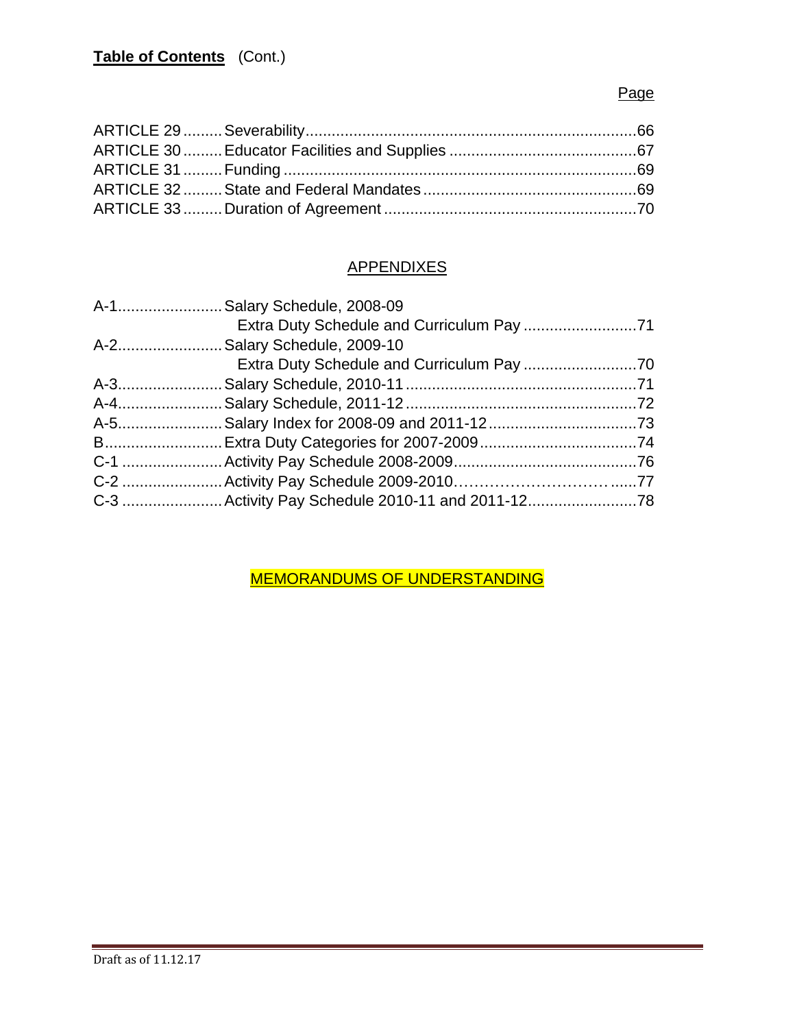**Table of Contents** (Cont.)

| | | Page |
|---|---|---|
| ARTICLE 29 | Severability | 66 |
| ARTICLE 30 | Educator Facilities and Supplies | 67 |
| ARTICLE 31 | Funding | 69 |
| ARTICLE 32 | State and Federal Mandates | 69 |
| ARTICLE 33 | Duration of Agreement | 70 |

## APPENDIXES

| | | |
|---|---|---|
| A-1 | Salary Schedule, 2008-09 Extra Duty Schedule and Curriculum Pay | 71 |
| A-2 | Salary Schedule, 2009-10 Extra Duty Schedule and Curriculum Pay | 70 |
| A-3 | Salary Schedule, 2010-11 | 71 |
| A-4 | Salary Schedule, 2011-12 | 72 |
| A-5 | Salary Index for 2008-09 and 2011-12 | 73 |
| B | Extra Duty Categories for 2007-2009 | 74 |
| C-1 | Activity Pay Schedule 2008-2009 | 76 |
| C-2 | Activity Pay Schedule 2009-2010 | 77 |
| C-3 | Activity Pay Schedule 2010-11 and 2011-12 | 78 |

## MEMORANDUMS OF UNDERSTANDING

Draft as of 11.12.17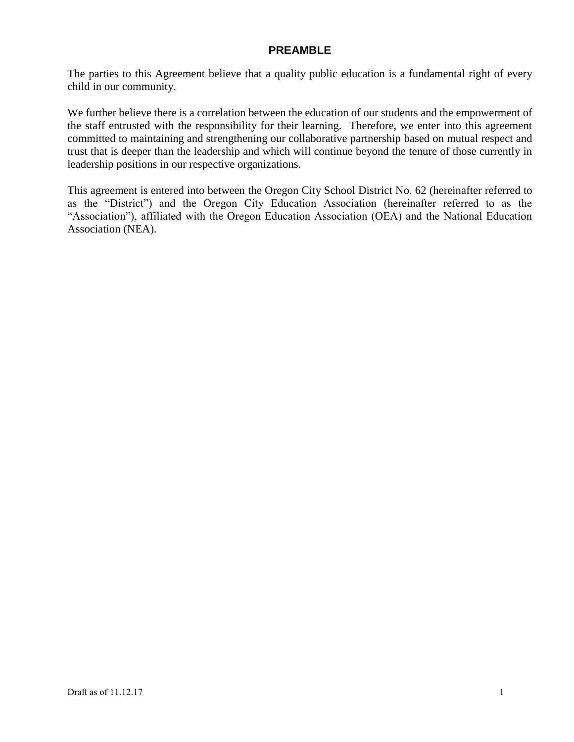# PREAMBLE

The parties to this Agreement believe that a quality public education is a fundamental right of every child in our community.

We further believe there is a correlation between the education of our students and the empowerment of the staff entrusted with the responsibility for their learning. Therefore, we enter into this agreement committed to maintaining and strengthening our collaborative partnership based on mutual respect and trust that is deeper than the leadership and which will continue beyond the tenure of those currently in leadership positions in our respective organizations.

This agreement is entered into between the Oregon City School District No. 62 (hereinafter referred to as the "District") and the Oregon City Education Association (hereinafter referred to as the "Association"), affiliated with the Oregon Education Association (OEA) and the National Education Association (NEA).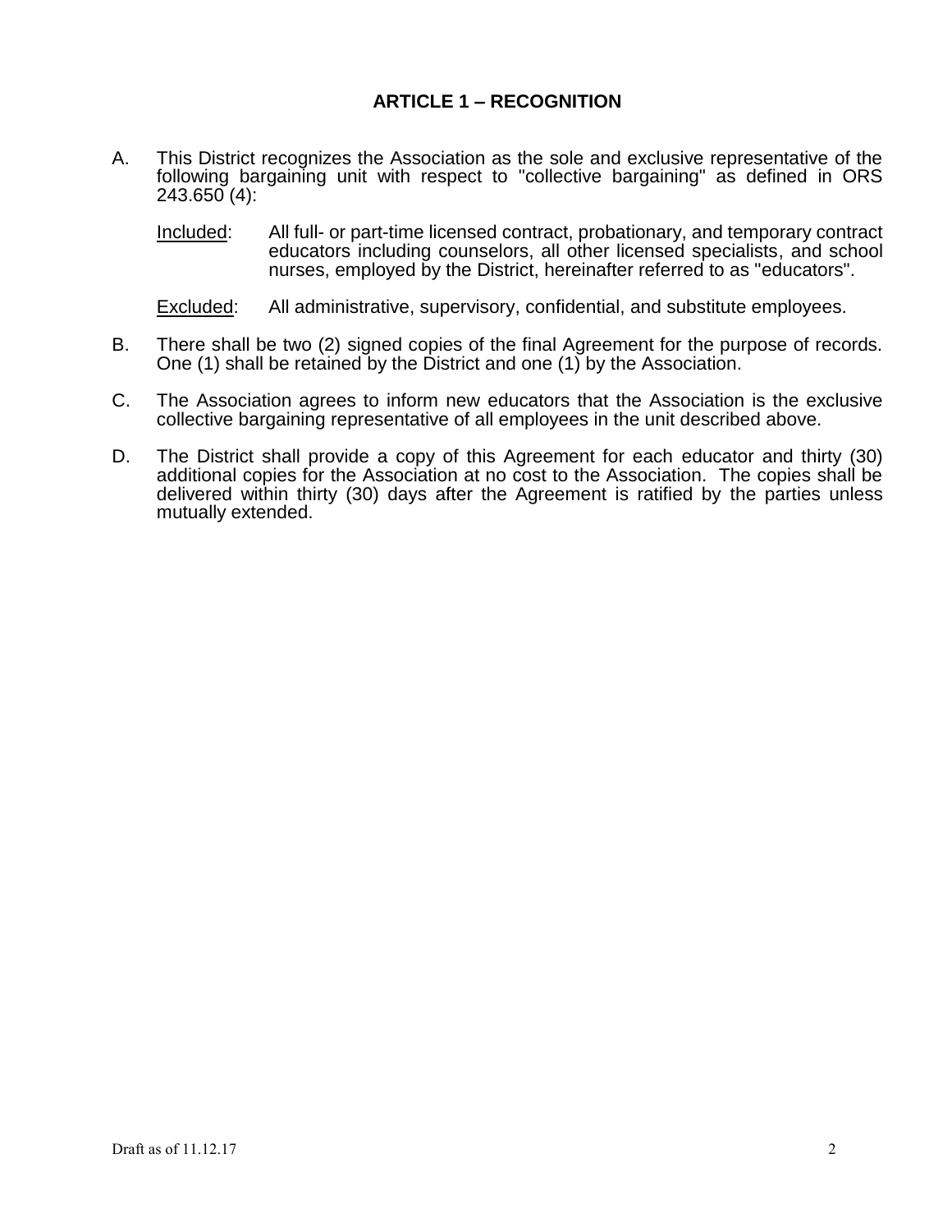## ARTICLE 1 – RECOGNITION

A. This District recognizes the Association as the sole and exclusive representative of the following bargaining unit with respect to "collective bargaining" as defined in ORS 243.650 (4):

   Included: All full- or part-time licensed contract, probationary, and temporary contract educators including counselors, all other licensed specialists, and school nurses, employed by the District, hereinafter referred to as "educators".

   Excluded: All administrative, supervisory, confidential, and substitute employees.

B. There shall be two (2) signed copies of the final Agreement for the purpose of records. One (1) shall be retained by the District and one (1) by the Association.

C. The Association agrees to inform new educators that the Association is the exclusive collective bargaining representative of all employees in the unit described above.

D. The District shall provide a copy of this Agreement for each educator and thirty (30) additional copies for the Association at no cost to the Association. The copies shall be delivered within thirty (30) days after the Agreement is ratified by the parties unless mutually extended.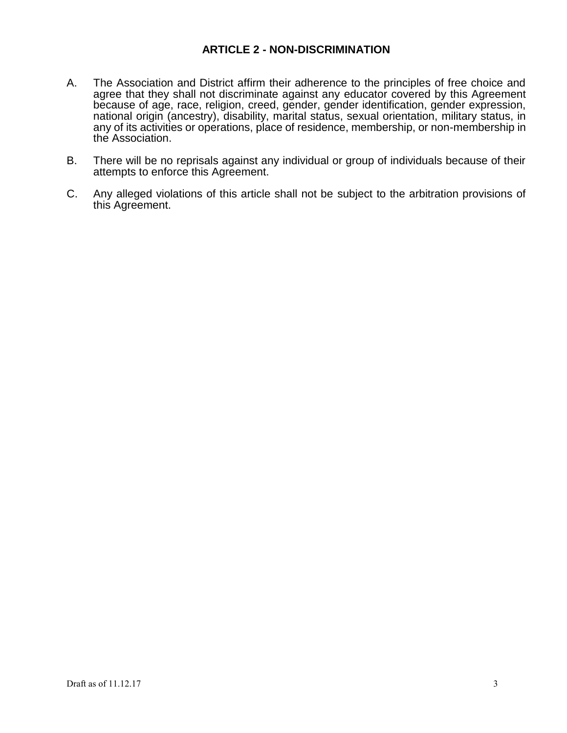## ARTICLE 2 - NON-DISCRIMINATION

A. The Association and District affirm their adherence to the principles of free choice and agree that they shall not discriminate against any educator covered by this Agreement because of age, race, religion, creed, gender, gender identification, gender expression, national origin (ancestry), disability, marital status, sexual orientation, military status, in any of its activities or operations, place of residence, membership, or non-membership in the Association.

B. There will be no reprisals against any individual or group of individuals because of their attempts to enforce this Agreement.

C. Any alleged violations of this article shall not be subject to the arbitration provisions of this Agreement.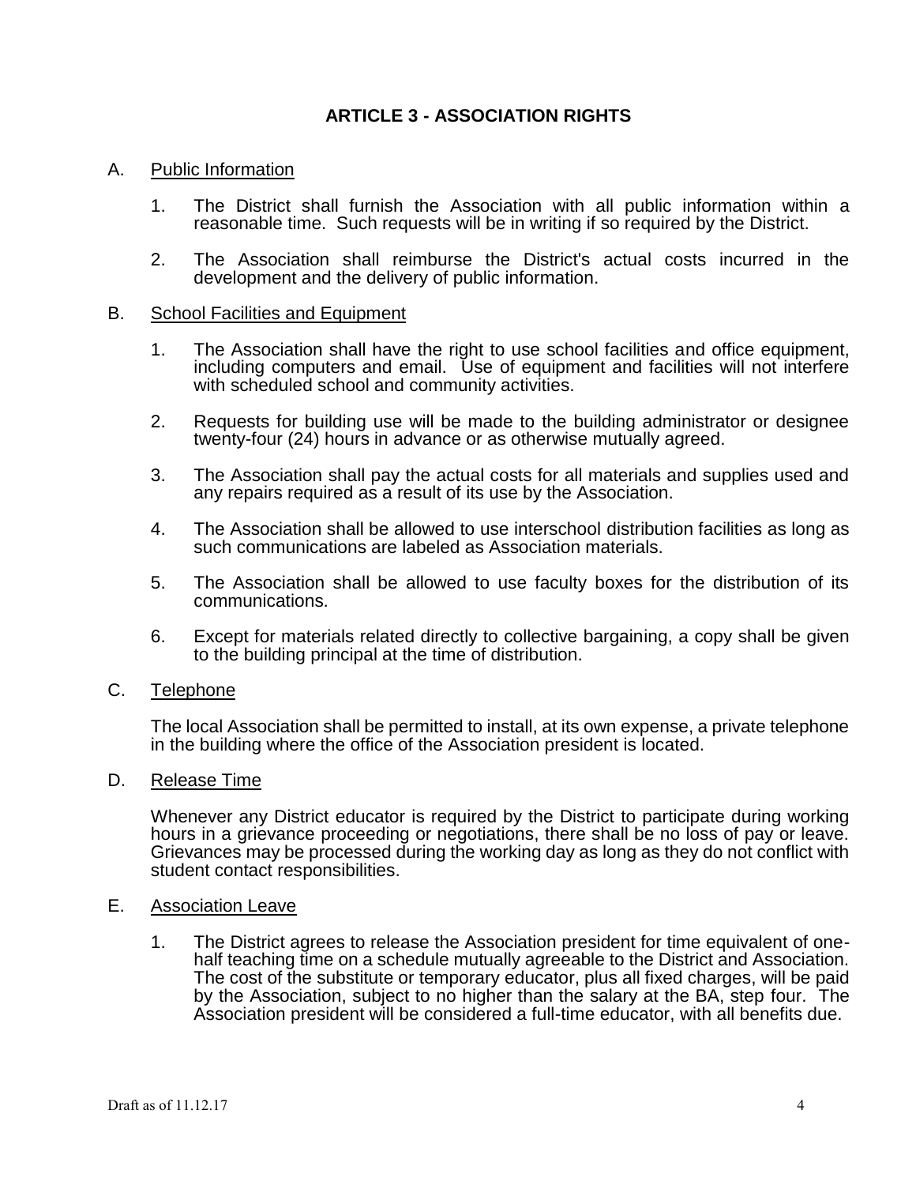## ARTICLE 3 - ASSOCIATION RIGHTS

A. Public Information

1. The District shall furnish the Association with all public information within a reasonable time. Such requests will be in writing if so required by the District.

2. The Association shall reimburse the District's actual costs incurred in the development and the delivery of public information.

B. School Facilities and Equipment

1. The Association shall have the right to use school facilities and office equipment, including computers and email. Use of equipment and facilities will not interfere with scheduled school and community activities.

2. Requests for building use will be made to the building administrator or designee twenty-four (24) hours in advance or as otherwise mutually agreed.

3. The Association shall pay the actual costs for all materials and supplies used and any repairs required as a result of its use by the Association.

4. The Association shall be allowed to use interschool distribution facilities as long as such communications are labeled as Association materials.

5. The Association shall be allowed to use faculty boxes for the distribution of its communications.

6. Except for materials related directly to collective bargaining, a copy shall be given to the building principal at the time of distribution.

C. Telephone

The local Association shall be permitted to install, at its own expense, a private telephone in the building where the office of the Association president is located.

D. Release Time

Whenever any District educator is required by the District to participate during working hours in a grievance proceeding or negotiations, there shall be no loss of pay or leave. Grievances may be processed during the working day as long as they do not conflict with student contact responsibilities.

E. Association Leave

1. The District agrees to release the Association president for time equivalent of one-half teaching time on a schedule mutually agreeable to the District and Association. The cost of the substitute or temporary educator, plus all fixed charges, will be paid by the Association, subject to no higher than the salary at the BA, step four. The Association president will be considered a full-time educator, with all benefits due.

Draft as of 11.12.17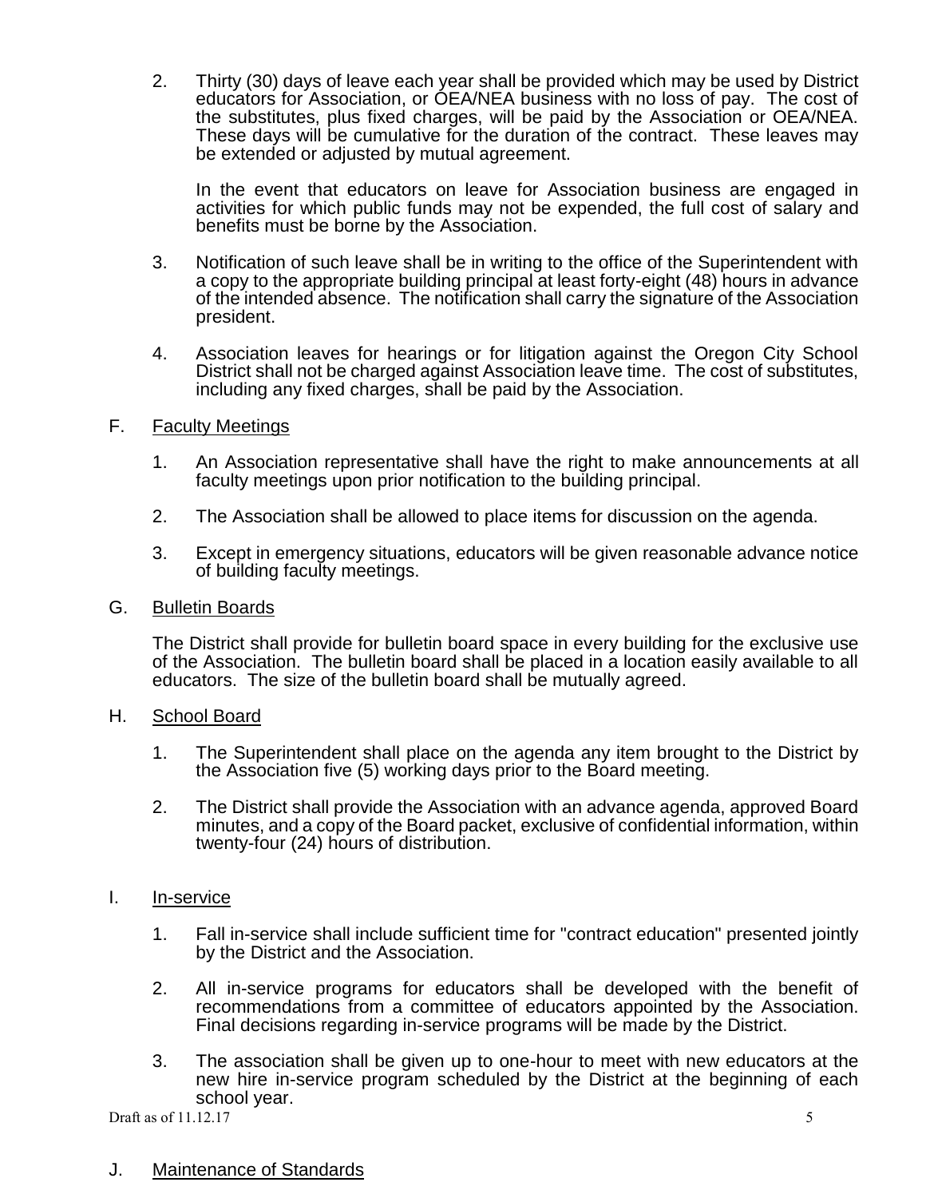2. Thirty (30) days of leave each year shall be provided which may be used by District educators for Association, or OEA/NEA business with no loss of pay. The cost of the substitutes, plus fixed charges, will be paid by the Association or OEA/NEA. These days will be cumulative for the duration of the contract. These leaves may be extended or adjusted by mutual agreement.

   In the event that educators on leave for Association business are engaged in activities for which public funds may not be expended, the full cost of salary and benefits must be borne by the Association.

3. Notification of such leave shall be in writing to the office of the Superintendent with a copy to the appropriate building principal at least forty-eight (48) hours in advance of the intended absence. The notification shall carry the signature of the Association president.

4. Association leaves for hearings or for litigation against the Oregon City School District shall not be charged against Association leave time. The cost of substitutes, including any fixed charges, shall be paid by the Association.

F. <u>Faculty Meetings</u>

1. An Association representative shall have the right to make announcements at all faculty meetings upon prior notification to the building principal.

2. The Association shall be allowed to place items for discussion on the agenda.

3. Except in emergency situations, educators will be given reasonable advance notice of building faculty meetings.

G. <u>Bulletin Boards</u>

The District shall provide for bulletin board space in every building for the exclusive use of the Association. The bulletin board shall be placed in a location easily available to all educators. The size of the bulletin board shall be mutually agreed.

H. <u>School Board</u>

1. The Superintendent shall place on the agenda any item brought to the District by the Association five (5) working days prior to the Board meeting.

2. The District shall provide the Association with an advance agenda, approved Board minutes, and a copy of the Board packet, exclusive of confidential information, within twenty-four (24) hours of distribution.

I. <u>In-service</u>

1. Fall in-service shall include sufficient time for "contract education" presented jointly by the District and the Association.

2. All in-service programs for educators shall be developed with the benefit of recommendations from a committee of educators appointed by the Association. Final decisions regarding in-service programs will be made by the District.

3. The association shall be given up to one-hour to meet with new educators at the new hire in-service program scheduled by the District at the beginning of each school year.

J. <u>Maintenance of Standards</u>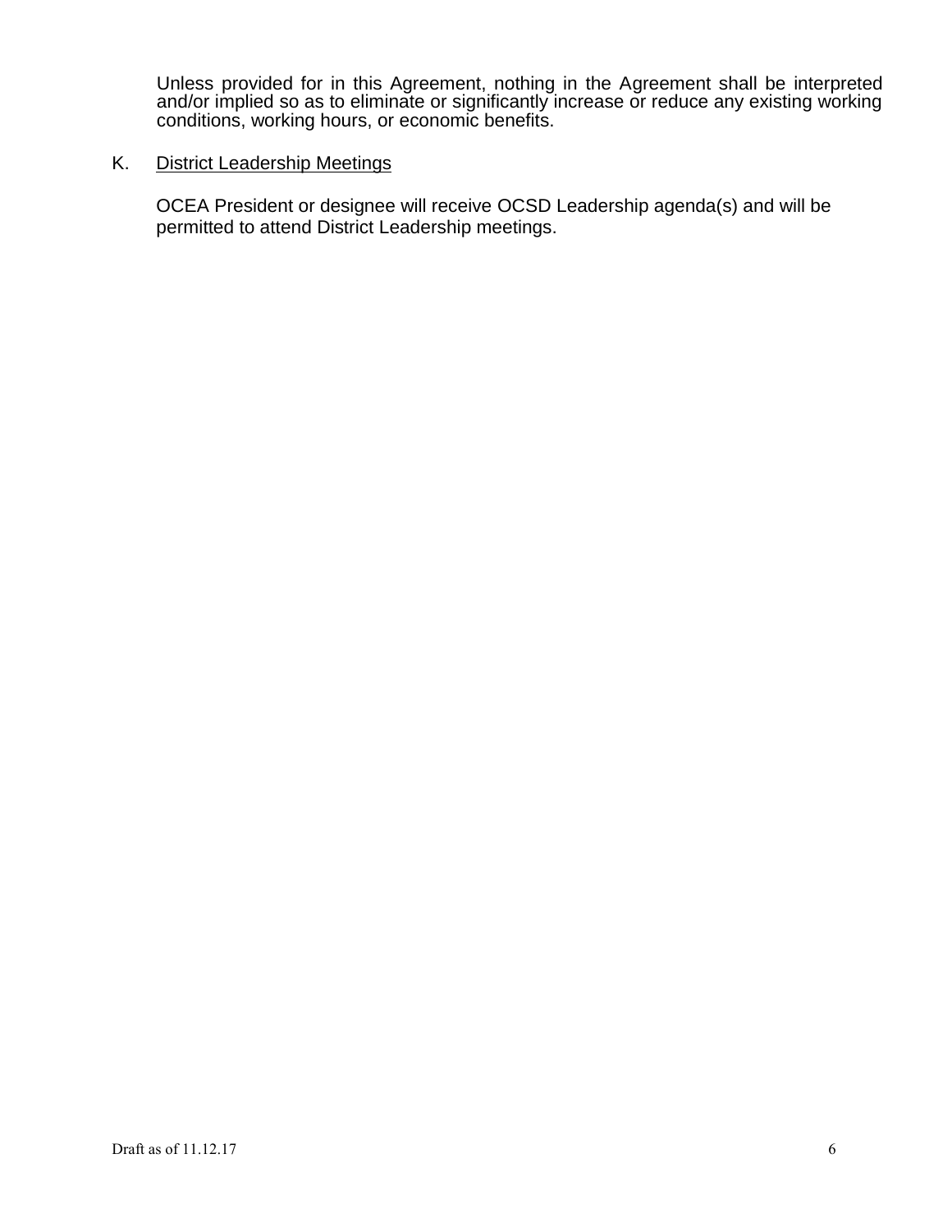Unless provided for in this Agreement, nothing in the Agreement shall be interpreted and/or implied so as to eliminate or significantly increase or reduce any existing working conditions, working hours, or economic benefits.

K. District Leadership Meetings

OCEA President or designee will receive OCSD Leadership agenda(s) and will be permitted to attend District Leadership meetings.

Draft as of 11.12.17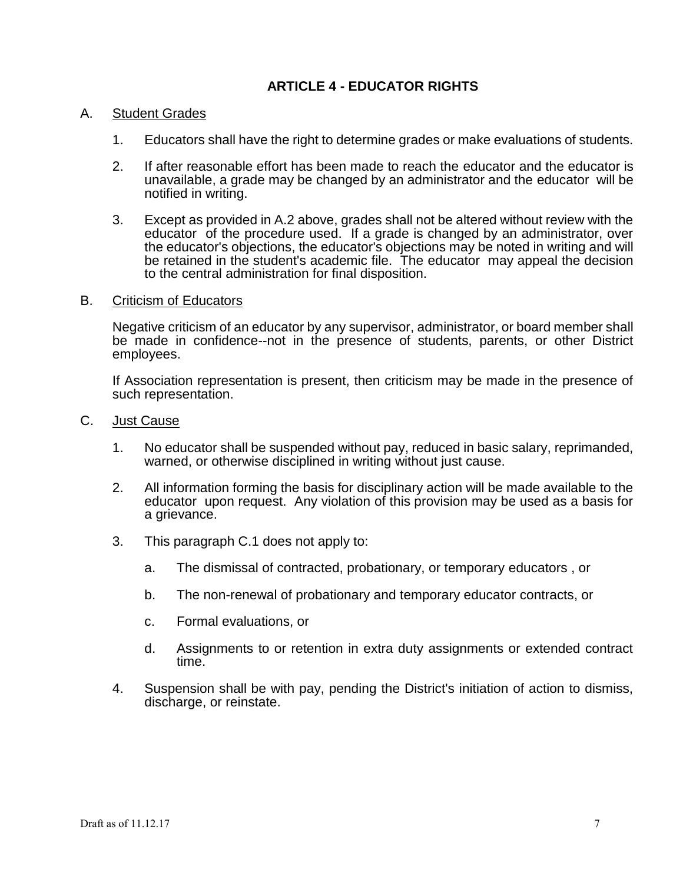## ARTICLE 4 - EDUCATOR RIGHTS

A. Student Grades

1. Educators shall have the right to determine grades or make evaluations of students.

2. If after reasonable effort has been made to reach the educator and the educator is unavailable, a grade may be changed by an administrator and the educator will be notified in writing.

3. Except as provided in A.2 above, grades shall not be altered without review with the educator of the procedure used. If a grade is changed by an administrator, over the educator's objections, the educator's objections may be noted in writing and will be retained in the student's academic file. The educator may appeal the decision to the central administration for final disposition.

B. Criticism of Educators

Negative criticism of an educator by any supervisor, administrator, or board member shall be made in confidence--not in the presence of students, parents, or other District employees.

If Association representation is present, then criticism may be made in the presence of such representation.

C. Just Cause

1. No educator shall be suspended without pay, reduced in basic salary, reprimanded, warned, or otherwise disciplined in writing without just cause.

2. All information forming the basis for disciplinary action will be made available to the educator upon request. Any violation of this provision may be used as a basis for a grievance.

3. This paragraph C.1 does not apply to:

   a. The dismissal of contracted, probationary, or temporary educators , or

   b. The non-renewal of probationary and temporary educator contracts, or

   c. Formal evaluations, or

   d. Assignments to or retention in extra duty assignments or extended contract time.

4. Suspension shall be with pay, pending the District's initiation of action to dismiss, discharge, or reinstate.

Draft as of 11.12.17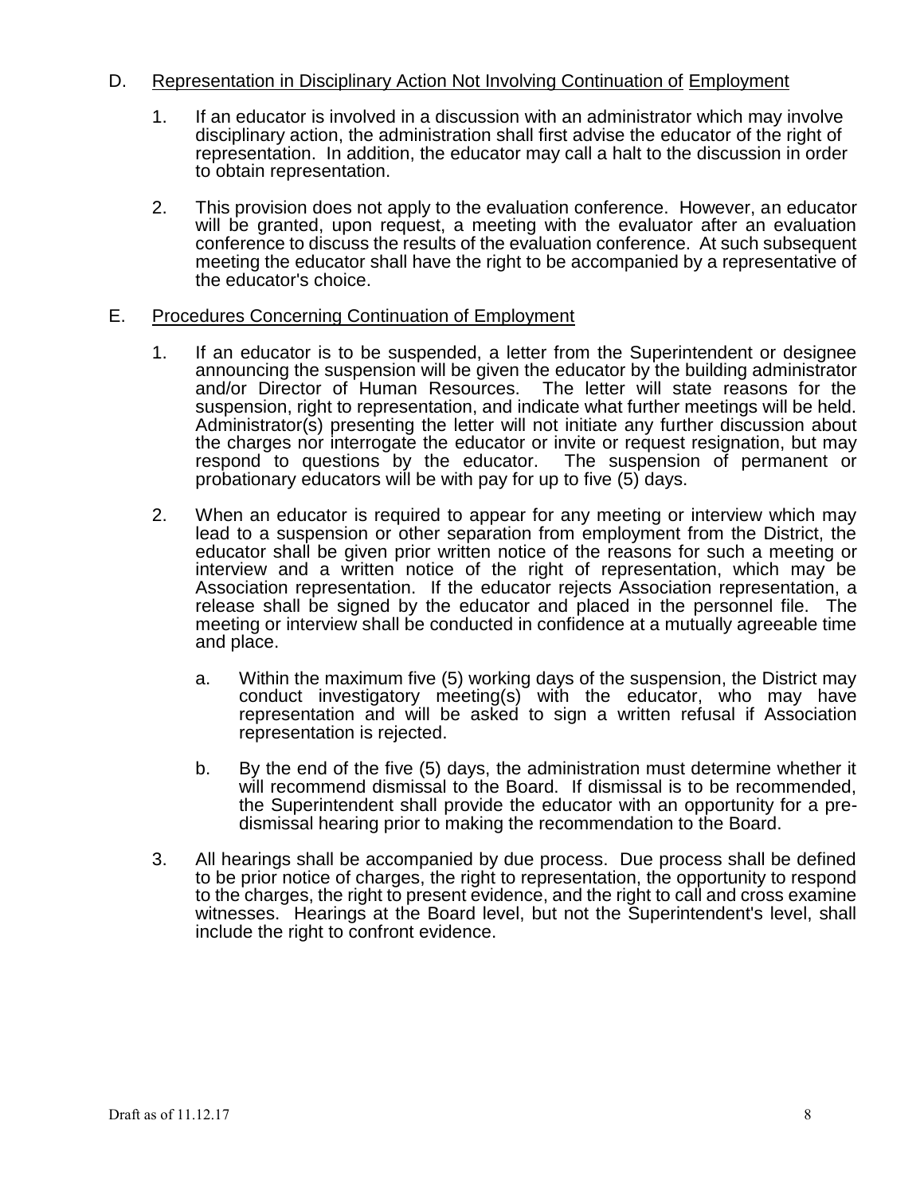D. Representation in Disciplinary Action Not Involving Continuation of Employment

1. If an educator is involved in a discussion with an administrator which may involve disciplinary action, the administration shall first advise the educator of the right of representation. In addition, the educator may call a halt to the discussion in order to obtain representation.

2. This provision does not apply to the evaluation conference. However, an educator will be granted, upon request, a meeting with the evaluator after an evaluation conference to discuss the results of the evaluation conference. At such subsequent meeting the educator shall have the right to be accompanied by a representative of the educator's choice.

E. Procedures Concerning Continuation of Employment

1. If an educator is to be suspended, a letter from the Superintendent or designee announcing the suspension will be given the educator by the building administrator and/or Director of Human Resources. The letter will state reasons for the suspension, right to representation, and indicate what further meetings will be held. Administrator(s) presenting the letter will not initiate any further discussion about the charges nor interrogate the educator or invite or request resignation, but may respond to questions by the educator. The suspension of permanent or probationary educators will be with pay for up to five (5) days.

2. When an educator is required to appear for any meeting or interview which may lead to a suspension or other separation from employment from the District, the educator shall be given prior written notice of the reasons for such a meeting or interview and a written notice of the right of representation, which may be Association representation. If the educator rejects Association representation, a release shall be signed by the educator and placed in the personnel file. The meeting or interview shall be conducted in confidence at a mutually agreeable time and place.

   a. Within the maximum five (5) working days of the suspension, the District may conduct investigatory meeting(s) with the educator, who may have representation and will be asked to sign a written refusal if Association representation is rejected.

   b. By the end of the five (5) days, the administration must determine whether it will recommend dismissal to the Board. If dismissal is to be recommended, the Superintendent shall provide the educator with an opportunity for a pre-dismissal hearing prior to making the recommendation to the Board.

3. All hearings shall be accompanied by due process. Due process shall be defined to be prior notice of charges, the right to representation, the opportunity to respond to the charges, the right to present evidence, and the right to call and cross examine witnesses. Hearings at the Board level, but not the Superintendent's level, shall include the right to confront evidence.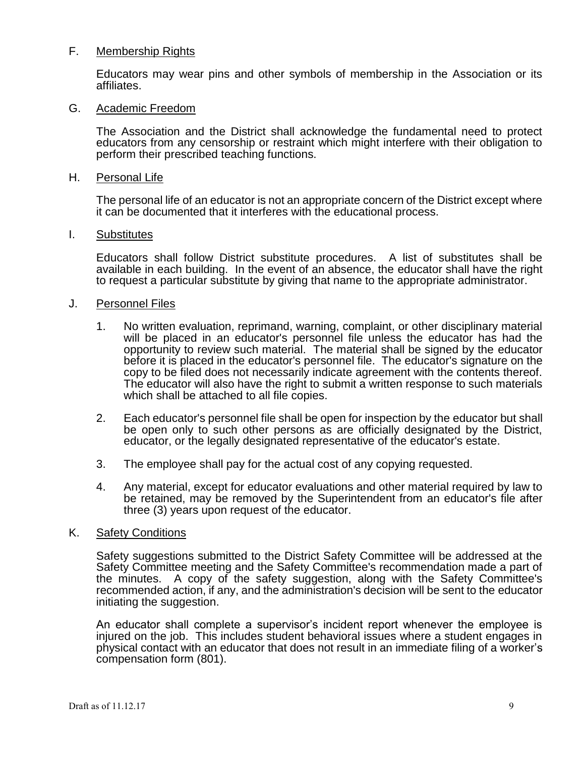F. Membership Rights

Educators may wear pins and other symbols of membership in the Association or its affiliates.

G. Academic Freedom

The Association and the District shall acknowledge the fundamental need to protect educators from any censorship or restraint which might interfere with their obligation to perform their prescribed teaching functions.

H. Personal Life

The personal life of an educator is not an appropriate concern of the District except where it can be documented that it interferes with the educational process.

I. Substitutes

Educators shall follow District substitute procedures. A list of substitutes shall be available in each building. In the event of an absence, the educator shall have the right to request a particular substitute by giving that name to the appropriate administrator.

J. Personnel Files

1. No written evaluation, reprimand, warning, complaint, or other disciplinary material will be placed in an educator's personnel file unless the educator has had the opportunity to review such material. The material shall be signed by the educator before it is placed in the educator's personnel file. The educator's signature on the copy to be filed does not necessarily indicate agreement with the contents thereof. The educator will also have the right to submit a written response to such materials which shall be attached to all file copies.

2. Each educator's personnel file shall be open for inspection by the educator but shall be open only to such other persons as are officially designated by the District, educator, or the legally designated representative of the educator's estate.

3. The employee shall pay for the actual cost of any copying requested.

4. Any material, except for educator evaluations and other material required by law to be retained, may be removed by the Superintendent from an educator's file after three (3) years upon request of the educator.

K. Safety Conditions

Safety suggestions submitted to the District Safety Committee will be addressed at the Safety Committee meeting and the Safety Committee's recommendation made a part of the minutes. A copy of the safety suggestion, along with the Safety Committee's recommended action, if any, and the administration's decision will be sent to the educator initiating the suggestion.

An educator shall complete a supervisor's incident report whenever the employee is injured on the job. This includes student behavioral issues where a student engages in physical contact with an educator that does not result in an immediate filing of a worker's compensation form (801).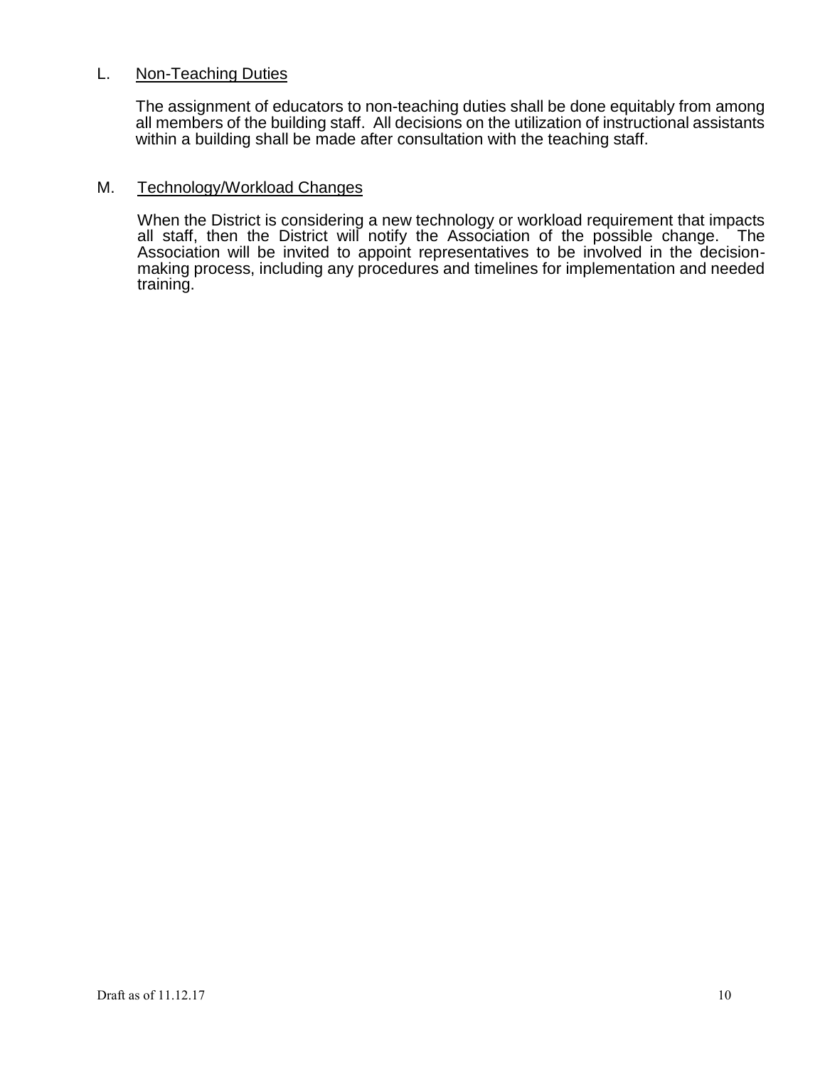L. <u>Non-Teaching Duties</u>

The assignment of educators to non-teaching duties shall be done equitably from among all members of the building staff. All decisions on the utilization of instructional assistants within a building shall be made after consultation with the teaching staff.

M. <u>Technology/Workload Changes</u>

When the District is considering a new technology or workload requirement that impacts all staff, then the District will notify the Association of the possible change. The Association will be invited to appoint representatives to be involved in the decision-making process, including any procedures and timelines for implementation and needed training.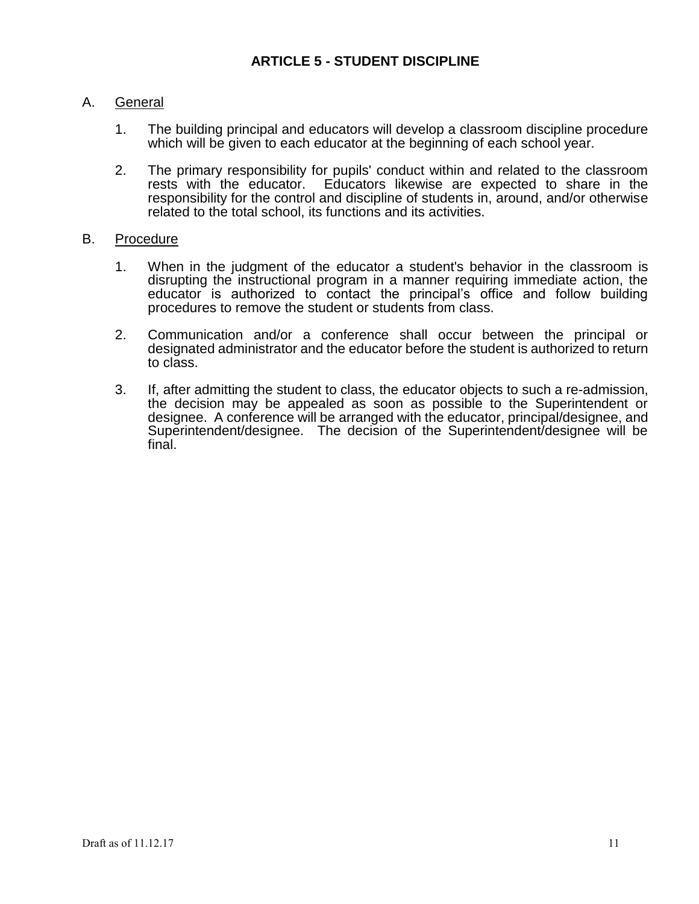## ARTICLE 5 - STUDENT DISCIPLINE

A. General

1. The building principal and educators will develop a classroom discipline procedure which will be given to each educator at the beginning of each school year.

2. The primary responsibility for pupils' conduct within and related to the classroom rests with the educator. Educators likewise are expected to share in the responsibility for the control and discipline of students in, around, and/or otherwise related to the total school, its functions and its activities.

B. Procedure

1. When in the judgment of the educator a student's behavior in the classroom is disrupting the instructional program in a manner requiring immediate action, the educator is authorized to contact the principal's office and follow building procedures to remove the student or students from class.

2. Communication and/or a conference shall occur between the principal or designated administrator and the educator before the student is authorized to return to class.

3. If, after admitting the student to class, the educator objects to such a re-admission, the decision may be appealed as soon as possible to the Superintendent or designee. A conference will be arranged with the educator, principal/designee, and Superintendent/designee. The decision of the Superintendent/designee will be final.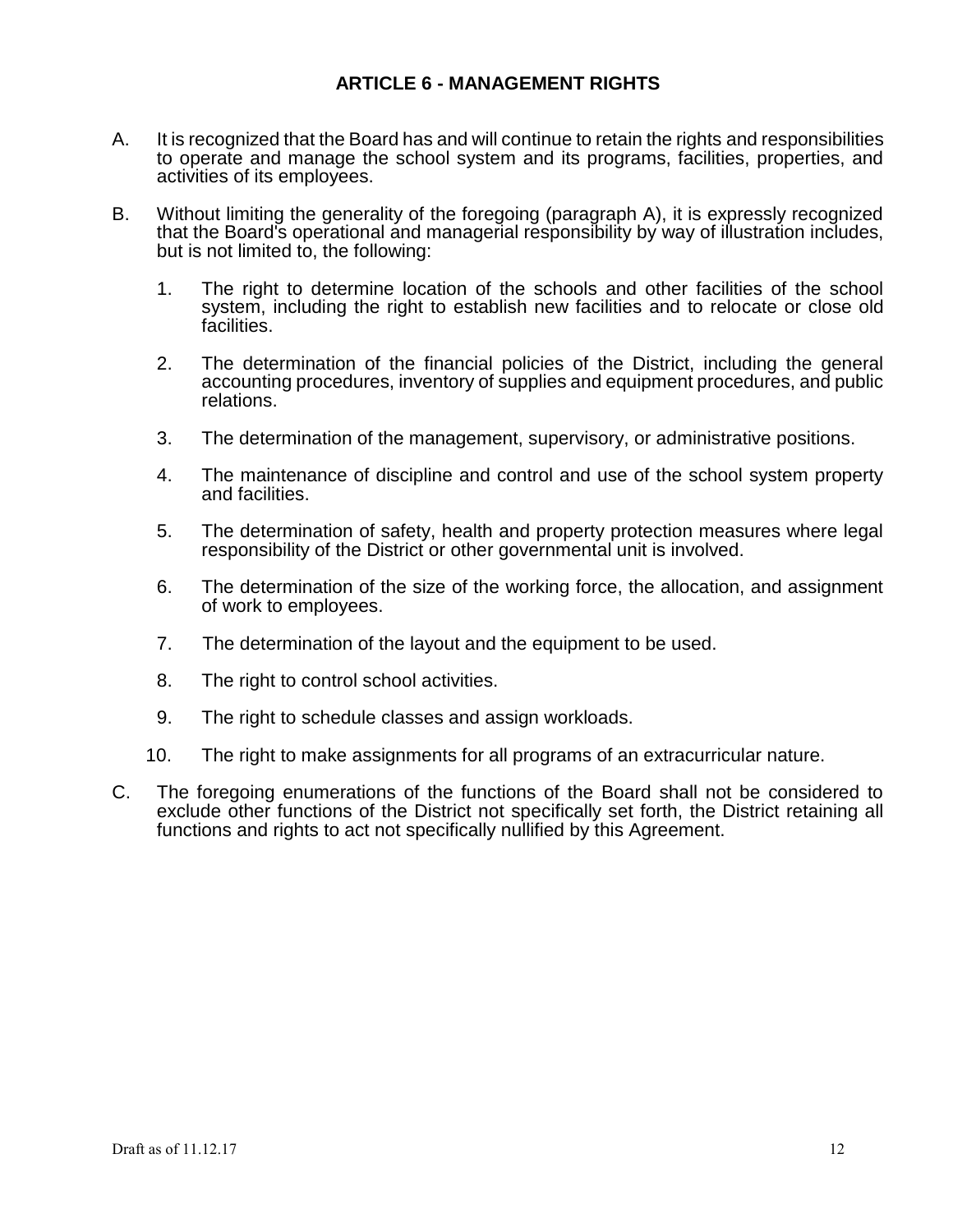## ARTICLE 6 - MANAGEMENT RIGHTS

A. It is recognized that the Board has and will continue to retain the rights and responsibilities to operate and manage the school system and its programs, facilities, properties, and activities of its employees.

B. Without limiting the generality of the foregoing (paragraph A), it is expressly recognized that the Board's operational and managerial responsibility by way of illustration includes, but is not limited to, the following:

   1. The right to determine location of the schools and other facilities of the school system, including the right to establish new facilities and to relocate or close old facilities.

   2. The determination of the financial policies of the District, including the general accounting procedures, inventory of supplies and equipment procedures, and public relations.

   3. The determination of the management, supervisory, or administrative positions.

   4. The maintenance of discipline and control and use of the school system property and facilities.

   5. The determination of safety, health and property protection measures where legal responsibility of the District or other governmental unit is involved.

   6. The determination of the size of the working force, the allocation, and assignment of work to employees.

   7. The determination of the layout and the equipment to be used.

   8. The right to control school activities.

   9. The right to schedule classes and assign workloads.

   10. The right to make assignments for all programs of an extracurricular nature.

C. The foregoing enumerations of the functions of the Board shall not be considered to exclude other functions of the District not specifically set forth, the District retaining all functions and rights to act not specifically nullified by this Agreement.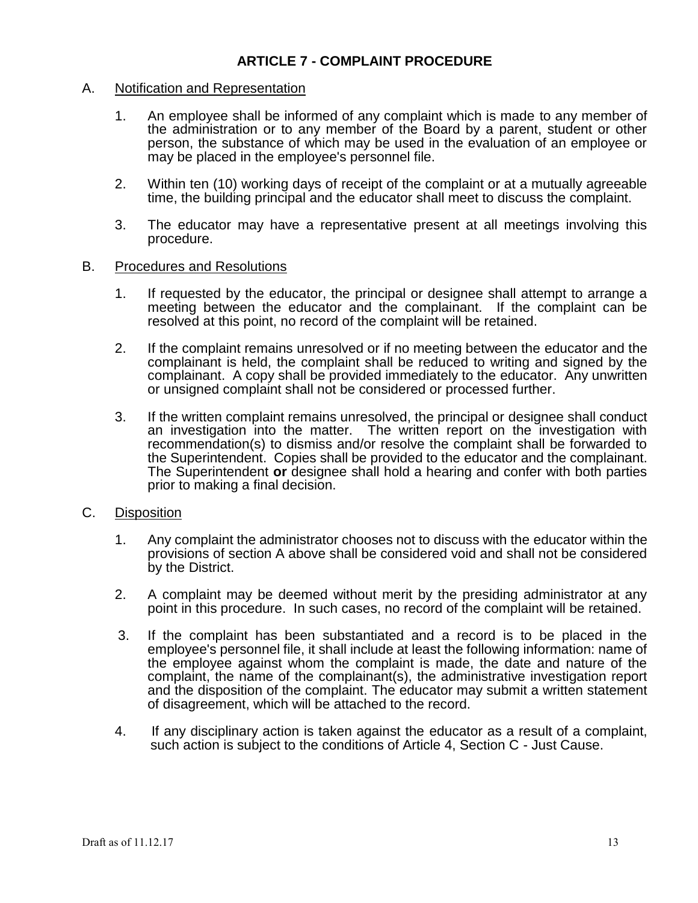# ARTICLE 7 - COMPLAINT PROCEDURE

A. Notification and Representation

1. An employee shall be informed of any complaint which is made to any member of the administration or to any member of the Board by a parent, student or other person, the substance of which may be used in the evaluation of an employee or may be placed in the employee's personnel file.

2. Within ten (10) working days of receipt of the complaint or at a mutually agreeable time, the building principal and the educator shall meet to discuss the complaint.

3. The educator may have a representative present at all meetings involving this procedure.

B. Procedures and Resolutions

1. If requested by the educator, the principal or designee shall attempt to arrange a meeting between the educator and the complainant. If the complaint can be resolved at this point, no record of the complaint will be retained.

2. If the complaint remains unresolved or if no meeting between the educator and the complainant is held, the complaint shall be reduced to writing and signed by the complainant. A copy shall be provided immediately to the educator. Any unwritten or unsigned complaint shall not be considered or processed further.

3. If the written complaint remains unresolved, the principal or designee shall conduct an investigation into the matter. The written report on the investigation with recommendation(s) to dismiss and/or resolve the complaint shall be forwarded to the Superintendent. Copies shall be provided to the educator and the complainant. The Superintendent **or** designee shall hold a hearing and confer with both parties prior to making a final decision.

C. Disposition

1. Any complaint the administrator chooses not to discuss with the educator within the provisions of section A above shall be considered void and shall not be considered by the District.

2. A complaint may be deemed without merit by the presiding administrator at any point in this procedure. In such cases, no record of the complaint will be retained.

3. If the complaint has been substantiated and a record is to be placed in the employee's personnel file, it shall include at least the following information: name of the employee against whom the complaint is made, the date and nature of the complaint, the name of the complainant(s), the administrative investigation report and the disposition of the complaint. The educator may submit a written statement of disagreement, which will be attached to the record.

4. If any disciplinary action is taken against the educator as a result of a complaint, such action is subject to the conditions of Article 4, Section C - Just Cause.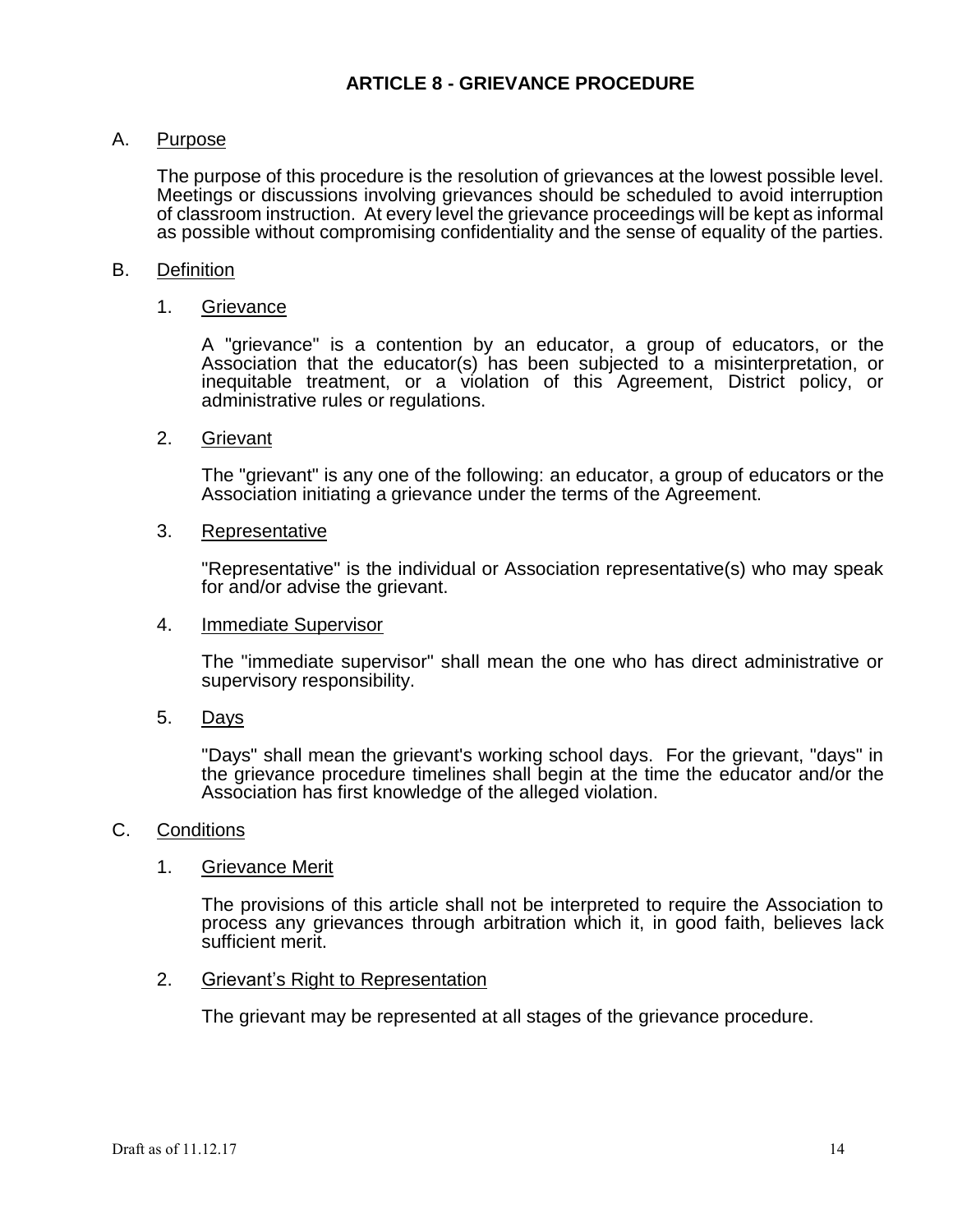# ARTICLE 8 - GRIEVANCE PROCEDURE

A. Purpose

The purpose of this procedure is the resolution of grievances at the lowest possible level. Meetings or discussions involving grievances should be scheduled to avoid interruption of classroom instruction. At every level the grievance proceedings will be kept as informal as possible without compromising confidentiality and the sense of equality of the parties.

B. Definition

1. Grievance

A "grievance" is a contention by an educator, a group of educators, or the Association that the educator(s) has been subjected to a misinterpretation, or inequitable treatment, or a violation of this Agreement, District policy, or administrative rules or regulations.

2. Grievant

The "grievant" is any one of the following: an educator, a group of educators or the Association initiating a grievance under the terms of the Agreement.

3. Representative

"Representative" is the individual or Association representative(s) who may speak for and/or advise the grievant.

4. Immediate Supervisor

The "immediate supervisor" shall mean the one who has direct administrative or supervisory responsibility.

5. Days

"Days" shall mean the grievant's working school days. For the grievant, "days" in the grievance procedure timelines shall begin at the time the educator and/or the Association has first knowledge of the alleged violation.

C. Conditions

1. Grievance Merit

The provisions of this article shall not be interpreted to require the Association to process any grievances through arbitration which it, in good faith, believes lack sufficient merit.

2. Grievant's Right to Representation

The grievant may be represented at all stages of the grievance procedure.

Draft as of 11.12.17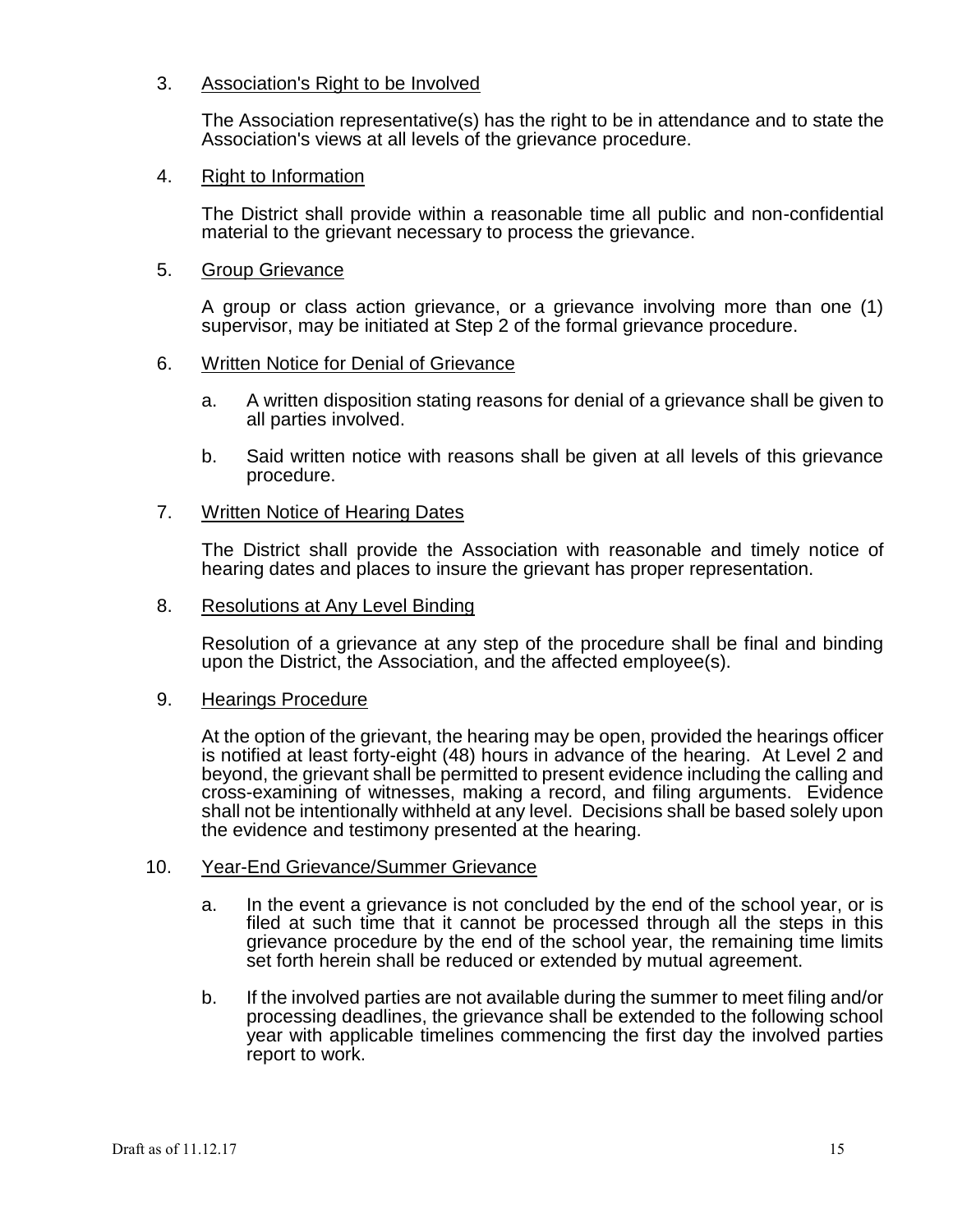3. <u>Association's Right to be Involved</u>

   The Association representative(s) has the right to be in attendance and to state the Association's views at all levels of the grievance procedure.

4. <u>Right to Information</u>

   The District shall provide within a reasonable time all public and non-confidential material to the grievant necessary to process the grievance.

5. <u>Group Grievance</u>

   A group or class action grievance, or a grievance involving more than one (1) supervisor, may be initiated at Step 2 of the formal grievance procedure.

6. <u>Written Notice for Denial of Grievance</u>

   a. A written disposition stating reasons for denial of a grievance shall be given to all parties involved.

   b. Said written notice with reasons shall be given at all levels of this grievance procedure.

7. <u>Written Notice of Hearing Dates</u>

   The District shall provide the Association with reasonable and timely notice of hearing dates and places to insure the grievant has proper representation.

8. <u>Resolutions at Any Level Binding</u>

   Resolution of a grievance at any step of the procedure shall be final and binding upon the District, the Association, and the affected employee(s).

9. <u>Hearings Procedure</u>

   At the option of the grievant, the hearing may be open, provided the hearings officer is notified at least forty-eight (48) hours in advance of the hearing. At Level 2 and beyond, the grievant shall be permitted to present evidence including the calling and cross-examining of witnesses, making a record, and filing arguments. Evidence shall not be intentionally withheld at any level. Decisions shall be based solely upon the evidence and testimony presented at the hearing.

10. <u>Year-End Grievance/Summer Grievance</u>

    a. In the event a grievance is not concluded by the end of the school year, or is filed at such time that it cannot be processed through all the steps in this grievance procedure by the end of the school year, the remaining time limits set forth herein shall be reduced or extended by mutual agreement.

    b. If the involved parties are not available during the summer to meet filing and/or processing deadlines, the grievance shall be extended to the following school year with applicable timelines commencing the first day the involved parties report to work.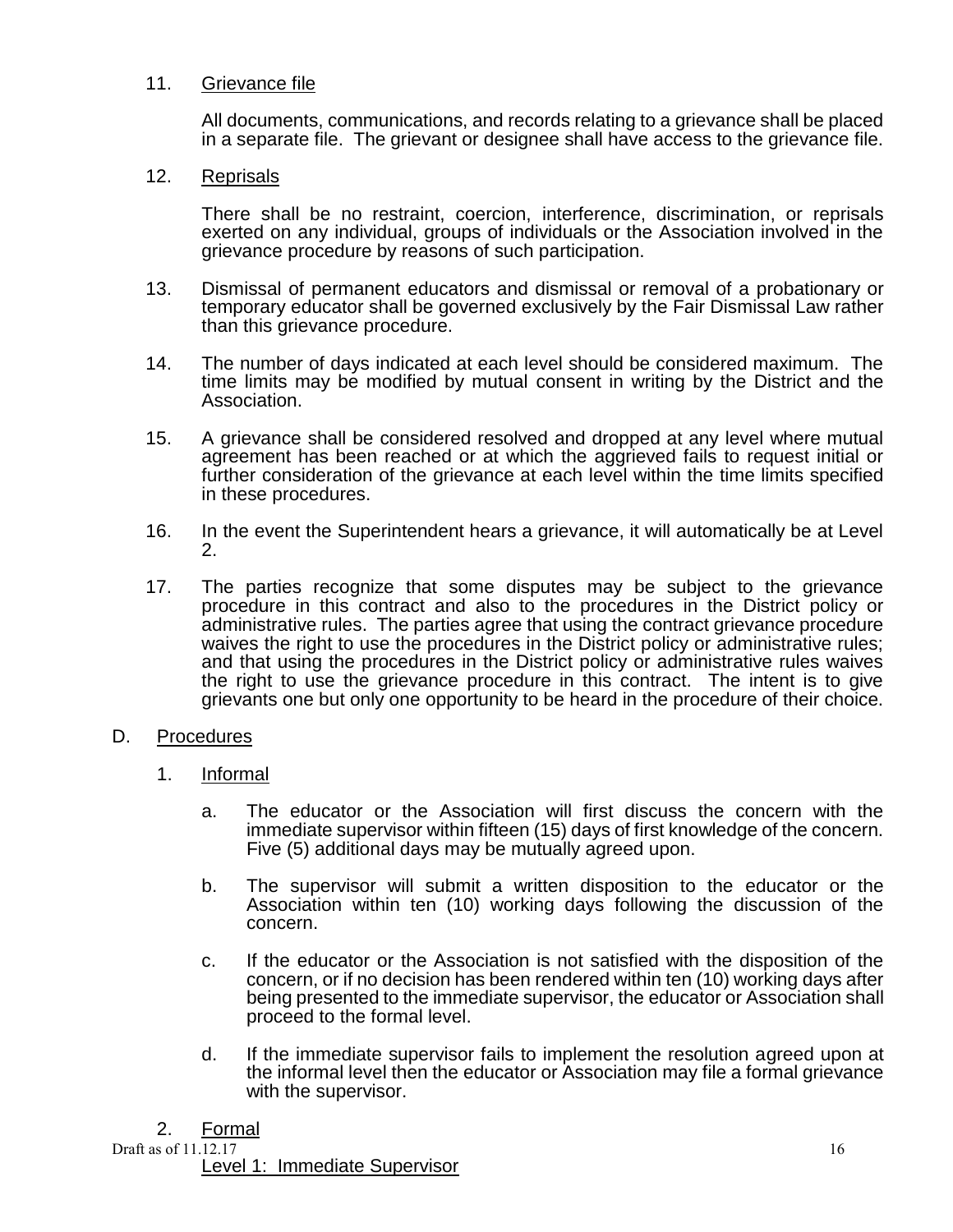11. Grievance file

 All documents, communications, and records relating to a grievance shall be placed in a separate file. The grievant or designee shall have access to the grievance file.

12. Reprisals

 There shall be no restraint, coercion, interference, discrimination, or reprisals exerted on any individual, groups of individuals or the Association involved in the grievance procedure by reasons of such participation.

13. Dismissal of permanent educators and dismissal or removal of a probationary or temporary educator shall be governed exclusively by the Fair Dismissal Law rather than this grievance procedure.

14. The number of days indicated at each level should be considered maximum. The time limits may be modified by mutual consent in writing by the District and the Association.

15. A grievance shall be considered resolved and dropped at any level where mutual agreement has been reached or at which the aggrieved fails to request initial or further consideration of the grievance at each level within the time limits specified in these procedures.

16. In the event the Superintendent hears a grievance, it will automatically be at Level 2.

17. The parties recognize that some disputes may be subject to the grievance procedure in this contract and also to the procedures in the District policy or administrative rules. The parties agree that using the contract grievance procedure waives the right to use the procedures in the District policy or administrative rules; and that using the procedures in the District policy or administrative rules waives the right to use the grievance procedure in this contract. The intent is to give grievants one but only one opportunity to be heard in the procedure of their choice.

D. Procedures

 1. Informal

 a. The educator or the Association will first discuss the concern with the immediate supervisor within fifteen (15) days of first knowledge of the concern. Five (5) additional days may be mutually agreed upon.

 b. The supervisor will submit a written disposition to the educator or the Association within ten (10) working days following the discussion of the concern.

 c. If the educator or the Association is not satisfied with the disposition of the concern, or if no decision has been rendered within ten (10) working days after being presented to the immediate supervisor, the educator or Association shall proceed to the formal level.

 d. If the immediate supervisor fails to implement the resolution agreed upon at the informal level then the educator or Association may file a formal grievance with the supervisor.

 2. Formal

 Level 1: Immediate Supervisor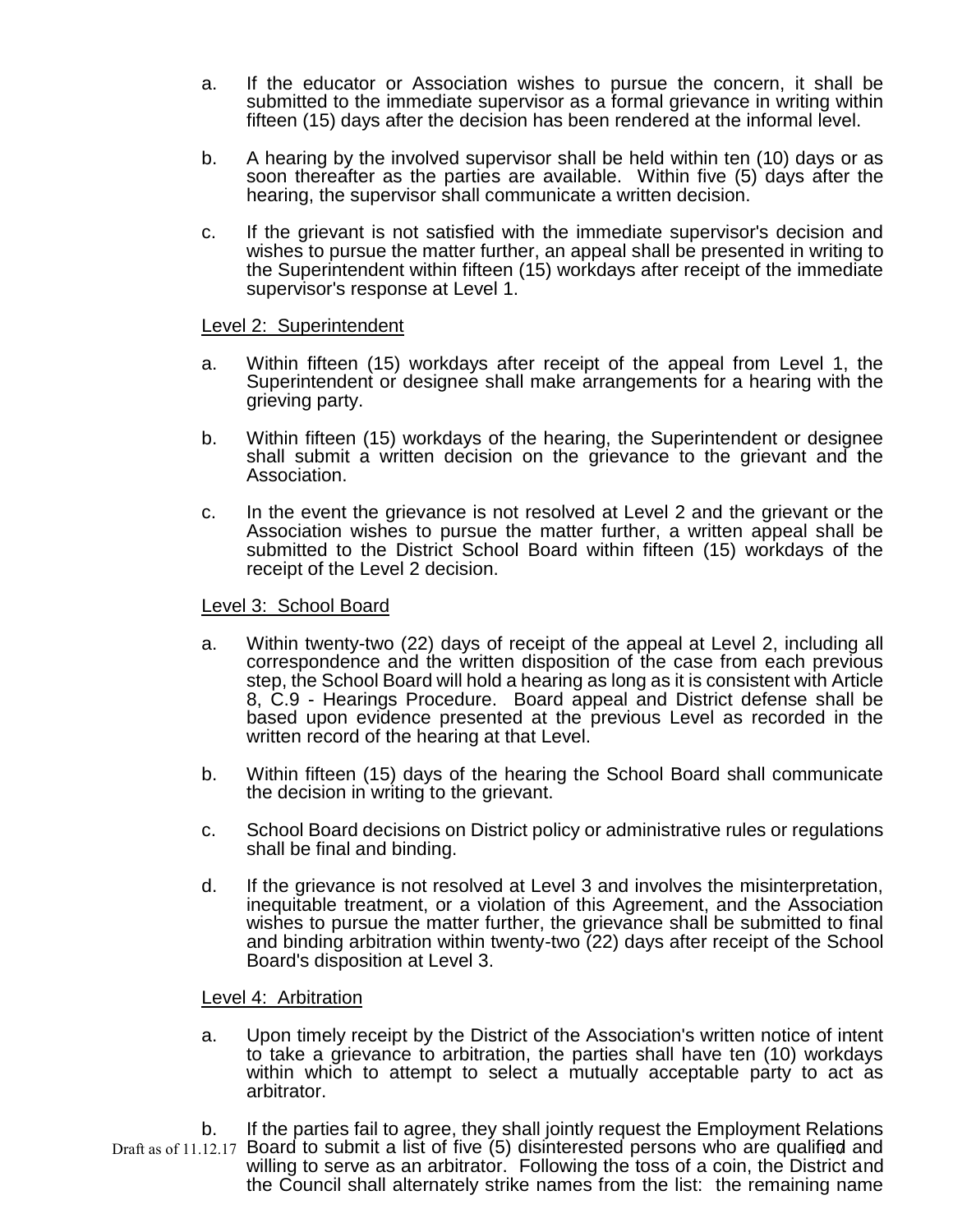a. If the educator or Association wishes to pursue the concern, it shall be submitted to the immediate supervisor as a formal grievance in writing within fifteen (15) days after the decision has been rendered at the informal level.

b. A hearing by the involved supervisor shall be held within ten (10) days or as soon thereafter as the parties are available. Within five (5) days after the hearing, the supervisor shall communicate a written decision.

c. If the grievant is not satisfied with the immediate supervisor's decision and wishes to pursue the matter further, an appeal shall be presented in writing to the Superintendent within fifteen (15) workdays after receipt of the immediate supervisor's response at Level 1.

Level 2: Superintendent

a. Within fifteen (15) workdays after receipt of the appeal from Level 1, the Superintendent or designee shall make arrangements for a hearing with the grieving party.

b. Within fifteen (15) workdays of the hearing, the Superintendent or designee shall submit a written decision on the grievance to the grievant and the Association.

c. In the event the grievance is not resolved at Level 2 and the grievant or the Association wishes to pursue the matter further, a written appeal shall be submitted to the District School Board within fifteen (15) workdays of the receipt of the Level 2 decision.

Level 3: School Board

a. Within twenty-two (22) days of receipt of the appeal at Level 2, including all correspondence and the written disposition of the case from each previous step, the School Board will hold a hearing as long as it is consistent with Article 8, C.9 - Hearings Procedure. Board appeal and District defense shall be based upon evidence presented at the previous Level as recorded in the written record of the hearing at that Level.

b. Within fifteen (15) days of the hearing the School Board shall communicate the decision in writing to the grievant.

c. School Board decisions on District policy or administrative rules or regulations shall be final and binding.

d. If the grievance is not resolved at Level 3 and involves the misinterpretation, inequitable treatment, or a violation of this Agreement, and the Association wishes to pursue the matter further, the grievance shall be submitted to final and binding arbitration within twenty-two (22) days after receipt of the School Board's disposition at Level 3.

Level 4: Arbitration

a. Upon timely receipt by the District of the Association's written notice of intent to take a grievance to arbitration, the parties shall have ten (10) workdays within which to attempt to select a mutually acceptable party to act as arbitrator.

b. If the parties fail to agree, they shall jointly request the Employment Relations Board to submit a list of five (5) disinterested persons who are qualified and willing to serve as an arbitrator. Following the toss of a coin, the District and the Council shall alternately strike names from the list: the remaining name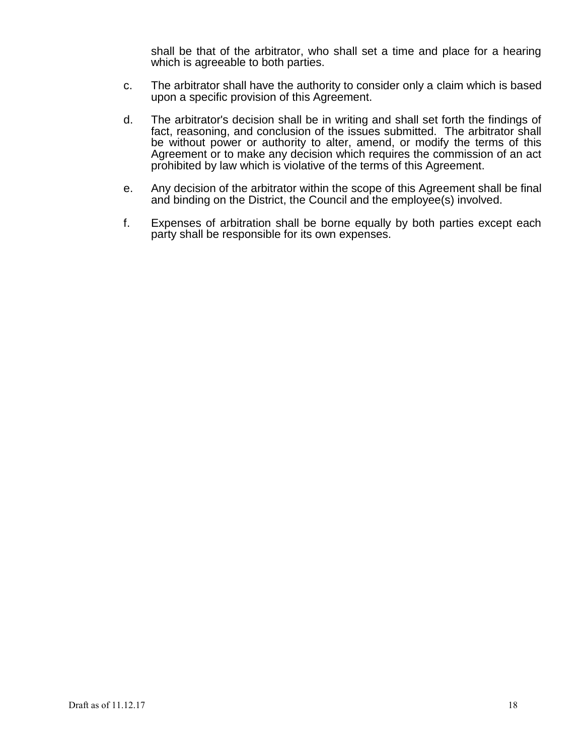shall be that of the arbitrator, who shall set a time and place for a hearing which is agreeable to both parties.

c. The arbitrator shall have the authority to consider only a claim which is based upon a specific provision of this Agreement.

d. The arbitrator's decision shall be in writing and shall set forth the findings of fact, reasoning, and conclusion of the issues submitted. The arbitrator shall be without power or authority to alter, amend, or modify the terms of this Agreement or to make any decision which requires the commission of an act prohibited by law which is violative of the terms of this Agreement.

e. Any decision of the arbitrator within the scope of this Agreement shall be final and binding on the District, the Council and the employee(s) involved.

f. Expenses of arbitration shall be borne equally by both parties except each party shall be responsible for its own expenses.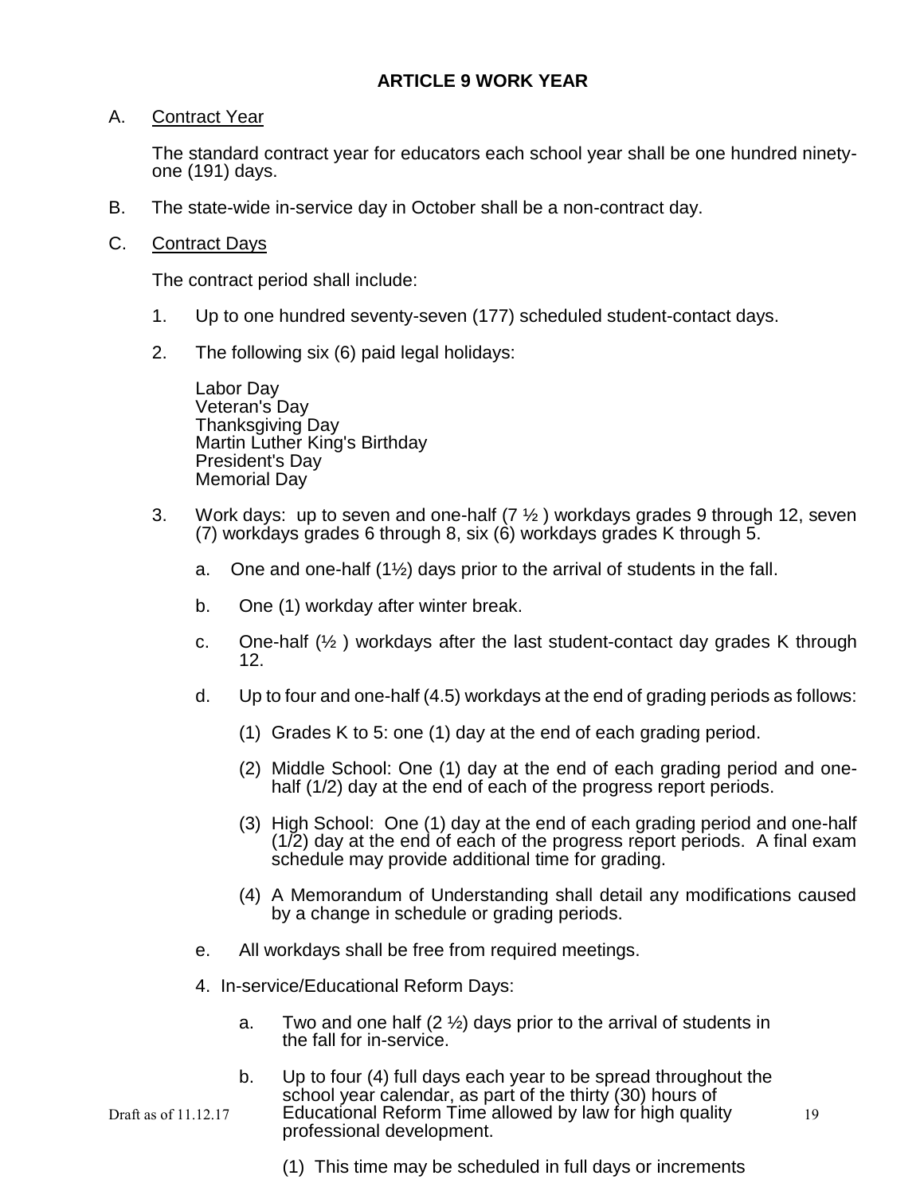## ARTICLE 9 WORK YEAR

A. Contract Year

The standard contract year for educators each school year shall be one hundred ninety-one (191) days.

B. The state-wide in-service day in October shall be a non-contract day.

C. Contract Days

The contract period shall include:

1. Up to one hundred seventy-seven (177) scheduled student-contact days.

2. The following six (6) paid legal holidays:

   Labor Day
   Veteran's Day
   Thanksgiving Day
   Martin Luther King's Birthday
   President's Day
   Memorial Day

3. Work days: up to seven and one-half (7 ½ ) workdays grades 9 through 12, seven (7) workdays grades 6 through 8, six (6) workdays grades K through 5.

   a. One and one-half (1½) days prior to the arrival of students in the fall.

   b. One (1) workday after winter break.

   c. One-half (½ ) workdays after the last student-contact day grades K through 12.

   d. Up to four and one-half (4.5) workdays at the end of grading periods as follows:

      (1) Grades K to 5: one (1) day at the end of each grading period.

      (2) Middle School: One (1) day at the end of each grading period and one-half (1/2) day at the end of each of the progress report periods.

      (3) High School: One (1) day at the end of each grading period and one-half (1/2) day at the end of each of the progress report periods. A final exam schedule may provide additional time for grading.

      (4) A Memorandum of Understanding shall detail any modifications caused by a change in schedule or grading periods.

   e. All workdays shall be free from required meetings.

4. In-service/Educational Reform Days:

   a. Two and one half (2 ½) days prior to the arrival of students in the fall for in-service.

   b. Up to four (4) full days each year to be spread throughout the school year calendar, as part of the thirty (30) hours of Educational Reform Time allowed by law for high quality professional development.

      (1) This time may be scheduled in full days or increments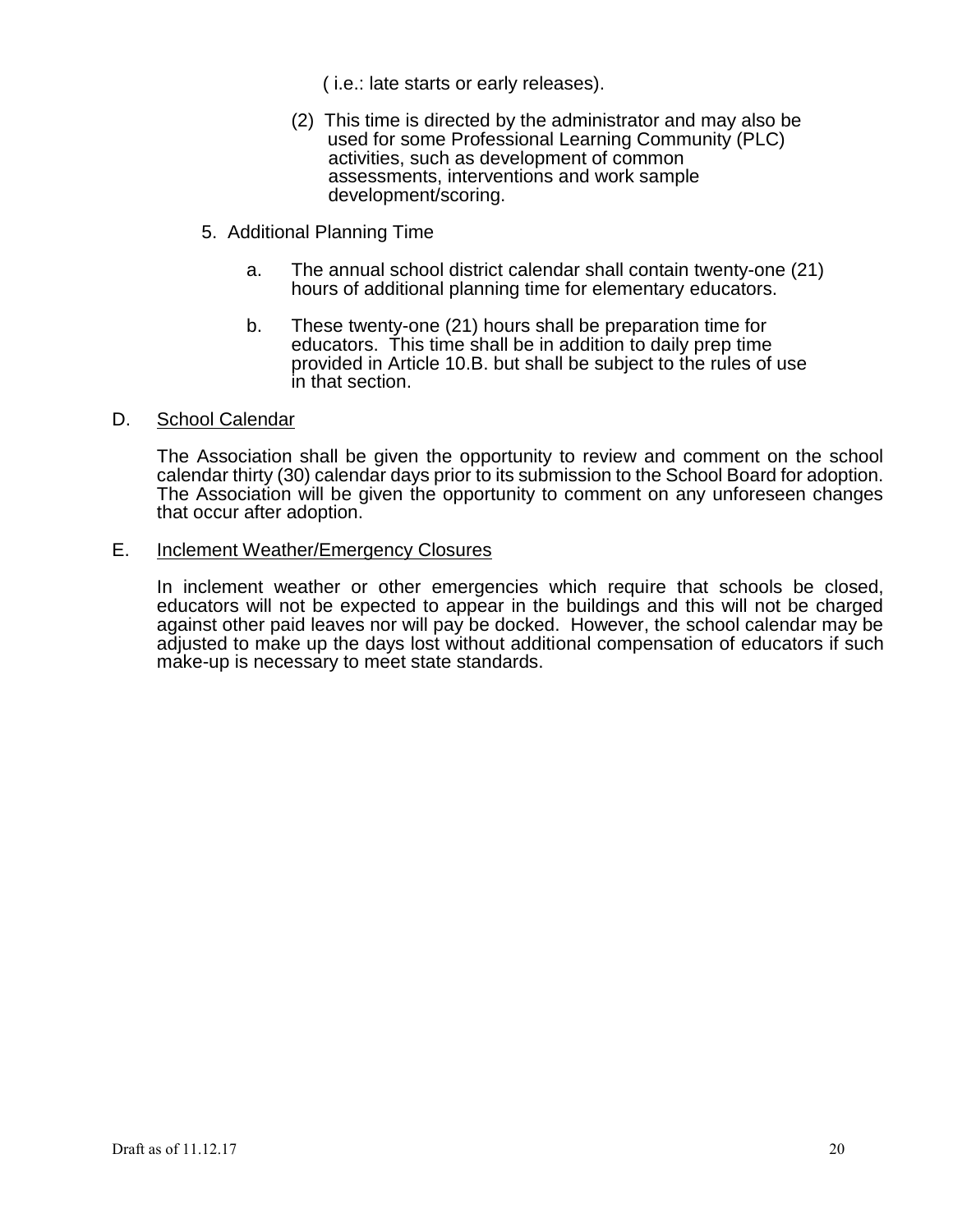( i.e.: late starts or early releases).

(2) This time is directed by the administrator and may also be used for some Professional Learning Community (PLC) activities, such as development of common assessments, interventions and work sample development/scoring.

5. Additional Planning Time

   a. The annual school district calendar shall contain twenty-one (21) hours of additional planning time for elementary educators.

   b. These twenty-one (21) hours shall be preparation time for educators. This time shall be in addition to daily prep time provided in Article 10.B. but shall be subject to the rules of use in that section.

D. School Calendar

The Association shall be given the opportunity to review and comment on the school calendar thirty (30) calendar days prior to its submission to the School Board for adoption. The Association will be given the opportunity to comment on any unforeseen changes that occur after adoption.

E. Inclement Weather/Emergency Closures

In inclement weather or other emergencies which require that schools be closed, educators will not be expected to appear in the buildings and this will not be charged against other paid leaves nor will pay be docked. However, the school calendar may be adjusted to make up the days lost without additional compensation of educators if such make-up is necessary to meet state standards.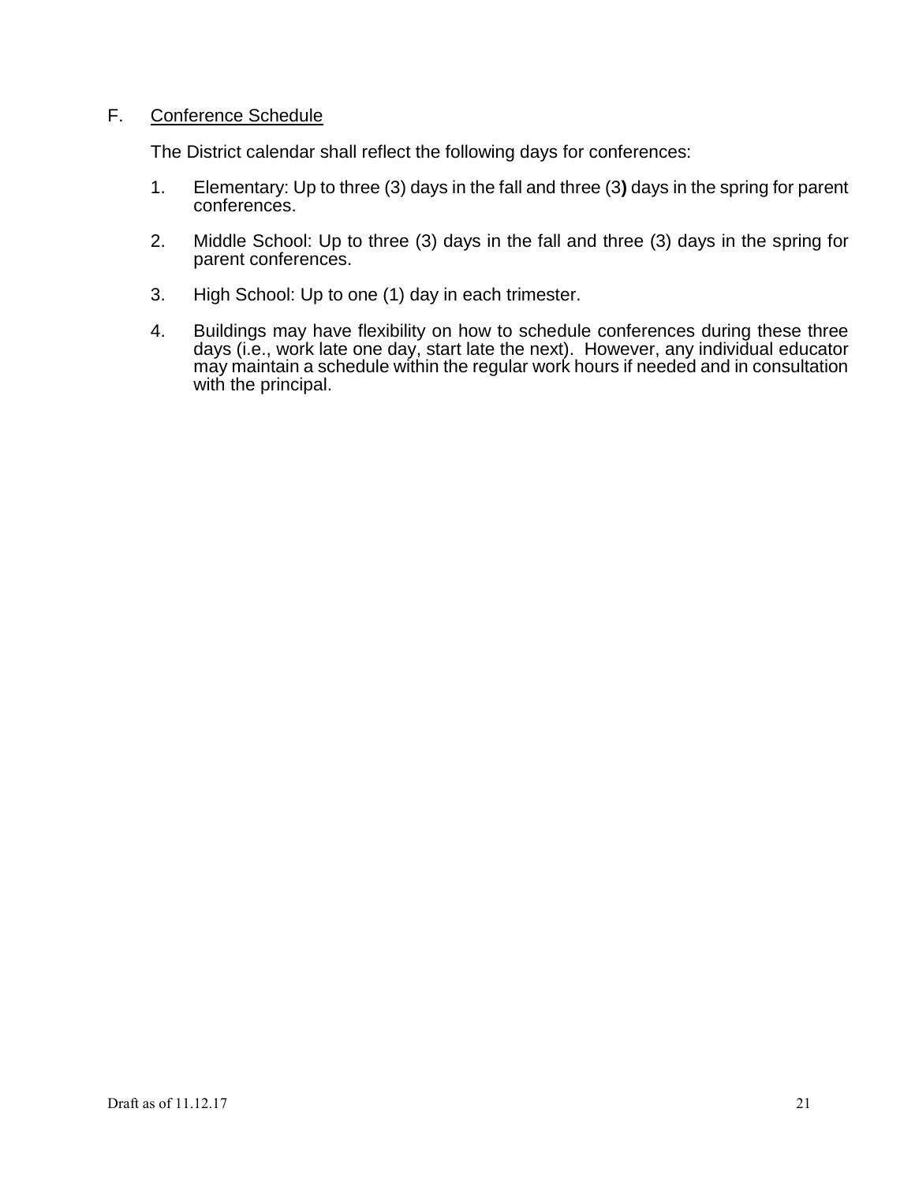F. <u>Conference Schedule</u>

The District calendar shall reflect the following days for conferences:

1. Elementary: Up to three (3) days in the fall and three (3) days in the spring for parent conferences.

2. Middle School: Up to three (3) days in the fall and three (3) days in the spring for parent conferences.

3. High School: Up to one (1) day in each trimester.

4. Buildings may have flexibility on how to schedule conferences during these three days (i.e., work late one day, start late the next). However, any individual educator may maintain a schedule within the regular work hours if needed and in consultation with the principal.

Draft as of 11.12.17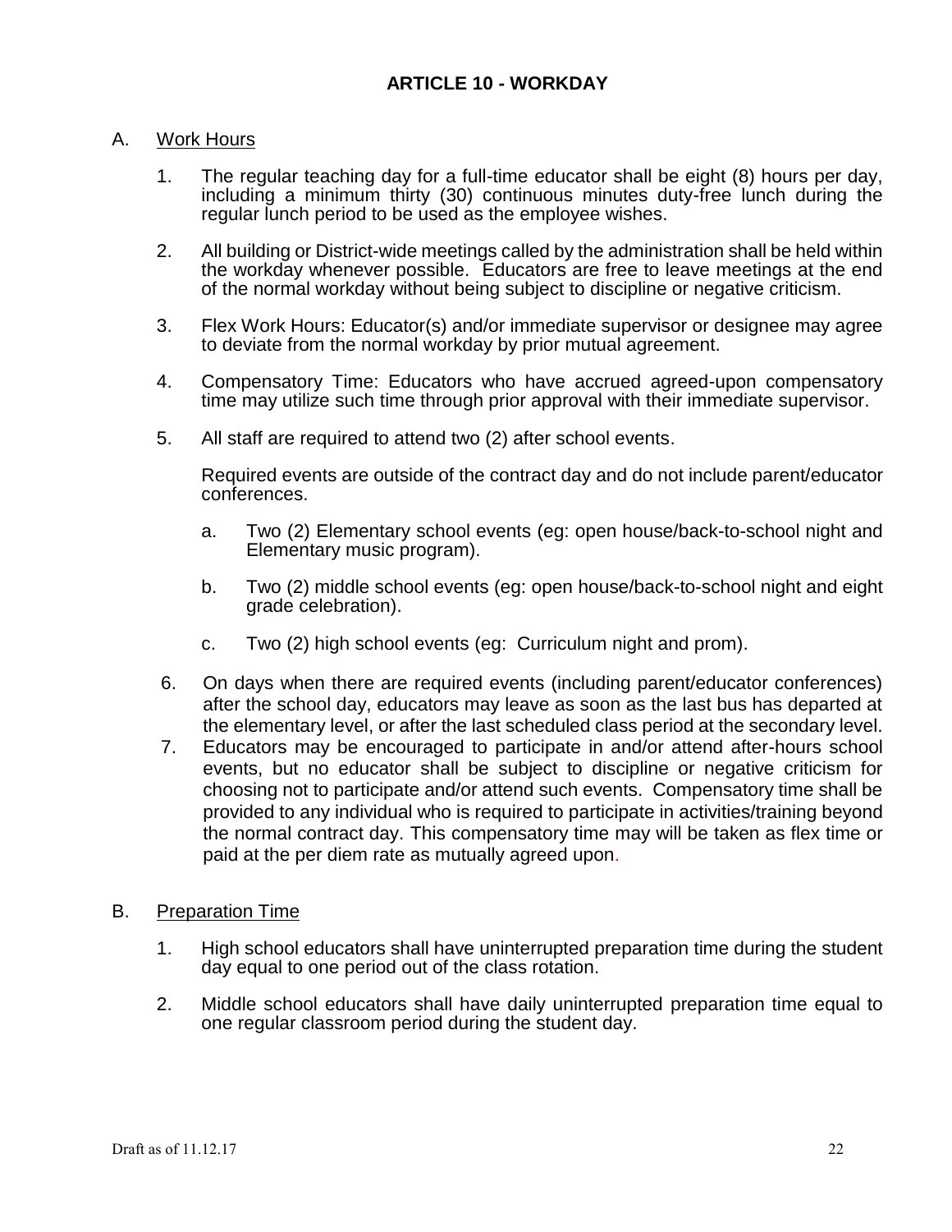## ARTICLE 10 - WORKDAY

A. Work Hours

1. The regular teaching day for a full-time educator shall be eight (8) hours per day, including a minimum thirty (30) continuous minutes duty-free lunch during the regular lunch period to be used as the employee wishes.

2. All building or District-wide meetings called by the administration shall be held within the workday whenever possible. Educators are free to leave meetings at the end of the normal workday without being subject to discipline or negative criticism.

3. Flex Work Hours: Educator(s) and/or immediate supervisor or designee may agree to deviate from the normal workday by prior mutual agreement.

4. Compensatory Time: Educators who have accrued agreed-upon compensatory time may utilize such time through prior approval with their immediate supervisor.

5. All staff are required to attend two (2) after school events.

   Required events are outside of the contract day and do not include parent/educator conferences.

   a. Two (2) Elementary school events (eg: open house/back-to-school night and Elementary music program).

   b. Two (2) middle school events (eg: open house/back-to-school night and eight grade celebration).

   c. Two (2) high school events (eg: Curriculum night and prom).

6. On days when there are required events (including parent/educator conferences) after the school day, educators may leave as soon as the last bus has departed at the elementary level, or after the last scheduled class period at the secondary level.

7. Educators may be encouraged to participate in and/or attend after-hours school events, but no educator shall be subject to discipline or negative criticism for choosing not to participate and/or attend such events. Compensatory time shall be provided to any individual who is required to participate in activities/training beyond the normal contract day. This compensatory time may will be taken as flex time or paid at the per diem rate as mutually agreed upon.

B. Preparation Time

1. High school educators shall have uninterrupted preparation time during the student day equal to one period out of the class rotation.

2. Middle school educators shall have daily uninterrupted preparation time equal to one regular classroom period during the student day.

Draft as of 11.12.17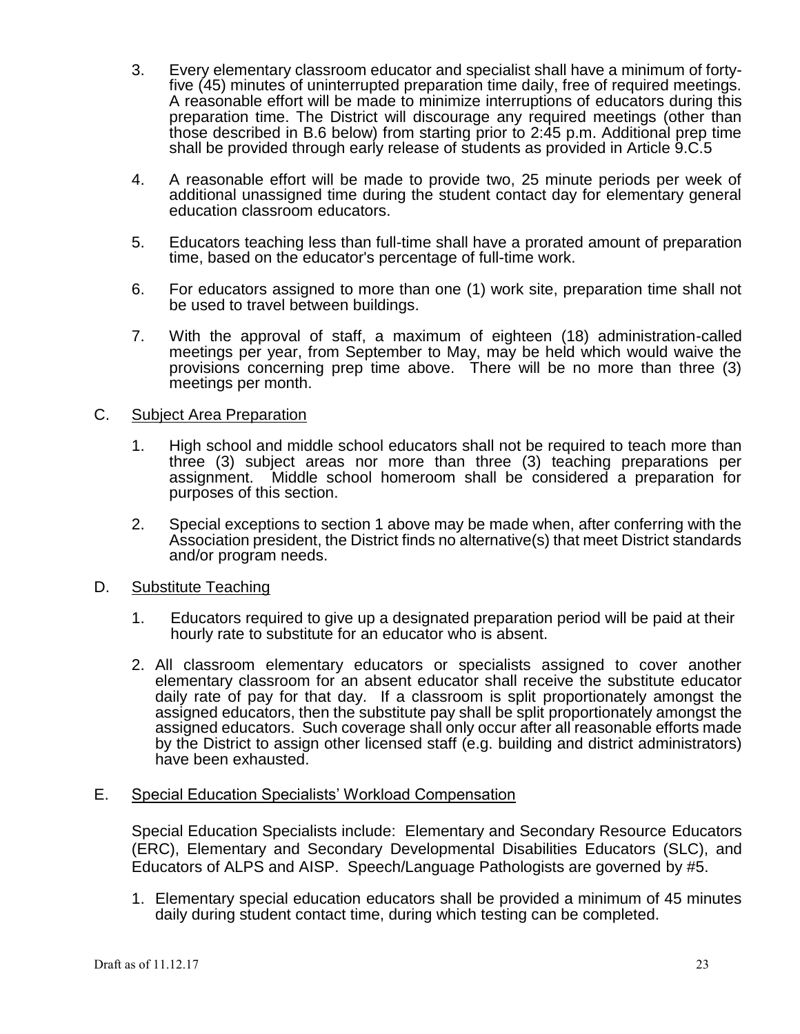3. Every elementary classroom educator and specialist shall have a minimum of forty-five (45) minutes of uninterrupted preparation time daily, free of required meetings. A reasonable effort will be made to minimize interruptions of educators during this preparation time. The District will discourage any required meetings (other than those described in B.6 below) from starting prior to 2:45 p.m. Additional prep time shall be provided through early release of students as provided in Article 9.C.5

4. A reasonable effort will be made to provide two, 25 minute periods per week of additional unassigned time during the student contact day for elementary general education classroom educators.

5. Educators teaching less than full-time shall have a prorated amount of preparation time, based on the educator's percentage of full-time work.

6. For educators assigned to more than one (1) work site, preparation time shall not be used to travel between buildings.

7. With the approval of staff, a maximum of eighteen (18) administration-called meetings per year, from September to May, may be held which would waive the provisions concerning prep time above. There will be no more than three (3) meetings per month.

C. Subject Area Preparation

1. High school and middle school educators shall not be required to teach more than three (3) subject areas nor more than three (3) teaching preparations per assignment. Middle school homeroom shall be considered a preparation for purposes of this section.

2. Special exceptions to section 1 above may be made when, after conferring with the Association president, the District finds no alternative(s) that meet District standards and/or program needs.

D. Substitute Teaching

1. Educators required to give up a designated preparation period will be paid at their hourly rate to substitute for an educator who is absent.

2. All classroom elementary educators or specialists assigned to cover another elementary classroom for an absent educator shall receive the substitute educator daily rate of pay for that day. If a classroom is split proportionately amongst the assigned educators, then the substitute pay shall be split proportionately amongst the assigned educators. Such coverage shall only occur after all reasonable efforts made by the District to assign other licensed staff (e.g. building and district administrators) have been exhausted.

E. Special Education Specialists' Workload Compensation

Special Education Specialists include: Elementary and Secondary Resource Educators (ERC), Elementary and Secondary Developmental Disabilities Educators (SLC), and Educators of ALPS and AISP. Speech/Language Pathologists are governed by #5.

1. Elementary special education educators shall be provided a minimum of 45 minutes daily during student contact time, during which testing can be completed.

Draft as of 11.12.17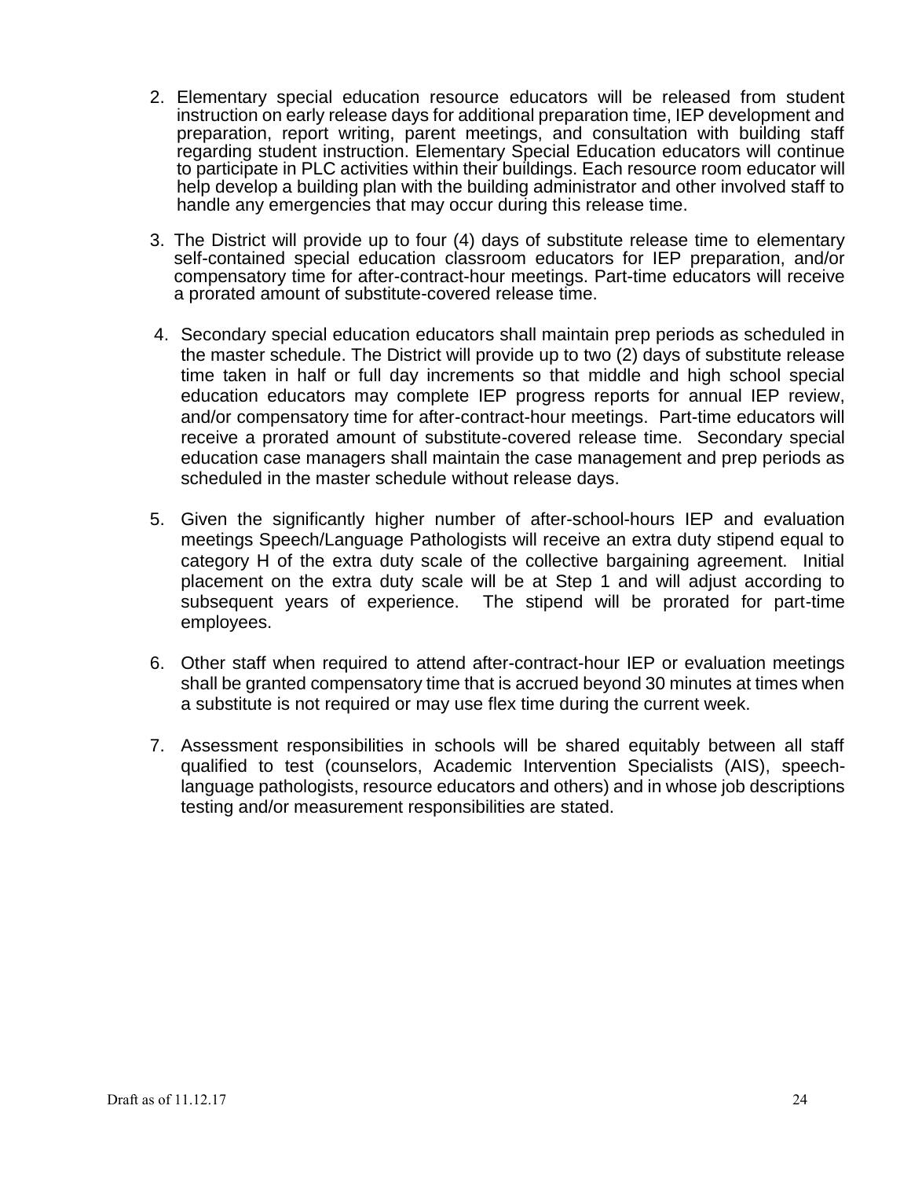2. Elementary special education resource educators will be released from student instruction on early release days for additional preparation time, IEP development and preparation, report writing, parent meetings, and consultation with building staff regarding student instruction. Elementary Special Education educators will continue to participate in PLC activities within their buildings. Each resource room educator will help develop a building plan with the building administrator and other involved staff to handle any emergencies that may occur during this release time.

3. The District will provide up to four (4) days of substitute release time to elementary self-contained special education classroom educators for IEP preparation, and/or compensatory time for after-contract-hour meetings. Part-time educators will receive a prorated amount of substitute-covered release time.

4. Secondary special education educators shall maintain prep periods as scheduled in the master schedule. The District will provide up to two (2) days of substitute release time taken in half or full day increments so that middle and high school special education educators may complete IEP progress reports for annual IEP review, and/or compensatory time for after-contract-hour meetings. Part-time educators will receive a prorated amount of substitute-covered release time. Secondary special education case managers shall maintain the case management and prep periods as scheduled in the master schedule without release days.

5. Given the significantly higher number of after-school-hours IEP and evaluation meetings Speech/Language Pathologists will receive an extra duty stipend equal to category H of the extra duty scale of the collective bargaining agreement. Initial placement on the extra duty scale will be at Step 1 and will adjust according to subsequent years of experience. The stipend will be prorated for part-time employees.

6. Other staff when required to attend after-contract-hour IEP or evaluation meetings shall be granted compensatory time that is accrued beyond 30 minutes at times when a substitute is not required or may use flex time during the current week.

7. Assessment responsibilities in schools will be shared equitably between all staff qualified to test (counselors, Academic Intervention Specialists (AIS), speech-language pathologists, resource educators and others) and in whose job descriptions testing and/or measurement responsibilities are stated.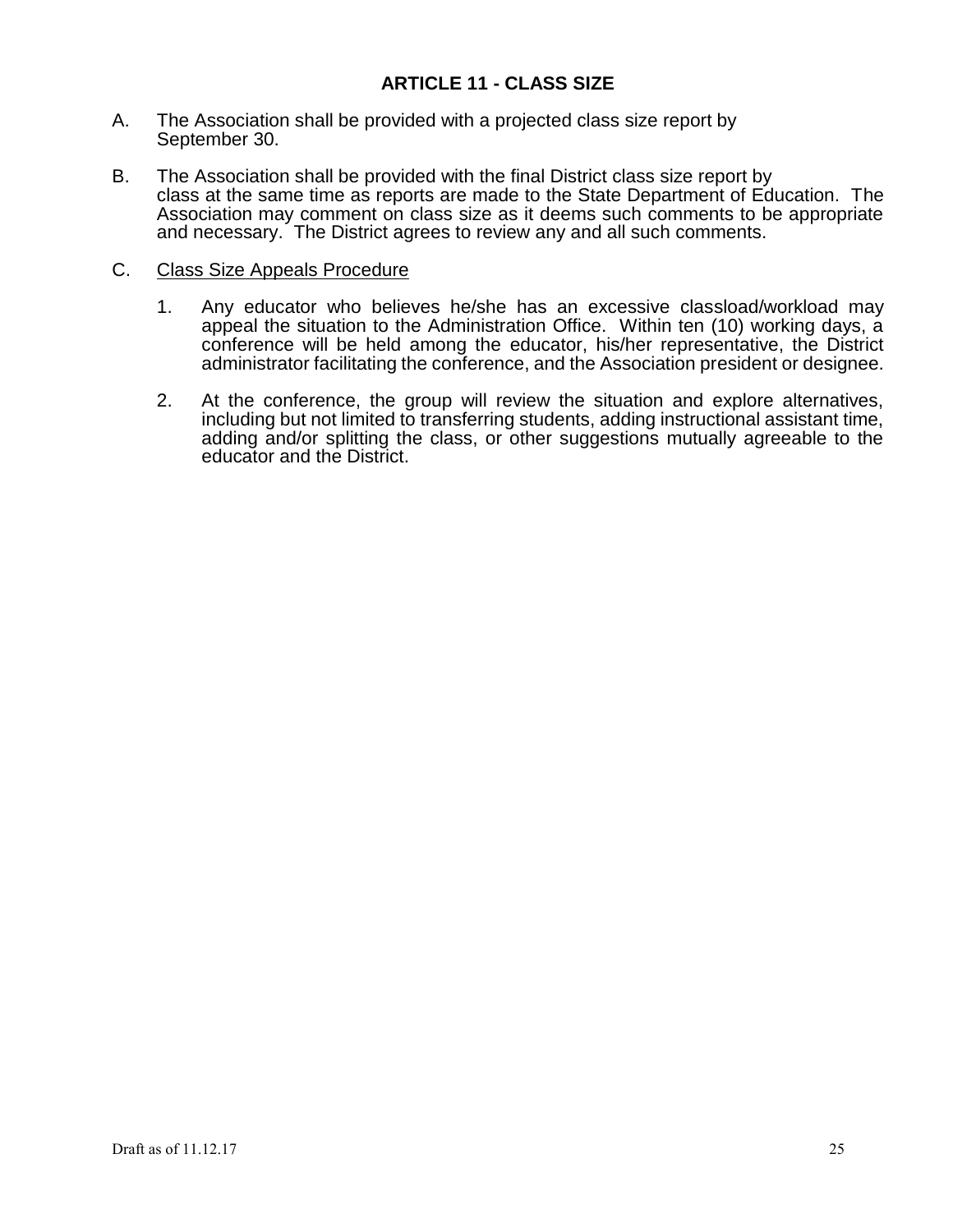## ARTICLE 11 - CLASS SIZE

A. The Association shall be provided with a projected class size report by September 30.

B. The Association shall be provided with the final District class size report by class at the same time as reports are made to the State Department of Education. The Association may comment on class size as it deems such comments to be appropriate and necessary. The District agrees to review any and all such comments.

C. <u>Class Size Appeals Procedure</u>

   1. Any educator who believes he/she has an excessive classload/workload may appeal the situation to the Administration Office. Within ten (10) working days, a conference will be held among the educator, his/her representative, the District administrator facilitating the conference, and the Association president or designee.

   2. At the conference, the group will review the situation and explore alternatives, including but not limited to transferring students, adding instructional assistant time, adding and/or splitting the class, or other suggestions mutually agreeable to the educator and the District.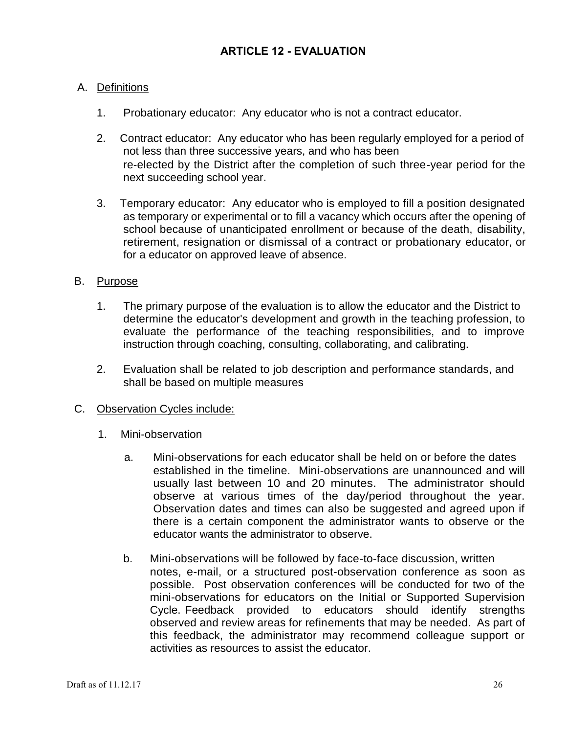## ARTICLE 12 - EVALUATION

A. Definitions

1. Probationary educator: Any educator who is not a contract educator.

2. Contract educator: Any educator who has been regularly employed for a period of not less than three successive years, and who has been re-elected by the District after the completion of such three-year period for the next succeeding school year.

3. Temporary educator: Any educator who is employed to fill a position designated as temporary or experimental or to fill a vacancy which occurs after the opening of school because of unanticipated enrollment or because of the death, disability, retirement, resignation or dismissal of a contract or probationary educator, or for a educator on approved leave of absence.

B. Purpose

1. The primary purpose of the evaluation is to allow the educator and the District to determine the educator's development and growth in the teaching profession, to evaluate the performance of the teaching responsibilities, and to improve instruction through coaching, consulting, collaborating, and calibrating.

2. Evaluation shall be related to job description and performance standards, and shall be based on multiple measures

C. Observation Cycles include:

1. Mini-observation

   a. Mini-observations for each educator shall be held on or before the dates established in the timeline. Mini-observations are unannounced and will usually last between 10 and 20 minutes. The administrator should observe at various times of the day/period throughout the year. Observation dates and times can also be suggested and agreed upon if there is a certain component the administrator wants to observe or the educator wants the administrator to observe.

   b. Mini-observations will be followed by face-to-face discussion, written notes, e-mail, or a structured post-observation conference as soon as possible. Post observation conferences will be conducted for two of the mini-observations for educators on the Initial or Supported Supervision Cycle. Feedback provided to educators should identify strengths observed and review areas for refinements that may be needed. As part of this feedback, the administrator may recommend colleague support or activities as resources to assist the educator.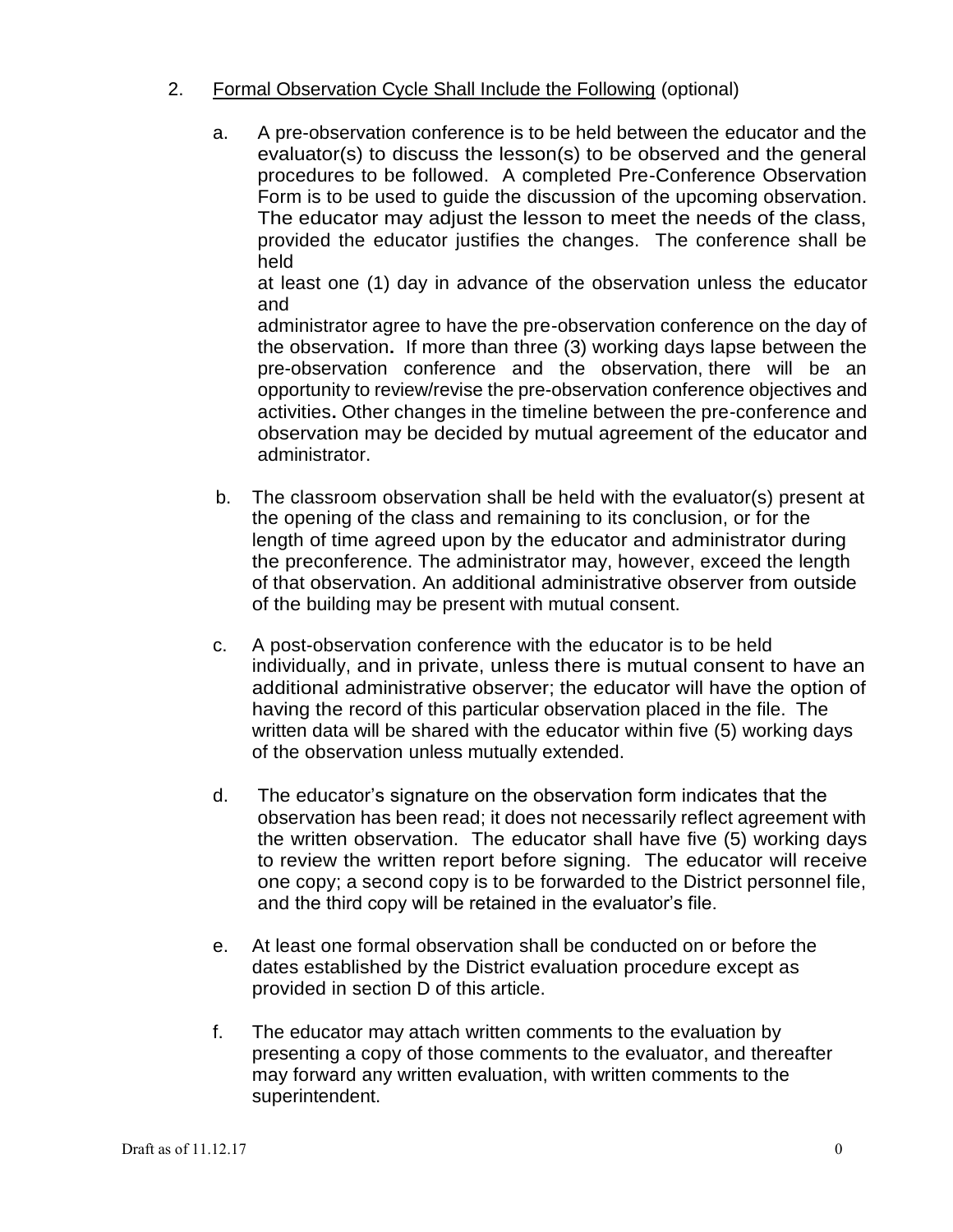2. <u>Formal Observation Cycle Shall Include the Following</u> (optional)

   a. A pre-observation conference is to be held between the educator and the evaluator(s) to discuss the lesson(s) to be observed and the general procedures to be followed. A completed Pre-Conference Observation Form is to be used to guide the discussion of the upcoming observation. The educator may adjust the lesson to meet the needs of the class, provided the educator justifies the changes. The conference shall be held at least one (1) day in advance of the observation unless the educator and administrator agree to have the pre-observation conference on the day of the observation**.** If more than three (3) working days lapse between the pre-observation conference and the observation, there will be an opportunity to review/revise the pre-observation conference objectives and activities**.** Other changes in the timeline between the pre-conference and observation may be decided by mutual agreement of the educator and administrator.

   b. The classroom observation shall be held with the evaluator(s) present at the opening of the class and remaining to its conclusion, or for the length of time agreed upon by the educator and administrator during the preconference. The administrator may, however, exceed the length of that observation. An additional administrative observer from outside of the building may be present with mutual consent.

   c. A post-observation conference with the educator is to be held individually, and in private, unless there is mutual consent to have an additional administrative observer; the educator will have the option of having the record of this particular observation placed in the file. The written data will be shared with the educator within five (5) working days of the observation unless mutually extended.

   d. The educator's signature on the observation form indicates that the observation has been read; it does not necessarily reflect agreement with the written observation. The educator shall have five (5) working days to review the written report before signing. The educator will receive one copy; a second copy is to be forwarded to the District personnel file, and the third copy will be retained in the evaluator's file.

   e. At least one formal observation shall be conducted on or before the dates established by the District evaluation procedure except as provided in section D of this article.

   f. The educator may attach written comments to the evaluation by presenting a copy of those comments to the evaluator, and thereafter may forward any written evaluation, with written comments to the superintendent.

Draft as of 11.12.17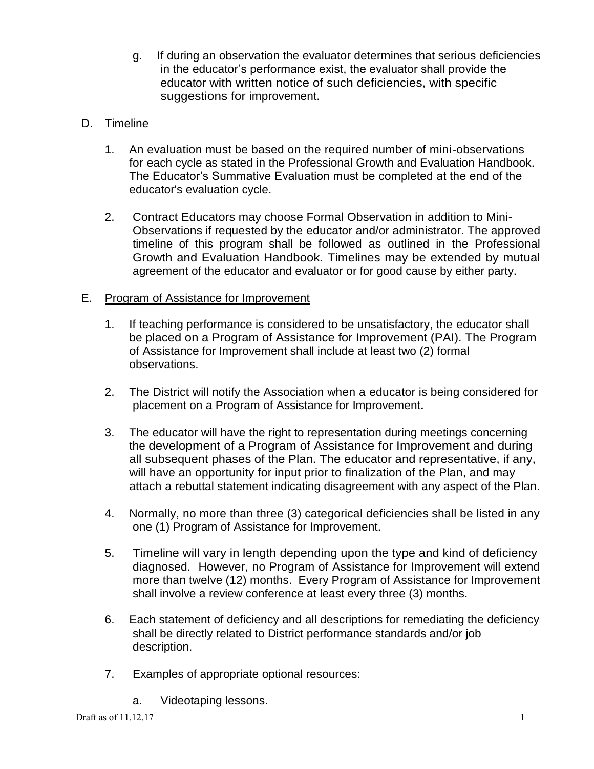g. If during an observation the evaluator determines that serious deficiencies in the educator's performance exist, the evaluator shall provide the educator with written notice of such deficiencies, with specific suggestions for improvement.

D. <u>Timeline</u>

1. An evaluation must be based on the required number of mini-observations for each cycle as stated in the Professional Growth and Evaluation Handbook. The Educator's Summative Evaluation must be completed at the end of the educator's evaluation cycle.

2. Contract Educators may choose Formal Observation in addition to Mini-Observations if requested by the educator and/or administrator. The approved timeline of this program shall be followed as outlined in the Professional Growth and Evaluation Handbook. Timelines may be extended by mutual agreement of the educator and evaluator or for good cause by either party.

E. <u>Program of Assistance for Improvement</u>

1. If teaching performance is considered to be unsatisfactory, the educator shall be placed on a Program of Assistance for Improvement (PAI). The Program of Assistance for Improvement shall include at least two (2) formal observations.

2. The District will notify the Association when a educator is being considered for placement on a Program of Assistance for Improvement**.**

3. The educator will have the right to representation during meetings concerning the development of a Program of Assistance for Improvement and during all subsequent phases of the Plan. The educator and representative, if any, will have an opportunity for input prior to finalization of the Plan, and may attach a rebuttal statement indicating disagreement with any aspect of the Plan.

4. Normally, no more than three (3) categorical deficiencies shall be listed in any one (1) Program of Assistance for Improvement.

5. Timeline will vary in length depending upon the type and kind of deficiency diagnosed. However, no Program of Assistance for Improvement will extend more than twelve (12) months. Every Program of Assistance for Improvement shall involve a review conference at least every three (3) months.

6. Each statement of deficiency and all descriptions for remediating the deficiency shall be directly related to District performance standards and/or job description.

7. Examples of appropriate optional resources:

   a. Videotaping lessons.

Draft as of 11.12.17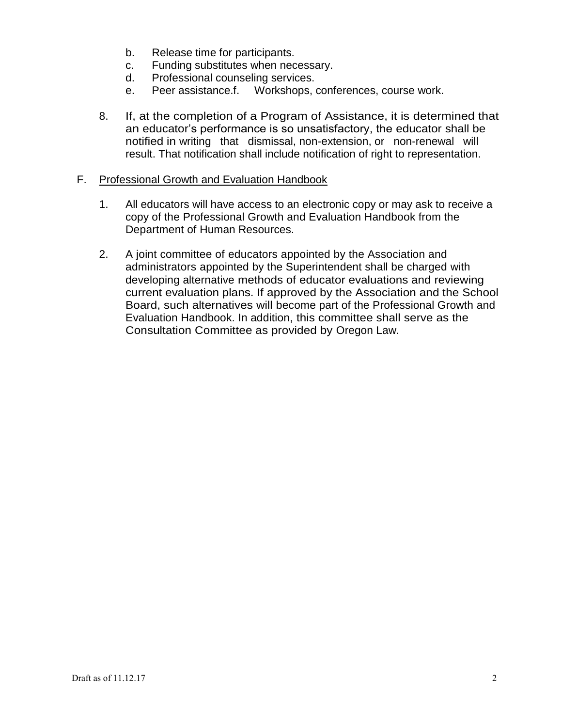b. Release time for participants.
c. Funding substitutes when necessary.
d. Professional counseling services.
e. Peer assistance.f. Workshops, conferences, course work.

8. If, at the completion of a Program of Assistance, it is determined that an educator's performance is so unsatisfactory, the educator shall be notified in writing that dismissal, non-extension, or non-renewal will result. That notification shall include notification of right to representation.

F. <u>Professional Growth and Evaluation Handbook</u>

1. All educators will have access to an electronic copy or may ask to receive a copy of the Professional Growth and Evaluation Handbook from the Department of Human Resources.

2. A joint committee of educators appointed by the Association and administrators appointed by the Superintendent shall be charged with developing alternative methods of educator evaluations and reviewing current evaluation plans. If approved by the Association and the School Board, such alternatives will become part of the Professional Growth and Evaluation Handbook. In addition, this committee shall serve as the Consultation Committee as provided by Oregon Law.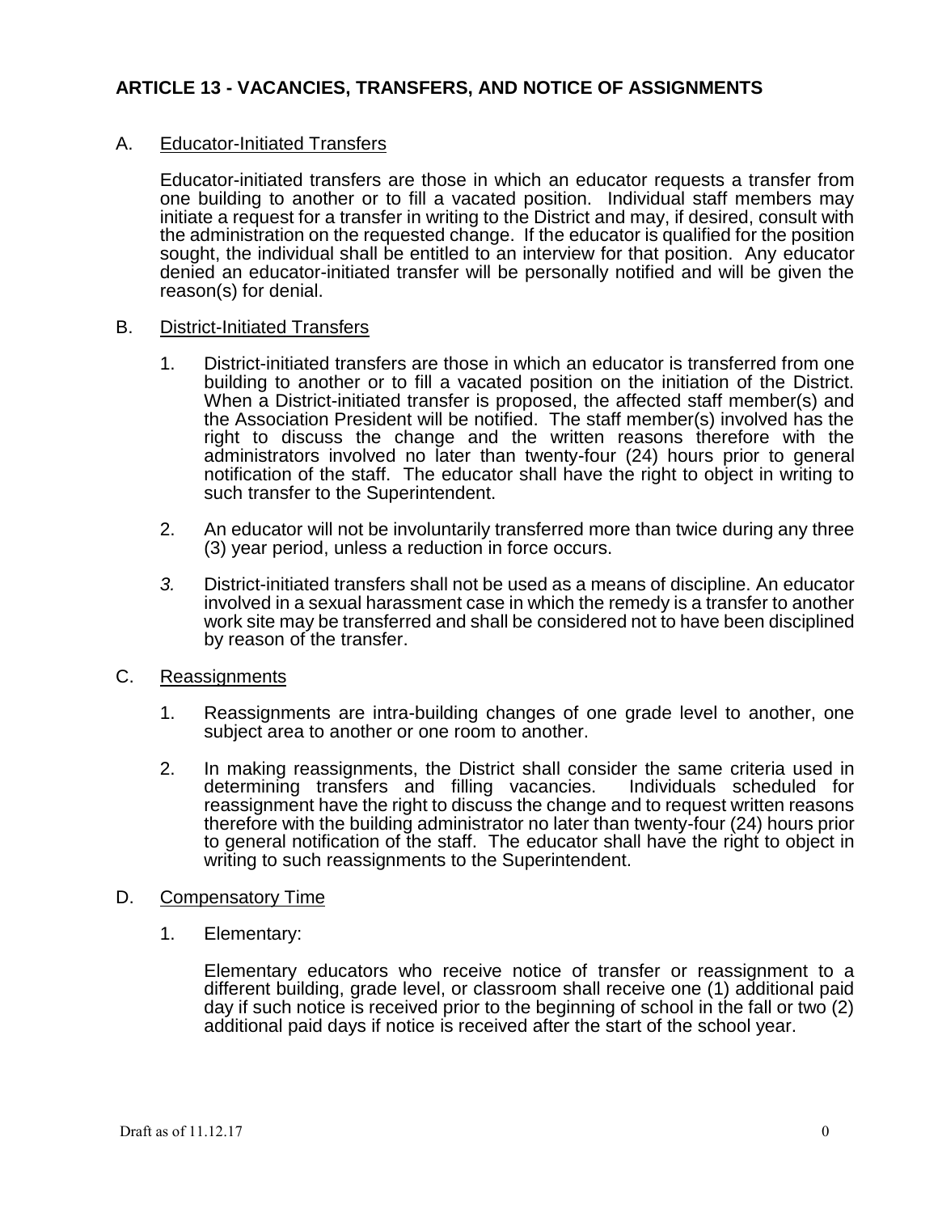## ARTICLE 13 - VACANCIES, TRANSFERS, AND NOTICE OF ASSIGNMENTS

A. <u>Educator-Initiated Transfers</u>

Educator-initiated transfers are those in which an educator requests a transfer from one building to another or to fill a vacated position. Individual staff members may initiate a request for a transfer in writing to the District and may, if desired, consult with the administration on the requested change. If the educator is qualified for the position sought, the individual shall be entitled to an interview for that position. Any educator denied an educator-initiated transfer will be personally notified and will be given the reason(s) for denial.

B. <u>District-Initiated Transfers</u>

1. District-initiated transfers are those in which an educator is transferred from one building to another or to fill a vacated position on the initiation of the District. When a District-initiated transfer is proposed, the affected staff member(s) and the Association President will be notified. The staff member(s) involved has the right to discuss the change and the written reasons therefore with the administrators involved no later than twenty-four (24) hours prior to general notification of the staff. The educator shall have the right to object in writing to such transfer to the Superintendent.

2. An educator will not be involuntarily transferred more than twice during any three (3) year period, unless a reduction in force occurs.

3. District-initiated transfers shall not be used as a means of discipline. An educator involved in a sexual harassment case in which the remedy is a transfer to another work site may be transferred and shall be considered not to have been disciplined by reason of the transfer.

C. <u>Reassignments</u>

1. Reassignments are intra-building changes of one grade level to another, one subject area to another or one room to another.

2. In making reassignments, the District shall consider the same criteria used in determining transfers and filling vacancies. Individuals scheduled for reassignment have the right to discuss the change and to request written reasons therefore with the building administrator no later than twenty-four (24) hours prior to general notification of the staff. The educator shall have the right to object in writing to such reassignments to the Superintendent.

D. <u>Compensatory Time</u>

1. Elementary:

   Elementary educators who receive notice of transfer or reassignment to a different building, grade level, or classroom shall receive one (1) additional paid day if such notice is received prior to the beginning of school in the fall or two (2) additional paid days if notice is received after the start of the school year.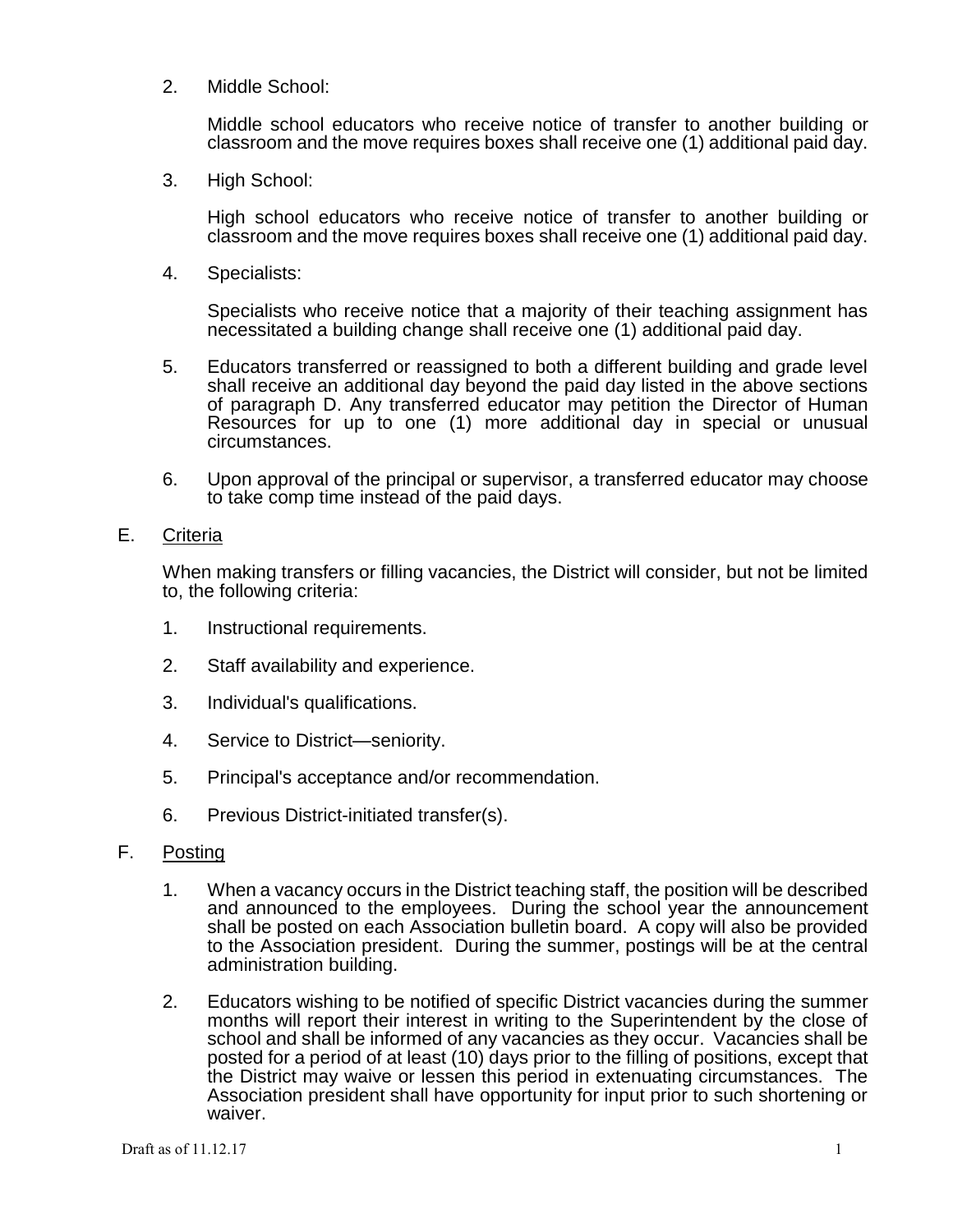2. Middle School:

   Middle school educators who receive notice of transfer to another building or classroom and the move requires boxes shall receive one (1) additional paid day.

3. High School:

   High school educators who receive notice of transfer to another building or classroom and the move requires boxes shall receive one (1) additional paid day.

4. Specialists:

   Specialists who receive notice that a majority of their teaching assignment has necessitated a building change shall receive one (1) additional paid day.

5. Educators transferred or reassigned to both a different building and grade level shall receive an additional day beyond the paid day listed in the above sections of paragraph D. Any transferred educator may petition the Director of Human Resources for up to one (1) more additional day in special or unusual circumstances.

6. Upon approval of the principal or supervisor, a transferred educator may choose to take comp time instead of the paid days.

E. <u>Criteria</u>

   When making transfers or filling vacancies, the District will consider, but not be limited to, the following criteria:

   1. Instructional requirements.

   2. Staff availability and experience.

   3. Individual's qualifications.

   4. Service to District—seniority.

   5. Principal's acceptance and/or recommendation.

   6. Previous District-initiated transfer(s).

F. <u>Posting</u>

   1. When a vacancy occurs in the District teaching staff, the position will be described and announced to the employees. During the school year the announcement shall be posted on each Association bulletin board. A copy will also be provided to the Association president. During the summer, postings will be at the central administration building.

   2. Educators wishing to be notified of specific District vacancies during the summer months will report their interest in writing to the Superintendent by the close of school and shall be informed of any vacancies as they occur. Vacancies shall be posted for a period of at least (10) days prior to the filling of positions, except that the District may waive or lessen this period in extenuating circumstances. The Association president shall have opportunity for input prior to such shortening or waiver.

Draft as of 11.12.17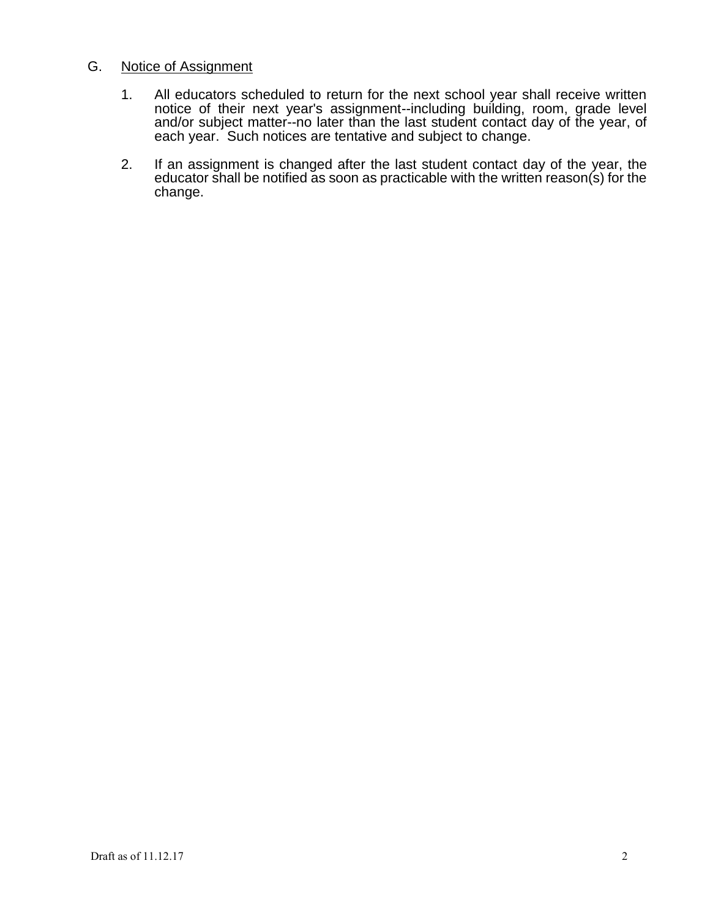G. <u>Notice of Assignment</u>

1. All educators scheduled to return for the next school year shall receive written notice of their next year's assignment--including building, room, grade level and/or subject matter--no later than the last student contact day of the year, of each year. Such notices are tentative and subject to change.

2. If an assignment is changed after the last student contact day of the year, the educator shall be notified as soon as practicable with the written reason(s) for the change.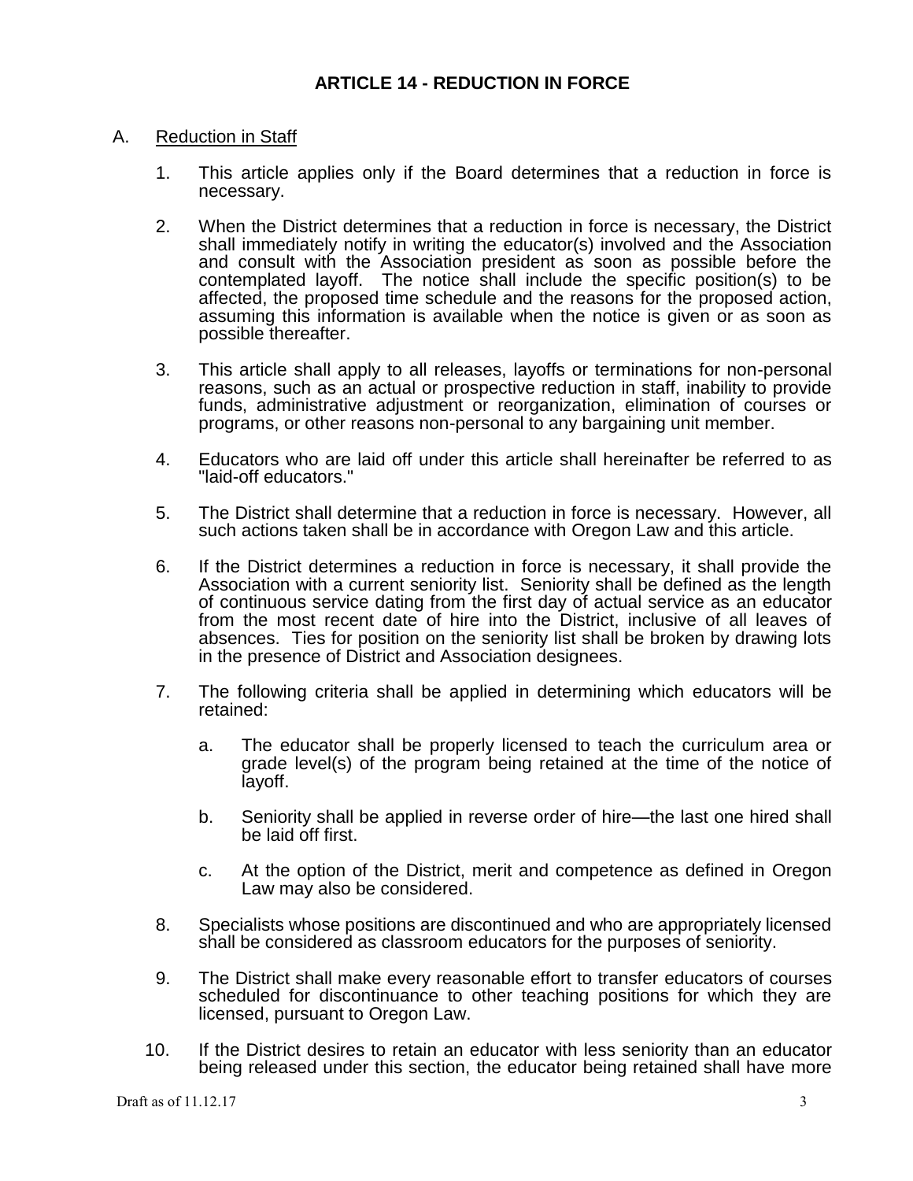## ARTICLE 14 - REDUCTION IN FORCE

A. Reduction in Staff

1. This article applies only if the Board determines that a reduction in force is necessary.

2. When the District determines that a reduction in force is necessary, the District shall immediately notify in writing the educator(s) involved and the Association and consult with the Association president as soon as possible before the contemplated layoff. The notice shall include the specific position(s) to be affected, the proposed time schedule and the reasons for the proposed action, assuming this information is available when the notice is given or as soon as possible thereafter.

3. This article shall apply to all releases, layoffs or terminations for non-personal reasons, such as an actual or prospective reduction in staff, inability to provide funds, administrative adjustment or reorganization, elimination of courses or programs, or other reasons non-personal to any bargaining unit member.

4. Educators who are laid off under this article shall hereinafter be referred to as "laid-off educators."

5. The District shall determine that a reduction in force is necessary. However, all such actions taken shall be in accordance with Oregon Law and this article.

6. If the District determines a reduction in force is necessary, it shall provide the Association with a current seniority list. Seniority shall be defined as the length of continuous service dating from the first day of actual service as an educator from the most recent date of hire into the District, inclusive of all leaves of absences. Ties for position on the seniority list shall be broken by drawing lots in the presence of District and Association designees.

7. The following criteria shall be applied in determining which educators will be retained:

   a. The educator shall be properly licensed to teach the curriculum area or grade level(s) of the program being retained at the time of the notice of layoff.

   b. Seniority shall be applied in reverse order of hire—the last one hired shall be laid off first.

   c. At the option of the District, merit and competence as defined in Oregon Law may also be considered.

8. Specialists whose positions are discontinued and who are appropriately licensed shall be considered as classroom educators for the purposes of seniority.

9. The District shall make every reasonable effort to transfer educators of courses scheduled for discontinuance to other teaching positions for which they are licensed, pursuant to Oregon Law.

10. If the District desires to retain an educator with less seniority than an educator being released under this section, the educator being retained shall have more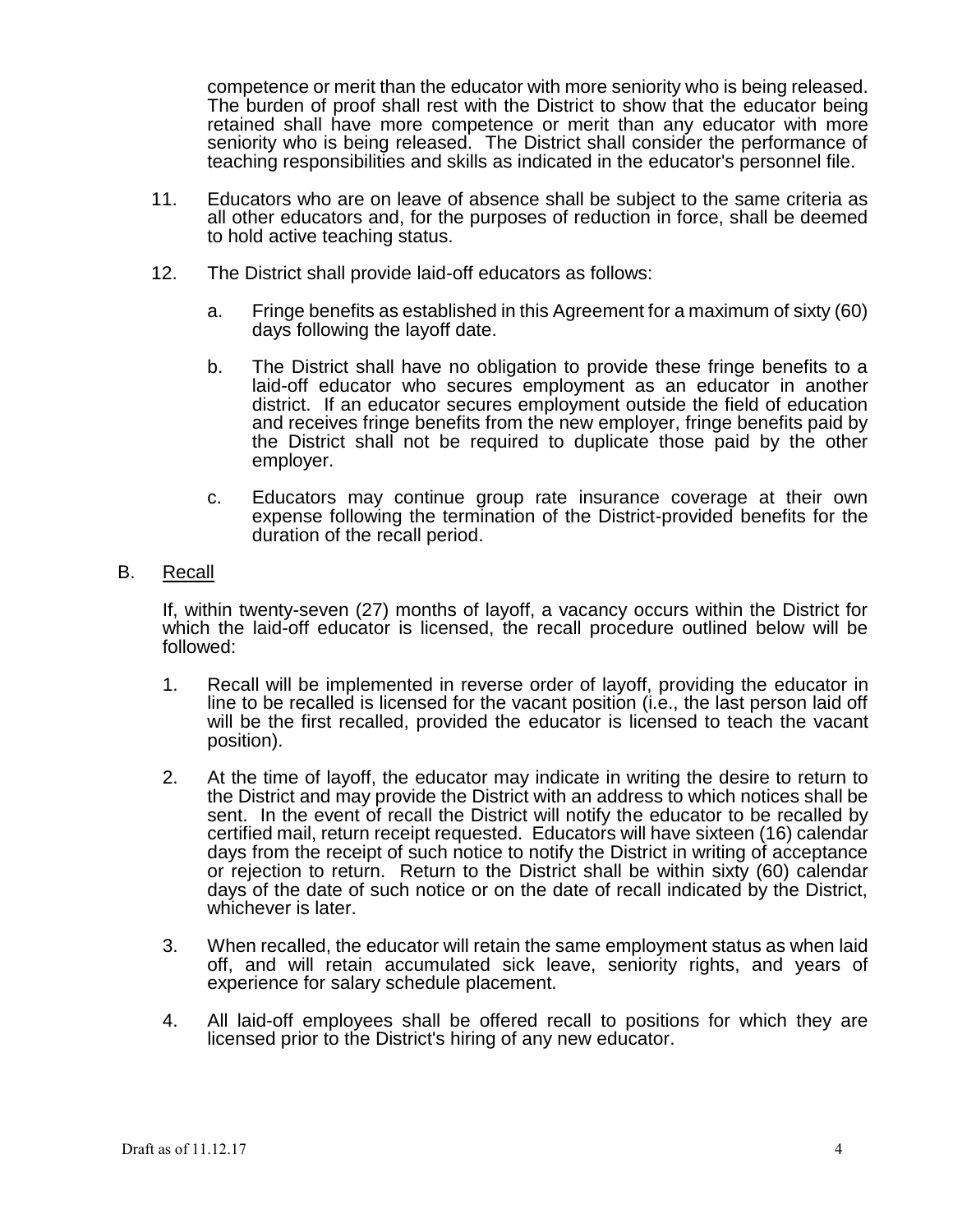competence or merit than the educator with more seniority who is being released. The burden of proof shall rest with the District to show that the educator being retained shall have more competence or merit than any educator with more seniority who is being released. The District shall consider the performance of teaching responsibilities and skills as indicated in the educator's personnel file.

11. Educators who are on leave of absence shall be subject to the same criteria as all other educators and, for the purposes of reduction in force, shall be deemed to hold active teaching status.

12. The District shall provide laid-off educators as follows:

    a. Fringe benefits as established in this Agreement for a maximum of sixty (60) days following the layoff date.

    b. The District shall have no obligation to provide these fringe benefits to a laid-off educator who secures employment as an educator in another district. If an educator secures employment outside the field of education and receives fringe benefits from the new employer, fringe benefits paid by the District shall not be required to duplicate those paid by the other employer.

    c. Educators may continue group rate insurance coverage at their own expense following the termination of the District-provided benefits for the duration of the recall period.

B. <u>Recall</u>

If, within twenty-seven (27) months of layoff, a vacancy occurs within the District for which the laid-off educator is licensed, the recall procedure outlined below will be followed:

1. Recall will be implemented in reverse order of layoff, providing the educator in line to be recalled is licensed for the vacant position (i.e., the last person laid off will be the first recalled, provided the educator is licensed to teach the vacant position).

2. At the time of layoff, the educator may indicate in writing the desire to return to the District and may provide the District with an address to which notices shall be sent. In the event of recall the District will notify the educator to be recalled by certified mail, return receipt requested. Educators will have sixteen (16) calendar days from the receipt of such notice to notify the District in writing of acceptance or rejection to return. Return to the District shall be within sixty (60) calendar days of the date of such notice or on the date of recall indicated by the District, whichever is later.

3. When recalled, the educator will retain the same employment status as when laid off, and will retain accumulated sick leave, seniority rights, and years of experience for salary schedule placement.

4. All laid-off employees shall be offered recall to positions for which they are licensed prior to the District's hiring of any new educator.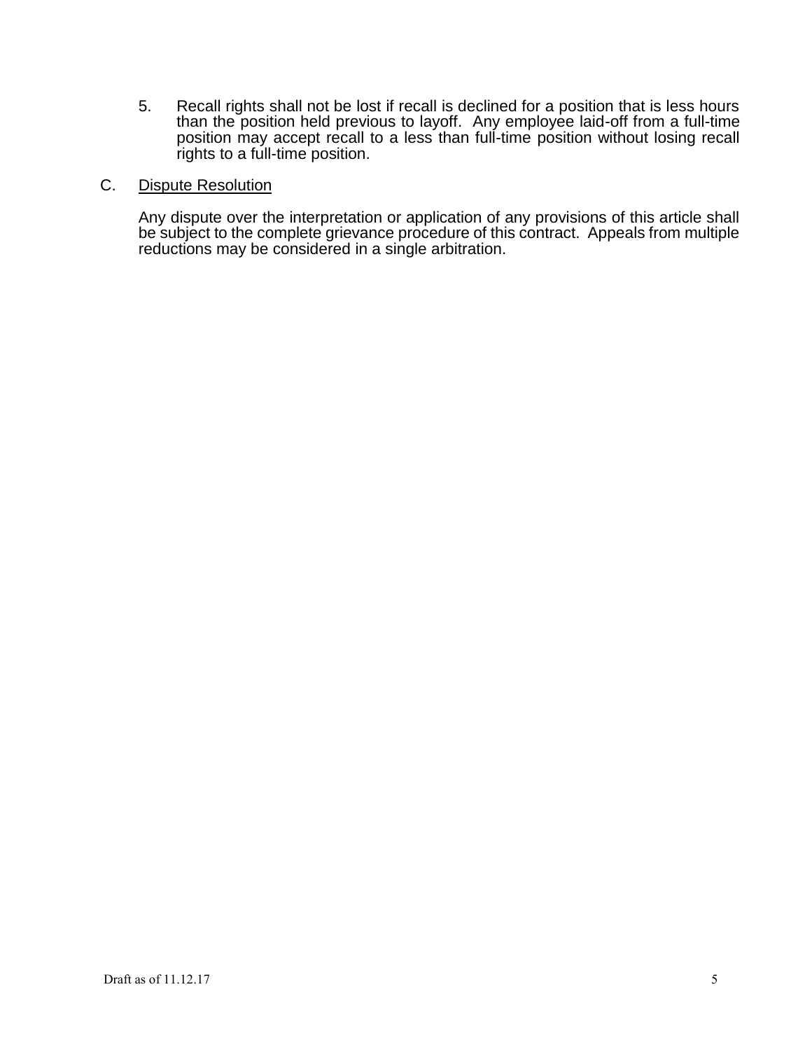5. Recall rights shall not be lost if recall is declined for a position that is less hours than the position held previous to layoff. Any employee laid-off from a full-time position may accept recall to a less than full-time position without losing recall rights to a full-time position.

C. <u>Dispute Resolution</u>

Any dispute over the interpretation or application of any provisions of this article shall be subject to the complete grievance procedure of this contract. Appeals from multiple reductions may be considered in a single arbitration.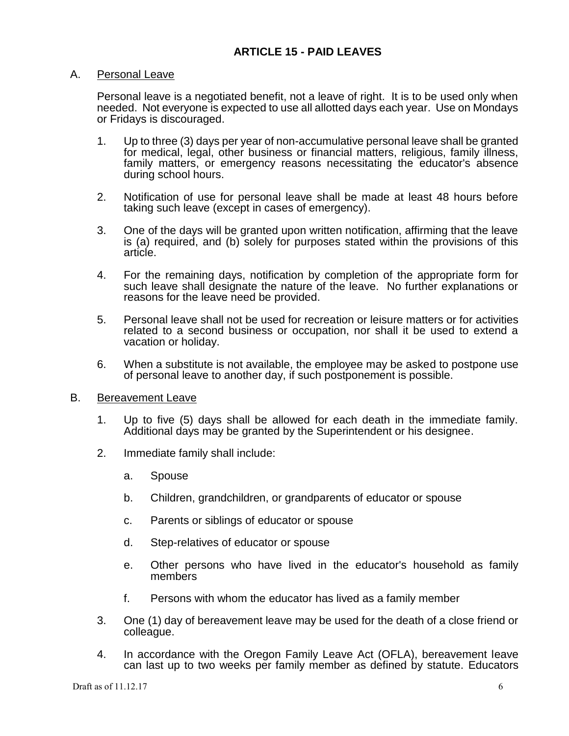## ARTICLE 15 - PAID LEAVES

A. Personal Leave

Personal leave is a negotiated benefit, not a leave of right. It is to be used only when needed. Not everyone is expected to use all allotted days each year. Use on Mondays or Fridays is discouraged.

1. Up to three (3) days per year of non-accumulative personal leave shall be granted for medical, legal, other business or financial matters, religious, family illness, family matters, or emergency reasons necessitating the educator's absence during school hours.

2. Notification of use for personal leave shall be made at least 48 hours before taking such leave (except in cases of emergency).

3. One of the days will be granted upon written notification, affirming that the leave is (a) required, and (b) solely for purposes stated within the provisions of this article.

4. For the remaining days, notification by completion of the appropriate form for such leave shall designate the nature of the leave. No further explanations or reasons for the leave need be provided.

5. Personal leave shall not be used for recreation or leisure matters or for activities related to a second business or occupation, nor shall it be used to extend a vacation or holiday.

6. When a substitute is not available, the employee may be asked to postpone use of personal leave to another day, if such postponement is possible.

B. Bereavement Leave

1. Up to five (5) days shall be allowed for each death in the immediate family. Additional days may be granted by the Superintendent or his designee.

2. Immediate family shall include:

    a. Spouse

    b. Children, grandchildren, or grandparents of educator or spouse

    c. Parents or siblings of educator or spouse

    d. Step-relatives of educator or spouse

    e. Other persons who have lived in the educator's household as family members

    f. Persons with whom the educator has lived as a family member

3. One (1) day of bereavement leave may be used for the death of a close friend or colleague.

4. In accordance with the Oregon Family Leave Act (OFLA), bereavement leave can last up to two weeks per family member as defined by statute. Educators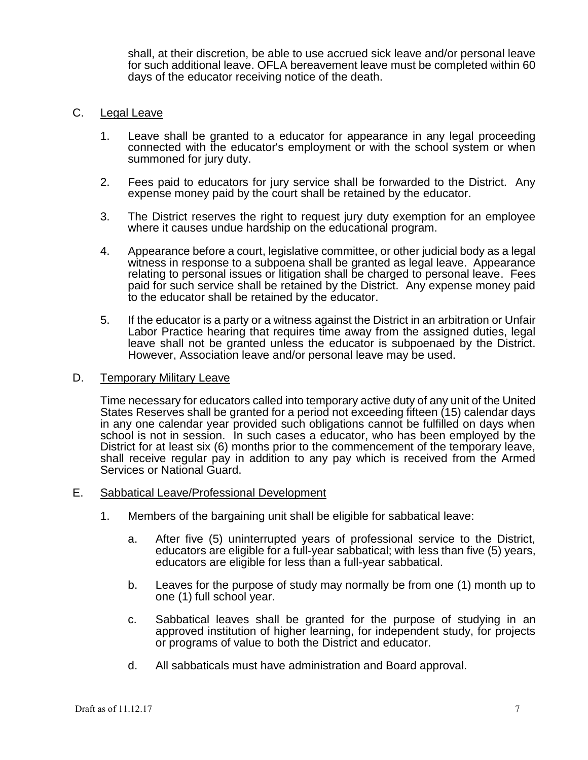shall, at their discretion, be able to use accrued sick leave and/or personal leave for such additional leave. OFLA bereavement leave must be completed within 60 days of the educator receiving notice of the death.

C. Legal Leave

1. Leave shall be granted to a educator for appearance in any legal proceeding connected with the educator's employment or with the school system or when summoned for jury duty.

2. Fees paid to educators for jury service shall be forwarded to the District. Any expense money paid by the court shall be retained by the educator.

3. The District reserves the right to request jury duty exemption for an employee where it causes undue hardship on the educational program.

4. Appearance before a court, legislative committee, or other judicial body as a legal witness in response to a subpoena shall be granted as legal leave. Appearance relating to personal issues or litigation shall be charged to personal leave. Fees paid for such service shall be retained by the District. Any expense money paid to the educator shall be retained by the educator.

5. If the educator is a party or a witness against the District in an arbitration or Unfair Labor Practice hearing that requires time away from the assigned duties, legal leave shall not be granted unless the educator is subpoenaed by the District. However, Association leave and/or personal leave may be used.

D. Temporary Military Leave

Time necessary for educators called into temporary active duty of any unit of the United States Reserves shall be granted for a period not exceeding fifteen (15) calendar days in any one calendar year provided such obligations cannot be fulfilled on days when school is not in session. In such cases a educator, who has been employed by the District for at least six (6) months prior to the commencement of the temporary leave, shall receive regular pay in addition to any pay which is received from the Armed Services or National Guard.

E. Sabbatical Leave/Professional Development

1. Members of the bargaining unit shall be eligible for sabbatical leave:

   a. After five (5) uninterrupted years of professional service to the District, educators are eligible for a full-year sabbatical; with less than five (5) years, educators are eligible for less than a full-year sabbatical.

   b. Leaves for the purpose of study may normally be from one (1) month up to one (1) full school year.

   c. Sabbatical leaves shall be granted for the purpose of studying in an approved institution of higher learning, for independent study, for projects or programs of value to both the District and educator.

   d. All sabbaticals must have administration and Board approval.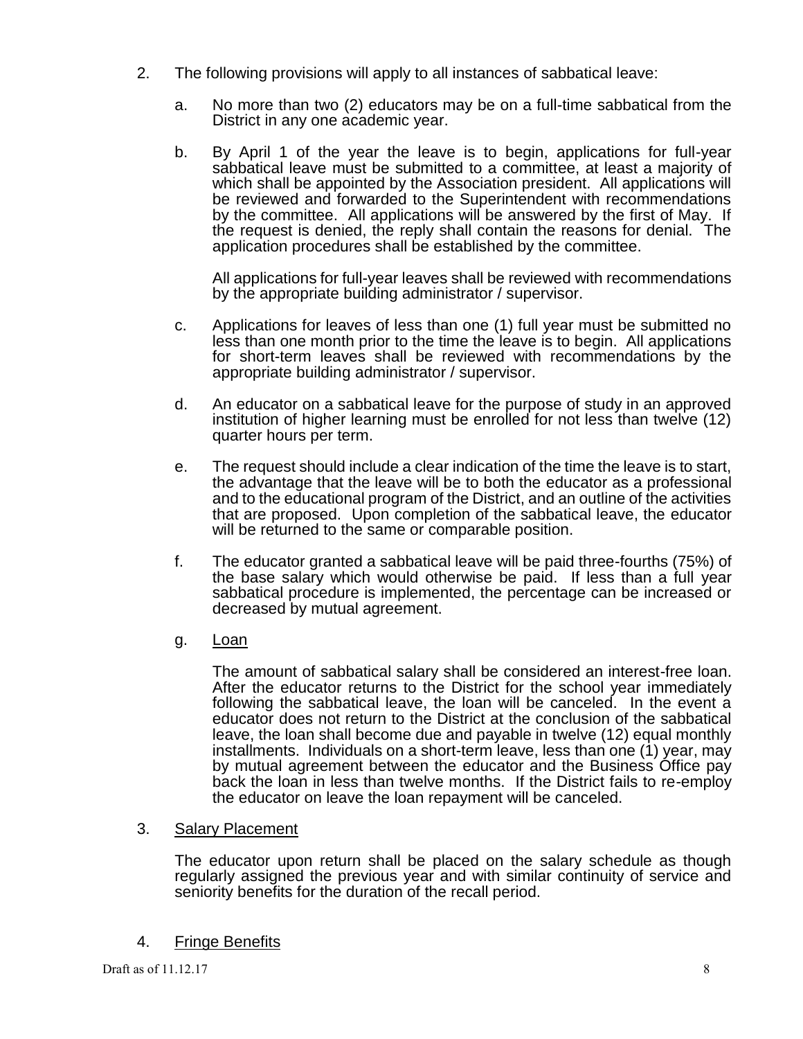2. The following provisions will apply to all instances of sabbatical leave:

   a. No more than two (2) educators may be on a full-time sabbatical from the District in any one academic year.

   b. By April 1 of the year the leave is to begin, applications for full-year sabbatical leave must be submitted to a committee, at least a majority of which shall be appointed by the Association president. All applications will be reviewed and forwarded to the Superintendent with recommendations by the committee. All applications will be answered by the first of May. If the request is denied, the reply shall contain the reasons for denial. The application procedures shall be established by the committee.

      All applications for full-year leaves shall be reviewed with recommendations by the appropriate building administrator / supervisor.

   c. Applications for leaves of less than one (1) full year must be submitted no less than one month prior to the time the leave is to begin. All applications for short-term leaves shall be reviewed with recommendations by the appropriate building administrator / supervisor.

   d. An educator on a sabbatical leave for the purpose of study in an approved institution of higher learning must be enrolled for not less than twelve (12) quarter hours per term.

   e. The request should include a clear indication of the time the leave is to start, the advantage that the leave will be to both the educator as a professional and to the educational program of the District, and an outline of the activities that are proposed. Upon completion of the sabbatical leave, the educator will be returned to the same or comparable position.

   f. The educator granted a sabbatical leave will be paid three-fourths (75%) of the base salary which would otherwise be paid. If less than a full year sabbatical procedure is implemented, the percentage can be increased or decreased by mutual agreement.

   g. <u>Loan</u>

      The amount of sabbatical salary shall be considered an interest-free loan. After the educator returns to the District for the school year immediately following the sabbatical leave, the loan will be canceled. In the event a educator does not return to the District at the conclusion of the sabbatical leave, the loan shall become due and payable in twelve (12) equal monthly installments. Individuals on a short-term leave, less than one (1) year, may by mutual agreement between the educator and the Business Office pay back the loan in less than twelve months. If the District fails to re-employ the educator on leave the loan repayment will be canceled.

3. <u>Salary Placement</u>

   The educator upon return shall be placed on the salary schedule as though regularly assigned the previous year and with similar continuity of service and seniority benefits for the duration of the recall period.

4. <u>Fringe Benefits</u>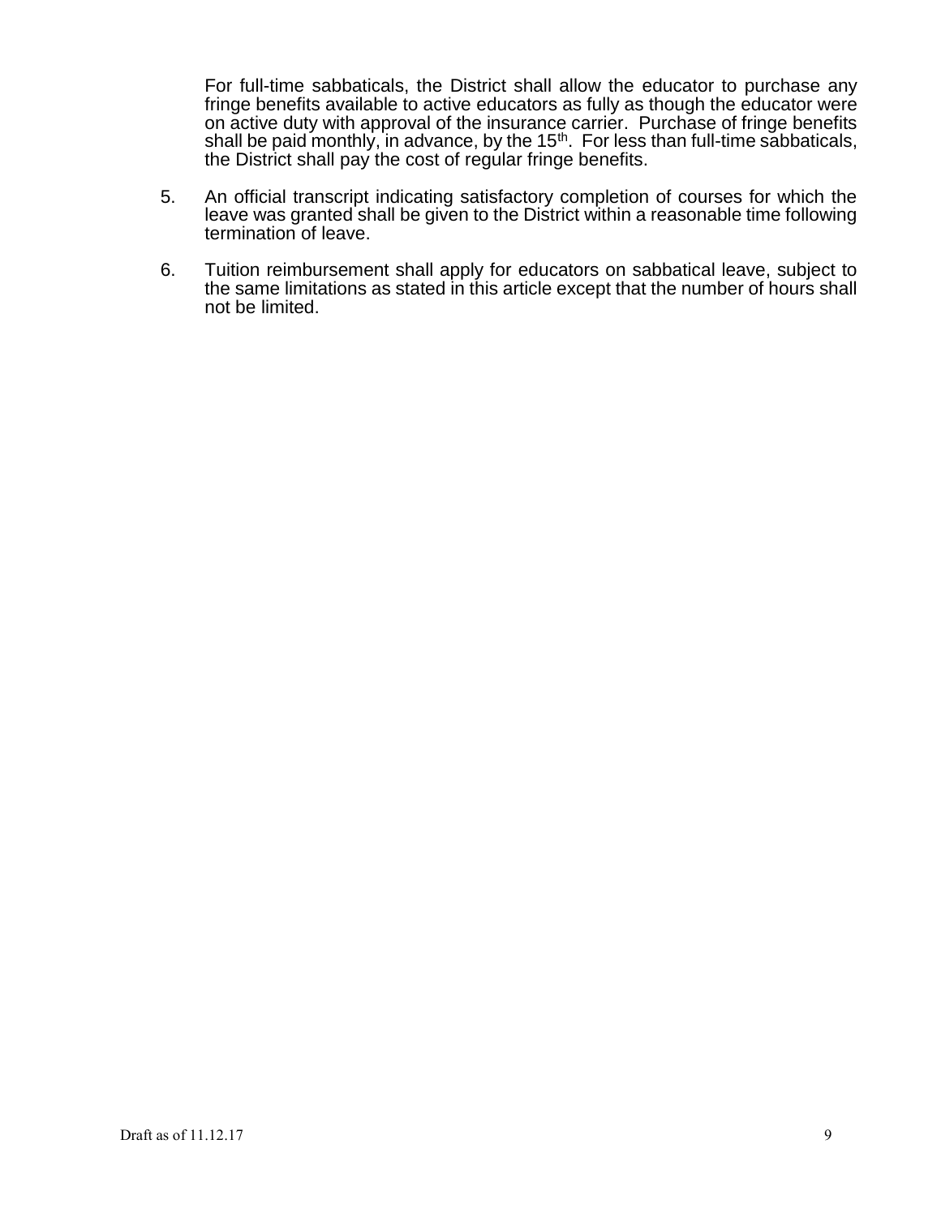For full-time sabbaticals, the District shall allow the educator to purchase any fringe benefits available to active educators as fully as though the educator were on active duty with approval of the insurance carrier. Purchase of fringe benefits shall be paid monthly, in advance, by the 15th. For less than full-time sabbaticals, the District shall pay the cost of regular fringe benefits.

5. An official transcript indicating satisfactory completion of courses for which the leave was granted shall be given to the District within a reasonable time following termination of leave.

6. Tuition reimbursement shall apply for educators on sabbatical leave, subject to the same limitations as stated in this article except that the number of hours shall not be limited.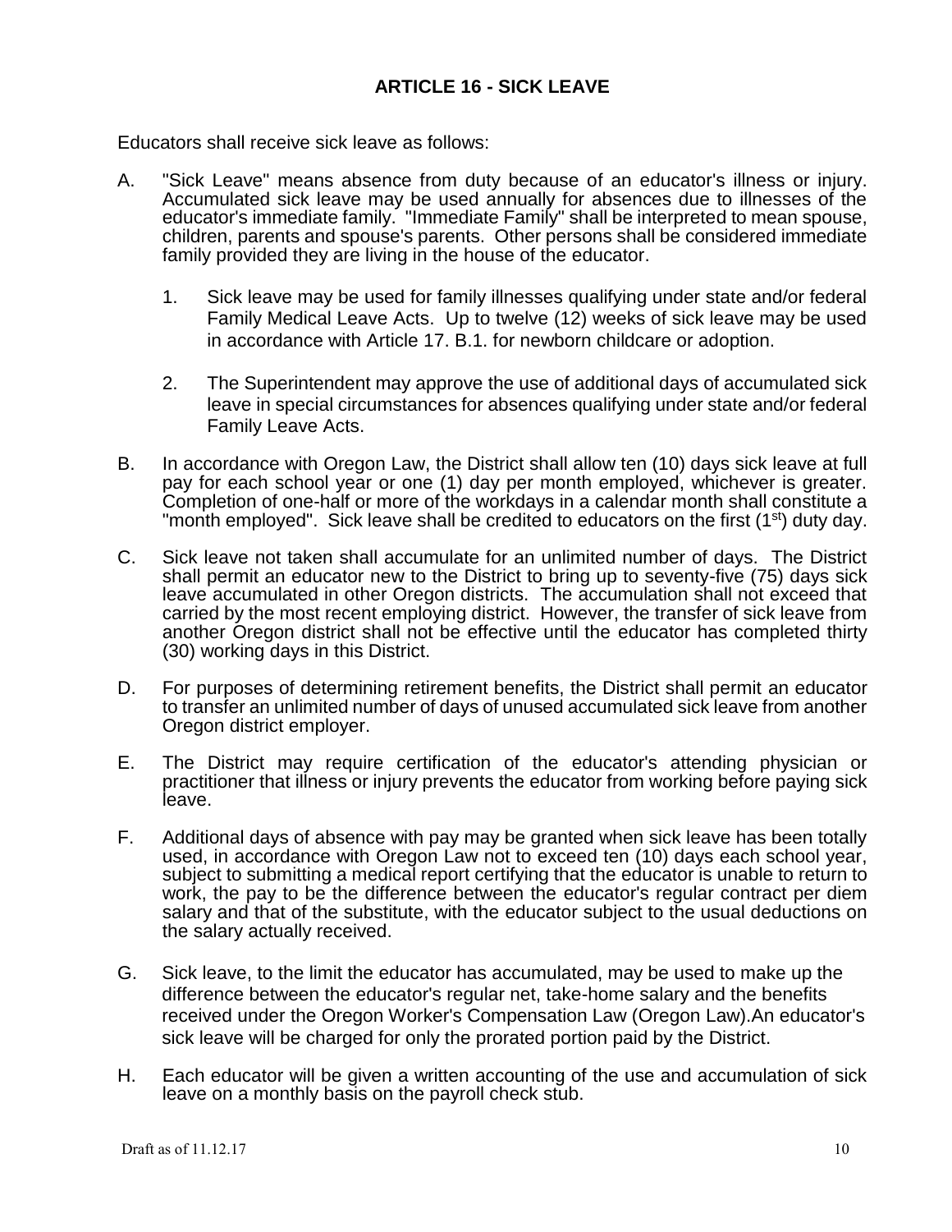## ARTICLE 16 - SICK LEAVE

Educators shall receive sick leave as follows:

A. "Sick Leave" means absence from duty because of an educator's illness or injury. Accumulated sick leave may be used annually for absences due to illnesses of the educator's immediate family. "Immediate Family" shall be interpreted to mean spouse, children, parents and spouse's parents. Other persons shall be considered immediate family provided they are living in the house of the educator.

   1. Sick leave may be used for family illnesses qualifying under state and/or federal Family Medical Leave Acts. Up to twelve (12) weeks of sick leave may be used in accordance with Article 17. B.1. for newborn childcare or adoption.

   2. The Superintendent may approve the use of additional days of accumulated sick leave in special circumstances for absences qualifying under state and/or federal Family Leave Acts.

B. In accordance with Oregon Law, the District shall allow ten (10) days sick leave at full pay for each school year or one (1) day per month employed, whichever is greater. Completion of one-half or more of the workdays in a calendar month shall constitute a "month employed". Sick leave shall be credited to educators on the first (1st) duty day.

C. Sick leave not taken shall accumulate for an unlimited number of days. The District shall permit an educator new to the District to bring up to seventy-five (75) days sick leave accumulated in other Oregon districts. The accumulation shall not exceed that carried by the most recent employing district. However, the transfer of sick leave from another Oregon district shall not be effective until the educator has completed thirty (30) working days in this District.

D. For purposes of determining retirement benefits, the District shall permit an educator to transfer an unlimited number of days of unused accumulated sick leave from another Oregon district employer.

E. The District may require certification of the educator's attending physician or practitioner that illness or injury prevents the educator from working before paying sick leave.

F. Additional days of absence with pay may be granted when sick leave has been totally used, in accordance with Oregon Law not to exceed ten (10) days each school year, subject to submitting a medical report certifying that the educator is unable to return to work, the pay to be the difference between the educator's regular contract per diem salary and that of the substitute, with the educator subject to the usual deductions on the salary actually received.

G. Sick leave, to the limit the educator has accumulated, may be used to make up the difference between the educator's regular net, take-home salary and the benefits received under the Oregon Worker's Compensation Law (Oregon Law).An educator's sick leave will be charged for only the prorated portion paid by the District.

H. Each educator will be given a written accounting of the use and accumulation of sick leave on a monthly basis on the payroll check stub.

Draft as of 11.12.17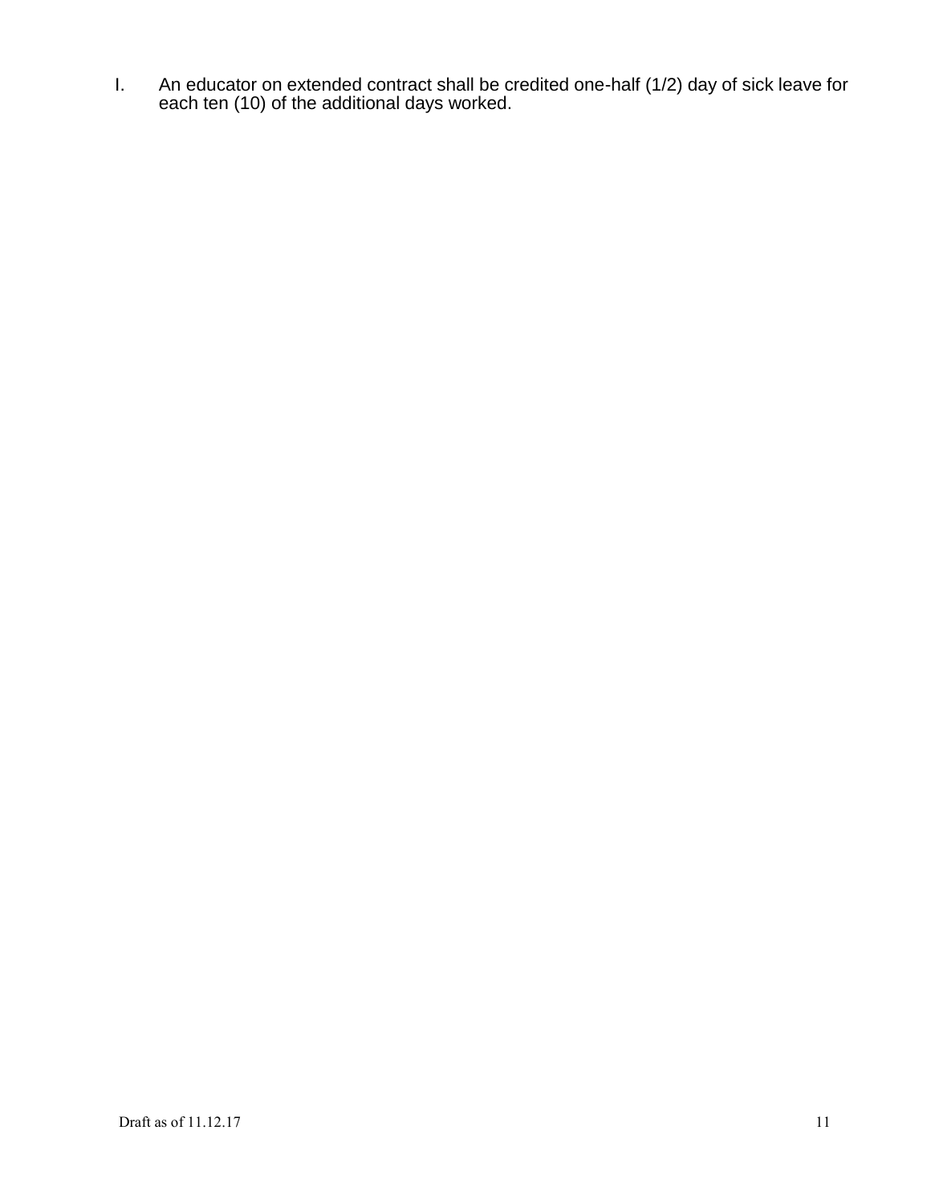I. An educator on extended contract shall be credited one-half (1/2) day of sick leave for each ten (10) of the additional days worked.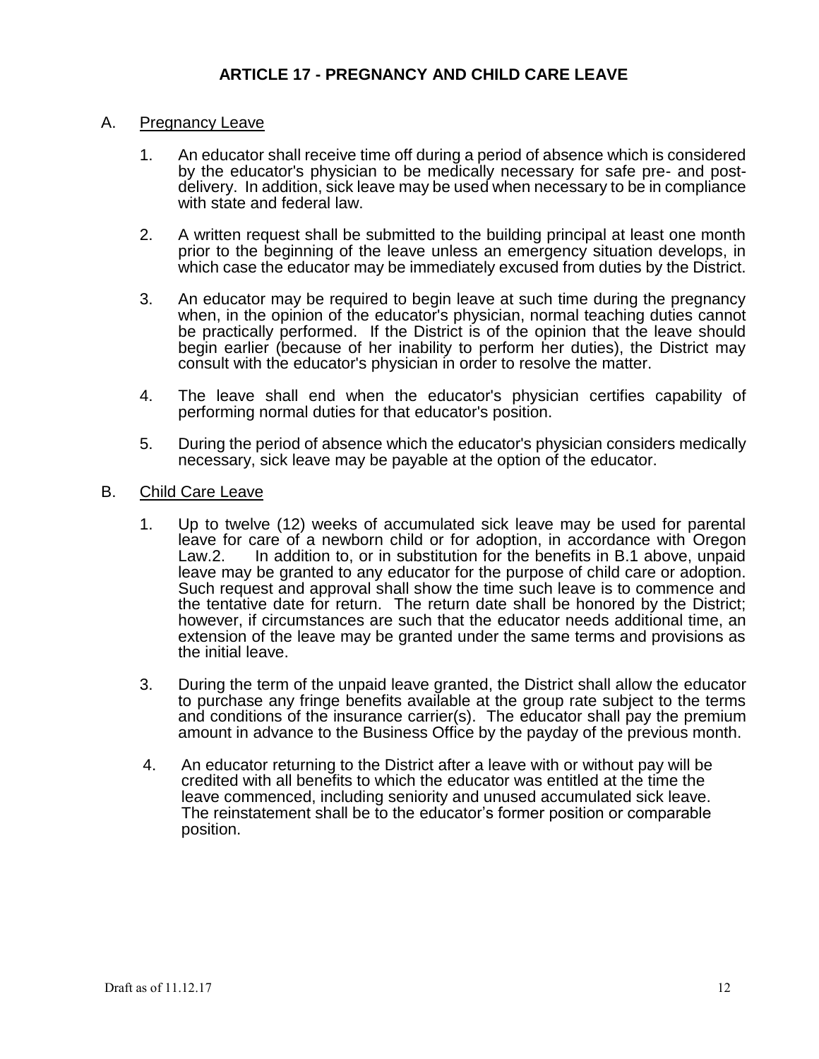# ARTICLE 17 - PREGNANCY AND CHILD CARE LEAVE

A. Pregnancy Leave

1. An educator shall receive time off during a period of absence which is considered by the educator's physician to be medically necessary for safe pre- and post-delivery. In addition, sick leave may be used when necessary to be in compliance with state and federal law.

2. A written request shall be submitted to the building principal at least one month prior to the beginning of the leave unless an emergency situation develops, in which case the educator may be immediately excused from duties by the District.

3. An educator may be required to begin leave at such time during the pregnancy when, in the opinion of the educator's physician, normal teaching duties cannot be practically performed. If the District is of the opinion that the leave should begin earlier (because of her inability to perform her duties), the District may consult with the educator's physician in order to resolve the matter.

4. The leave shall end when the educator's physician certifies capability of performing normal duties for that educator's position.

5. During the period of absence which the educator's physician considers medically necessary, sick leave may be payable at the option of the educator.

B. Child Care Leave

1. Up to twelve (12) weeks of accumulated sick leave may be used for parental leave for care of a newborn child or for adoption, in accordance with Oregon Law.

2. In addition to, or in substitution for the benefits in B.1 above, unpaid leave may be granted to any educator for the purpose of child care or adoption. Such request and approval shall show the time such leave is to commence and the tentative date for return. The return date shall be honored by the District; however, if circumstances are such that the educator needs additional time, an extension of the leave may be granted under the same terms and provisions as the initial leave.

3. During the term of the unpaid leave granted, the District shall allow the educator to purchase any fringe benefits available at the group rate subject to the terms and conditions of the insurance carrier(s). The educator shall pay the premium amount in advance to the Business Office by the payday of the previous month.

4. An educator returning to the District after a leave with or without pay will be credited with all benefits to which the educator was entitled at the time the leave commenced, including seniority and unused accumulated sick leave. The reinstatement shall be to the educator's former position or comparable position.

Draft as of 11.12.17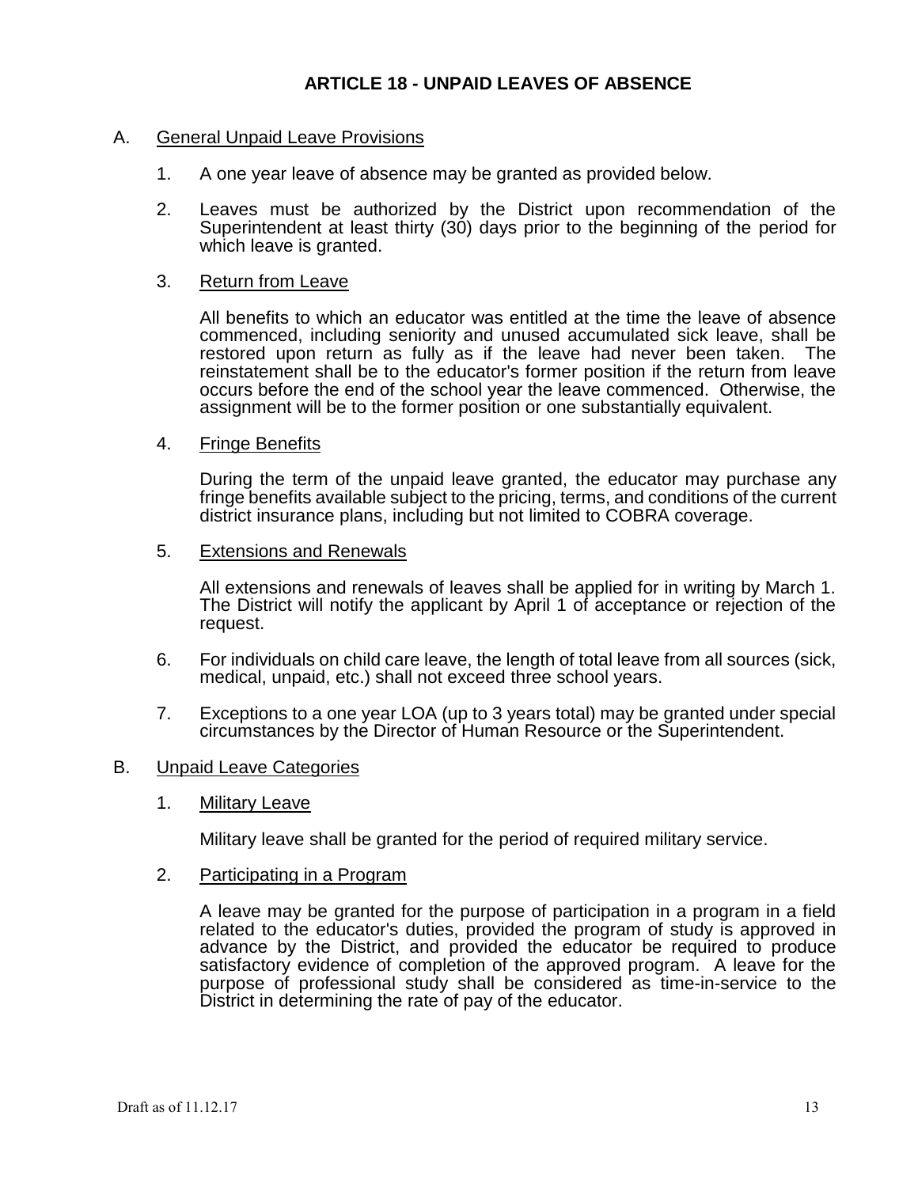## ARTICLE 18 - UNPAID LEAVES OF ABSENCE

A. General Unpaid Leave Provisions

1. A one year leave of absence may be granted as provided below.

2. Leaves must be authorized by the District upon recommendation of the Superintendent at least thirty (30) days prior to the beginning of the period for which leave is granted.

3. Return from Leave

   All benefits to which an educator was entitled at the time the leave of absence commenced, including seniority and unused accumulated sick leave, shall be restored upon return as fully as if the leave had never been taken. The reinstatement shall be to the educator's former position if the return from leave occurs before the end of the school year the leave commenced. Otherwise, the assignment will be to the former position or one substantially equivalent.

4. Fringe Benefits

   During the term of the unpaid leave granted, the educator may purchase any fringe benefits available subject to the pricing, terms, and conditions of the current district insurance plans, including but not limited to COBRA coverage.

5. Extensions and Renewals

   All extensions and renewals of leaves shall be applied for in writing by March 1. The District will notify the applicant by April 1 of acceptance or rejection of the request.

6. For individuals on child care leave, the length of total leave from all sources (sick, medical, unpaid, etc.) shall not exceed three school years.

7. Exceptions to a one year LOA (up to 3 years total) may be granted under special circumstances by the Director of Human Resource or the Superintendent.

B. Unpaid Leave Categories

1. Military Leave

   Military leave shall be granted for the period of required military service.

2. Participating in a Program

   A leave may be granted for the purpose of participation in a program in a field related to the educator's duties, provided the program of study is approved in advance by the District, and provided the educator be required to produce satisfactory evidence of completion of the approved program. A leave for the purpose of professional study shall be considered as time-in-service to the District in determining the rate of pay of the educator.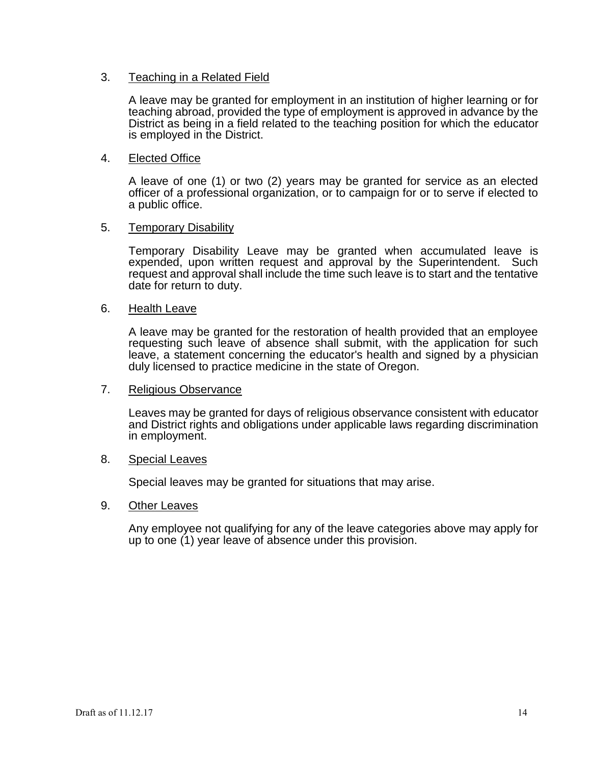3. <u>Teaching in a Related Field</u>

   A leave may be granted for employment in an institution of higher learning or for teaching abroad, provided the type of employment is approved in advance by the District as being in a field related to the teaching position for which the educator is employed in the District.

4. <u>Elected Office</u>

   A leave of one (1) or two (2) years may be granted for service as an elected officer of a professional organization, or to campaign for or to serve if elected to a public office.

5. <u>Temporary Disability</u>

   Temporary Disability Leave may be granted when accumulated leave is expended, upon written request and approval by the Superintendent. Such request and approval shall include the time such leave is to start and the tentative date for return to duty.

6. <u>Health Leave</u>

   A leave may be granted for the restoration of health provided that an employee requesting such leave of absence shall submit, with the application for such leave, a statement concerning the educator's health and signed by a physician duly licensed to practice medicine in the state of Oregon.

7. <u>Religious Observance</u>

   Leaves may be granted for days of religious observance consistent with educator and District rights and obligations under applicable laws regarding discrimination in employment.

8. <u>Special Leaves</u>

   Special leaves may be granted for situations that may arise.

9. <u>Other Leaves</u>

   Any employee not qualifying for any of the leave categories above may apply for up to one (1) year leave of absence under this provision.

Draft as of 11.12.17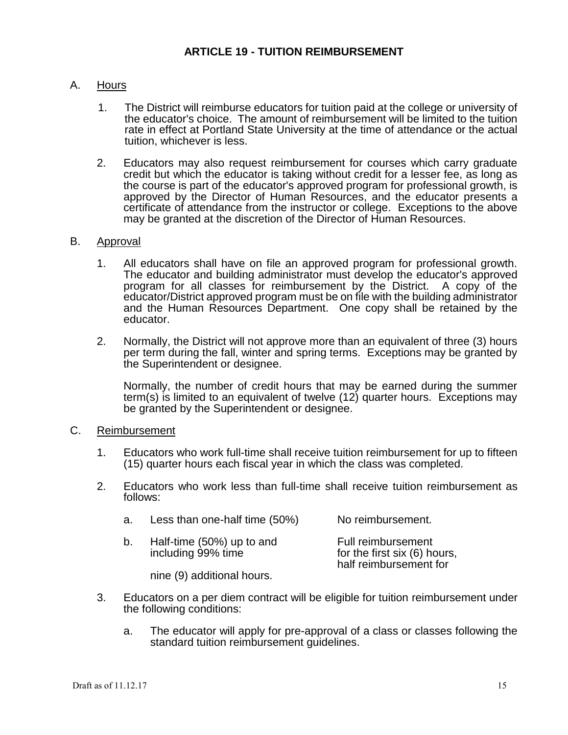# ARTICLE 19 - TUITION REIMBURSEMENT

A. Hours

1. The District will reimburse educators for tuition paid at the college or university of the educator's choice. The amount of reimbursement will be limited to the tuition rate in effect at Portland State University at the time of attendance or the actual tuition, whichever is less.

2. Educators may also request reimbursement for courses which carry graduate credit but which the educator is taking without credit for a lesser fee, as long as the course is part of the educator's approved program for professional growth, is approved by the Director of Human Resources, and the educator presents a certificate of attendance from the instructor or college. Exceptions to the above may be granted at the discretion of the Director of Human Resources.

B. Approval

1. All educators shall have on file an approved program for professional growth. The educator and building administrator must develop the educator's approved program for all classes for reimbursement by the District. A copy of the educator/District approved program must be on file with the building administrator and the Human Resources Department. One copy shall be retained by the educator.

2. Normally, the District will not approve more than an equivalent of three (3) hours per term during the fall, winter and spring terms. Exceptions may be granted by the Superintendent or designee.

   Normally, the number of credit hours that may be earned during the summer term(s) is limited to an equivalent of twelve (12) quarter hours. Exceptions may be granted by the Superintendent or designee.

C. Reimbursement

1. Educators who work full-time shall receive tuition reimbursement for up to fifteen (15) quarter hours each fiscal year in which the class was completed.

2. Educators who work less than full-time shall receive tuition reimbursement as follows:

   a. Less than one-half time (50%) — No reimbursement.

   b. Half-time (50%) up to and including 99% time — Full reimbursement for the first six (6) hours, half reimbursement for nine (9) additional hours.

3. Educators on a per diem contract will be eligible for tuition reimbursement under the following conditions:

   a. The educator will apply for pre-approval of a class or classes following the standard tuition reimbursement guidelines.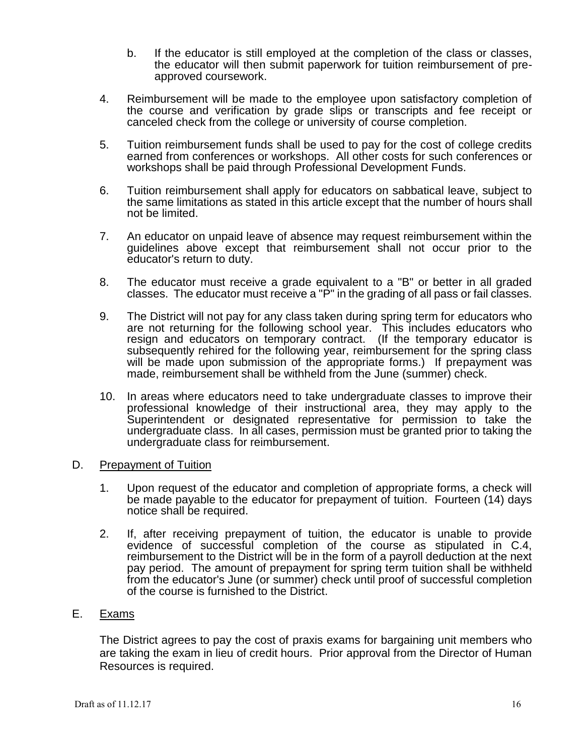b. If the educator is still employed at the completion of the class or classes, the educator will then submit paperwork for tuition reimbursement of pre-approved coursework.

4. Reimbursement will be made to the employee upon satisfactory completion of the course and verification by grade slips or transcripts and fee receipt or canceled check from the college or university of course completion.

5. Tuition reimbursement funds shall be used to pay for the cost of college credits earned from conferences or workshops. All other costs for such conferences or workshops shall be paid through Professional Development Funds.

6. Tuition reimbursement shall apply for educators on sabbatical leave, subject to the same limitations as stated in this article except that the number of hours shall not be limited.

7. An educator on unpaid leave of absence may request reimbursement within the guidelines above except that reimbursement shall not occur prior to the educator's return to duty.

8. The educator must receive a grade equivalent to a "B" or better in all graded classes. The educator must receive a "P" in the grading of all pass or fail classes.

9. The District will not pay for any class taken during spring term for educators who are not returning for the following school year. This includes educators who resign and educators on temporary contract. (If the temporary educator is subsequently rehired for the following year, reimbursement for the spring class will be made upon submission of the appropriate forms.) If prepayment was made, reimbursement shall be withheld from the June (summer) check.

10. In areas where educators need to take undergraduate classes to improve their professional knowledge of their instructional area, they may apply to the Superintendent or designated representative for permission to take the undergraduate class. In all cases, permission must be granted prior to taking the undergraduate class for reimbursement.

D. <u>Prepayment of Tuition</u>

1. Upon request of the educator and completion of appropriate forms, a check will be made payable to the educator for prepayment of tuition. Fourteen (14) days notice shall be required.

2. If, after receiving prepayment of tuition, the educator is unable to provide evidence of successful completion of the course as stipulated in C.4, reimbursement to the District will be in the form of a payroll deduction at the next pay period. The amount of prepayment for spring term tuition shall be withheld from the educator's June (or summer) check until proof of successful completion of the course is furnished to the District.

E. <u>Exams</u>

The District agrees to pay the cost of praxis exams for bargaining unit members who are taking the exam in lieu of credit hours. Prior approval from the Director of Human Resources is required.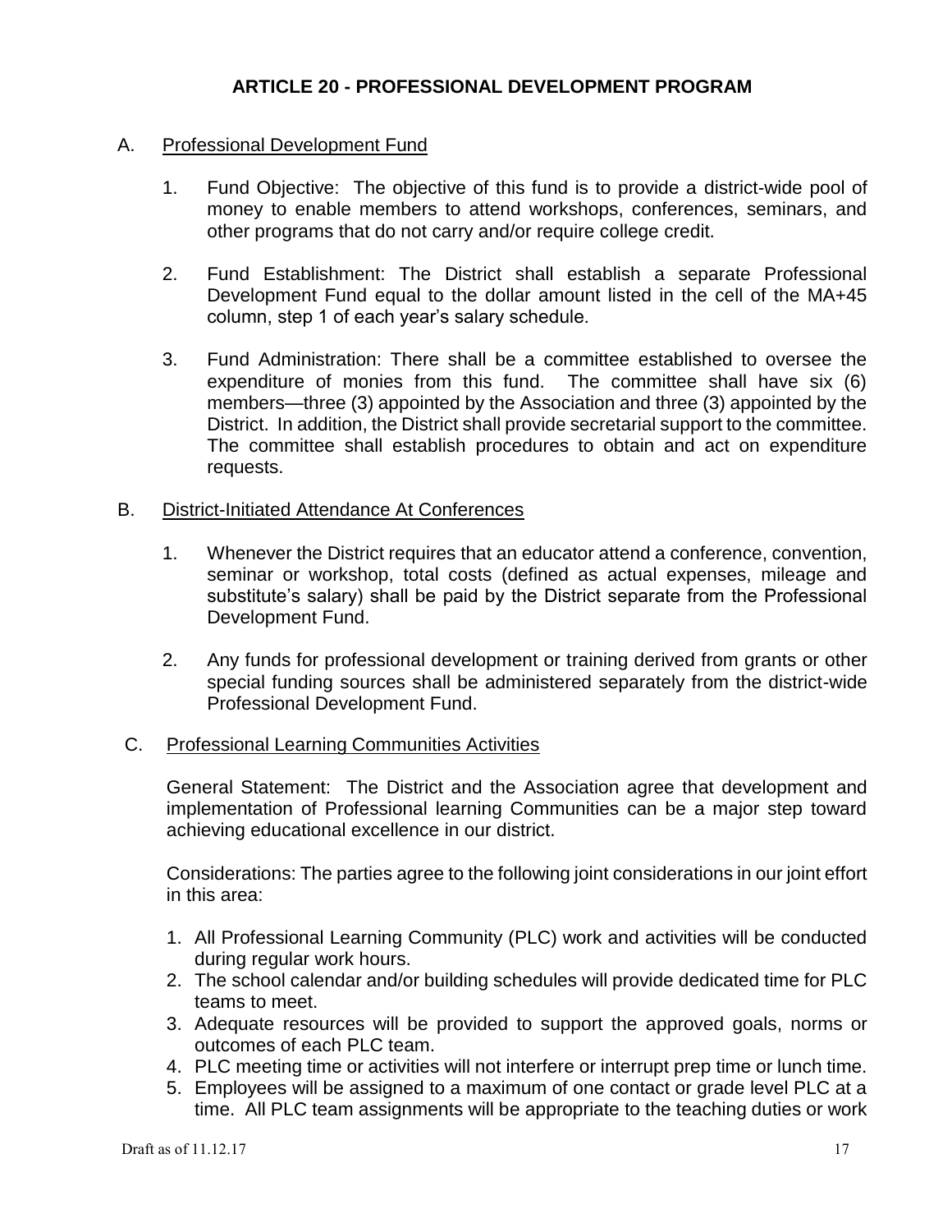## ARTICLE 20 - PROFESSIONAL DEVELOPMENT PROGRAM

A. Professional Development Fund

1. Fund Objective: The objective of this fund is to provide a district-wide pool of money to enable members to attend workshops, conferences, seminars, and other programs that do not carry and/or require college credit.

2. Fund Establishment: The District shall establish a separate Professional Development Fund equal to the dollar amount listed in the cell of the MA+45 column, step 1 of each year's salary schedule.

3. Fund Administration: There shall be a committee established to oversee the expenditure of monies from this fund. The committee shall have six (6) members—three (3) appointed by the Association and three (3) appointed by the District. In addition, the District shall provide secretarial support to the committee. The committee shall establish procedures to obtain and act on expenditure requests.

B. District-Initiated Attendance At Conferences

1. Whenever the District requires that an educator attend a conference, convention, seminar or workshop, total costs (defined as actual expenses, mileage and substitute's salary) shall be paid by the District separate from the Professional Development Fund.

2. Any funds for professional development or training derived from grants or other special funding sources shall be administered separately from the district-wide Professional Development Fund.

C. Professional Learning Communities Activities

General Statement: The District and the Association agree that development and implementation of Professional learning Communities can be a major step toward achieving educational excellence in our district.

Considerations: The parties agree to the following joint considerations in our joint effort in this area:

1. All Professional Learning Community (PLC) work and activities will be conducted during regular work hours.
2. The school calendar and/or building schedules will provide dedicated time for PLC teams to meet.
3. Adequate resources will be provided to support the approved goals, norms or outcomes of each PLC team.
4. PLC meeting time or activities will not interfere or interrupt prep time or lunch time.
5. Employees will be assigned to a maximum of one contact or grade level PLC at a time. All PLC team assignments will be appropriate to the teaching duties or work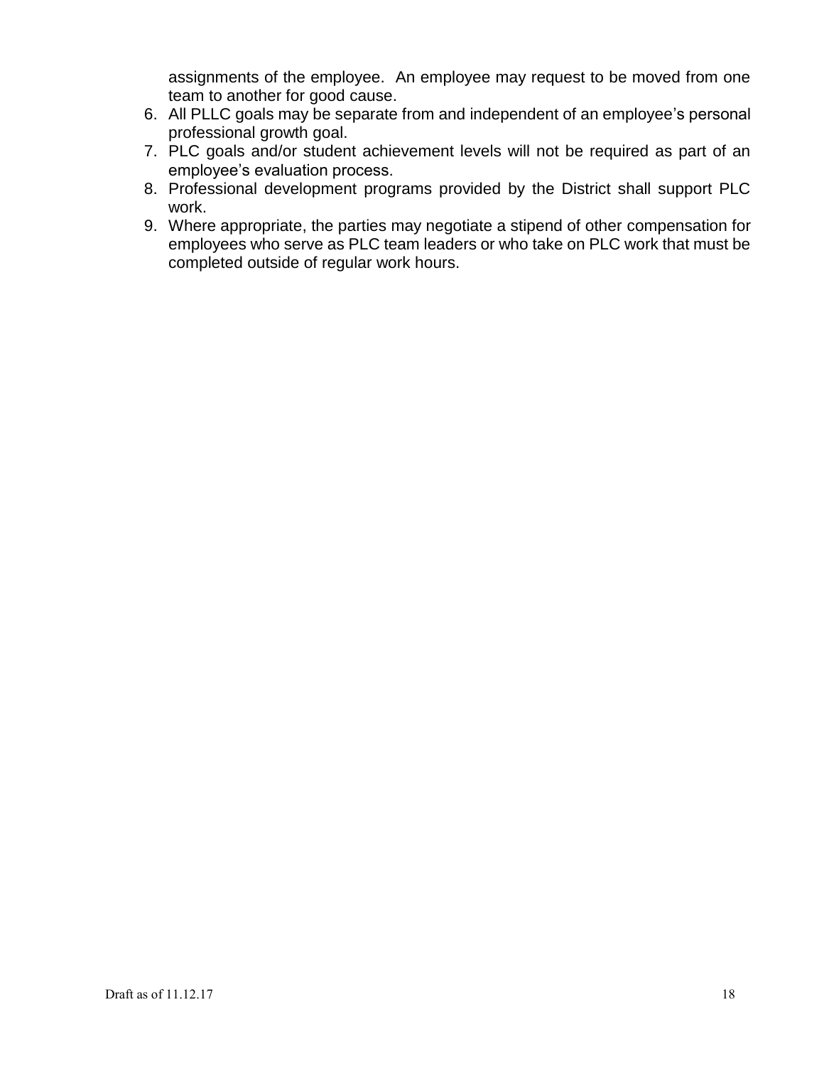assignments of the employee. An employee may request to be moved from one team to another for good cause.

6. All PLLC goals may be separate from and independent of an employee's personal professional growth goal.
7. PLC goals and/or student achievement levels will not be required as part of an employee's evaluation process.
8. Professional development programs provided by the District shall support PLC work.
9. Where appropriate, the parties may negotiate a stipend of other compensation for employees who serve as PLC team leaders or who take on PLC work that must be completed outside of regular work hours.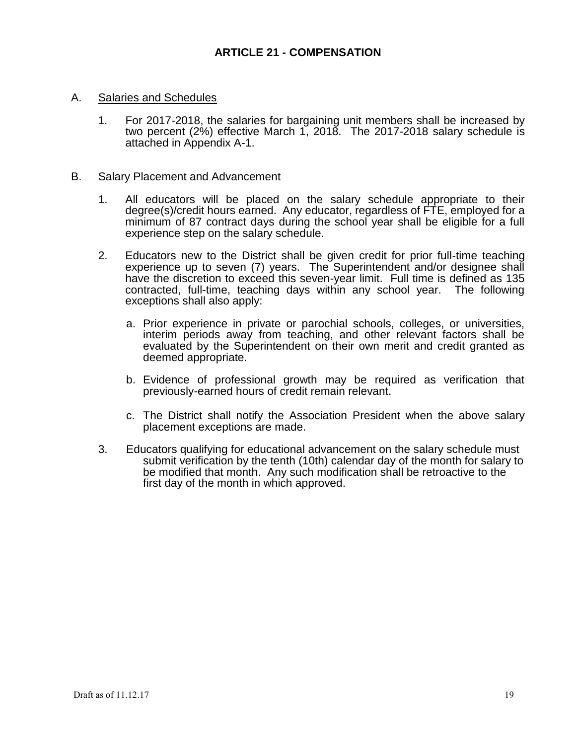# ARTICLE 21 - COMPENSATION

A. <u>Salaries and Schedules</u>

1. For 2017-2018, the salaries for bargaining unit members shall be increased by two percent (2%) effective March 1, 2018. The 2017-2018 salary schedule is attached in Appendix A-1.

B. Salary Placement and Advancement

1. All educators will be placed on the salary schedule appropriate to their degree(s)/credit hours earned. Any educator, regardless of FTE, employed for a minimum of 87 contract days during the school year shall be eligible for a full experience step on the salary schedule.

2. Educators new to the District shall be given credit for prior full-time teaching experience up to seven (7) years. The Superintendent and/or designee shall have the discretion to exceed this seven-year limit. Full time is defined as 135 contracted, full-time, teaching days within any school year. The following exceptions shall also apply:

   a. Prior experience in private or parochial schools, colleges, or universities, interim periods away from teaching, and other relevant factors shall be evaluated by the Superintendent on their own merit and credit granted as deemed appropriate.

   b. Evidence of professional growth may be required as verification that previously-earned hours of credit remain relevant.

   c. The District shall notify the Association President when the above salary placement exceptions are made.

3. Educators qualifying for educational advancement on the salary schedule must submit verification by the tenth (10th) calendar day of the month for salary to be modified that month. Any such modification shall be retroactive to the first day of the month in which approved.

Draft as of 11.12.17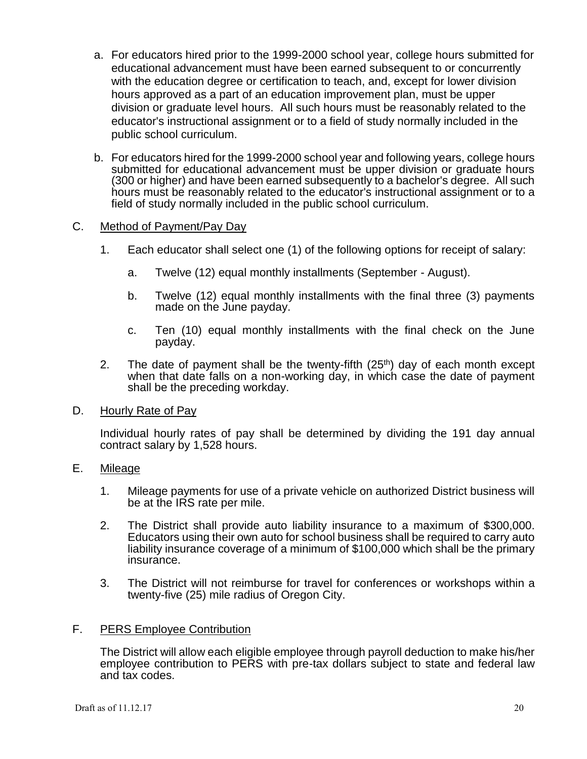a. For educators hired prior to the 1999-2000 school year, college hours submitted for educational advancement must have been earned subsequent to or concurrently with the education degree or certification to teach, and, except for lower division hours approved as a part of an education improvement plan, must be upper division or graduate level hours. All such hours must be reasonably related to the educator's instructional assignment or to a field of study normally included in the public school curriculum.

b. For educators hired for the 1999-2000 school year and following years, college hours submitted for educational advancement must be upper division or graduate hours (300 or higher) and have been earned subsequently to a bachelor's degree. All such hours must be reasonably related to the educator's instructional assignment or to a field of study normally included in the public school curriculum.

C. Method of Payment/Pay Day

1. Each educator shall select one (1) of the following options for receipt of salary:

   a. Twelve (12) equal monthly installments (September - August).

   b. Twelve (12) equal monthly installments with the final three (3) payments made on the June payday.

   c. Ten (10) equal monthly installments with the final check on the June payday.

2. The date of payment shall be the twenty-fifth (25th) day of each month except when that date falls on a non-working day, in which case the date of payment shall be the preceding workday.

D. Hourly Rate of Pay

Individual hourly rates of pay shall be determined by dividing the 191 day annual contract salary by 1,528 hours.

E. Mileage

1. Mileage payments for use of a private vehicle on authorized District business will be at the IRS rate per mile.

2. The District shall provide auto liability insurance to a maximum of $300,000. Educators using their own auto for school business shall be required to carry auto liability insurance coverage of a minimum of $100,000 which shall be the primary insurance.

3. The District will not reimburse for travel for conferences or workshops within a twenty-five (25) mile radius of Oregon City.

F. PERS Employee Contribution

The District will allow each eligible employee through payroll deduction to make his/her employee contribution to PERS with pre-tax dollars subject to state and federal law and tax codes.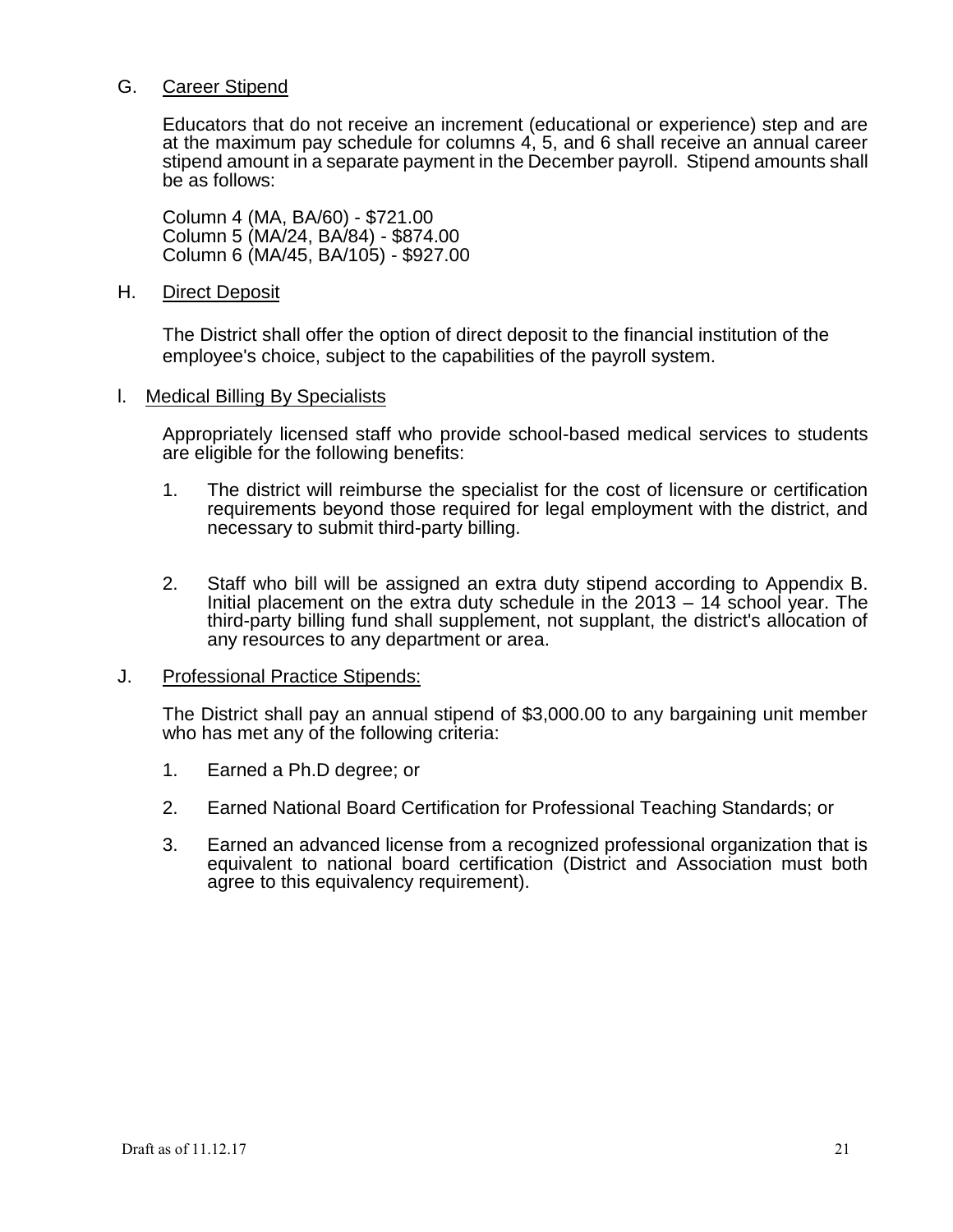G. Career Stipend

Educators that do not receive an increment (educational or experience) step and are at the maximum pay schedule for columns 4, 5, and 6 shall receive an annual career stipend amount in a separate payment in the December payroll. Stipend amounts shall be as follows:

Column 4 (MA, BA/60) - $721.00
Column 5 (MA/24, BA/84) - $874.00
Column 6 (MA/45, BA/105) - $927.00

H. Direct Deposit

The District shall offer the option of direct deposit to the financial institution of the employee's choice, subject to the capabilities of the payroll system.

I. Medical Billing By Specialists

Appropriately licensed staff who provide school-based medical services to students are eligible for the following benefits:

1. The district will reimburse the specialist for the cost of licensure or certification requirements beyond those required for legal employment with the district, and necessary to submit third-party billing.

2. Staff who bill will be assigned an extra duty stipend according to Appendix B. Initial placement on the extra duty schedule in the 2013 – 14 school year. The third-party billing fund shall supplement, not supplant, the district's allocation of any resources to any department or area.

J. Professional Practice Stipends:

The District shall pay an annual stipend of $3,000.00 to any bargaining unit member who has met any of the following criteria:

1. Earned a Ph.D degree; or

2. Earned National Board Certification for Professional Teaching Standards; or

3. Earned an advanced license from a recognized professional organization that is equivalent to national board certification (District and Association must both agree to this equivalency requirement).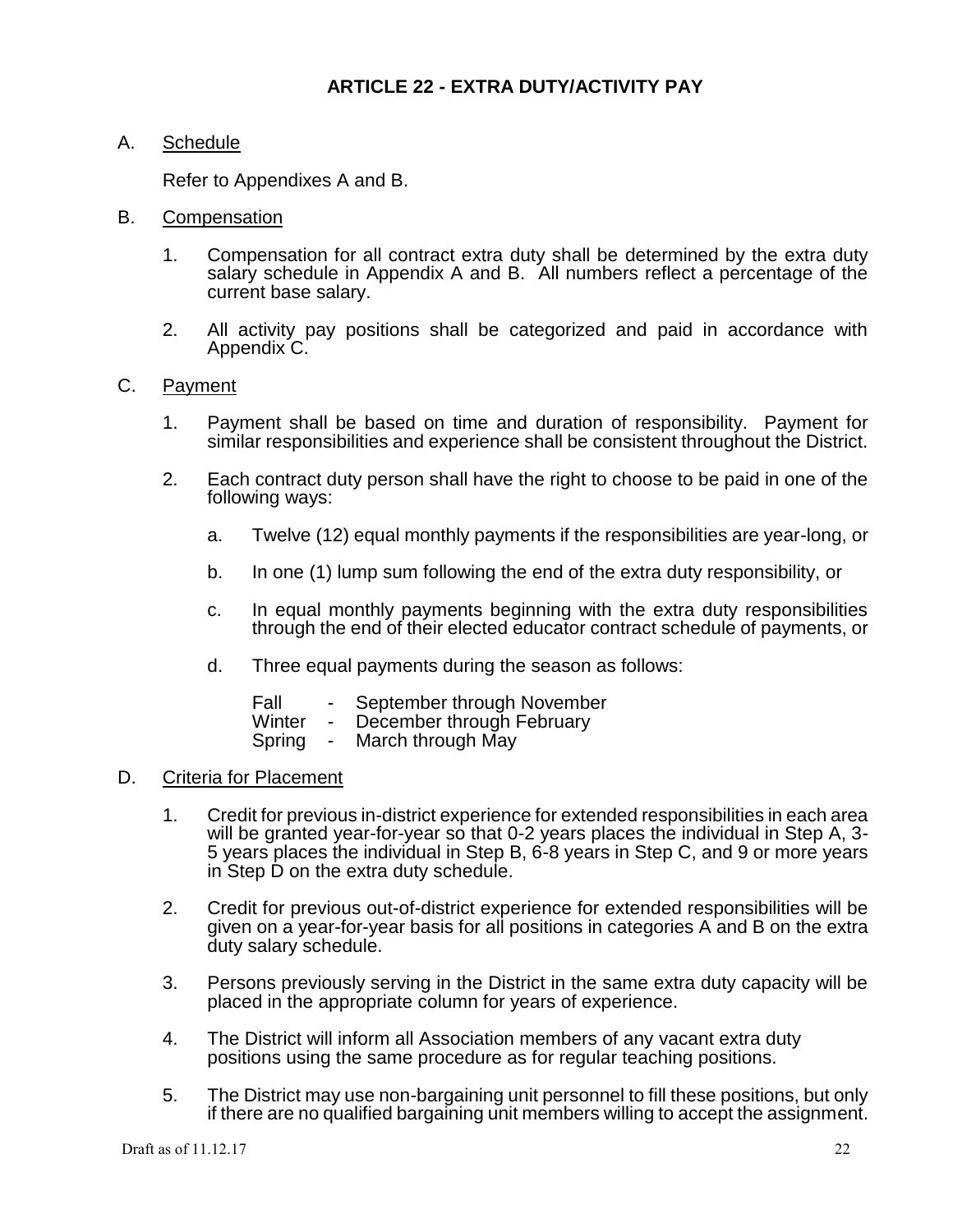## ARTICLE 22 - EXTRA DUTY/ACTIVITY PAY

A. <u>Schedule</u>

Refer to Appendixes A and B.

B. <u>Compensation</u>

1. Compensation for all contract extra duty shall be determined by the extra duty salary schedule in Appendix A and B. All numbers reflect a percentage of the current base salary.

2. All activity pay positions shall be categorized and paid in accordance with Appendix C.

C. <u>Payment</u>

1. Payment shall be based on time and duration of responsibility. Payment for similar responsibilities and experience shall be consistent throughout the District.

2. Each contract duty person shall have the right to choose to be paid in one of the following ways:

   a. Twelve (12) equal monthly payments if the responsibilities are year-long, or

   b. In one (1) lump sum following the end of the extra duty responsibility, or

   c. In equal monthly payments beginning with the extra duty responsibilities through the end of their elected educator contract schedule of payments, or

   d. Three equal payments during the season as follows:

      Fall - September through November
      Winter - December through February
      Spring - March through May

D. <u>Criteria for Placement</u>

1. Credit for previous in-district experience for extended responsibilities in each area will be granted year-for-year so that 0-2 years places the individual in Step A, 3-5 years places the individual in Step B, 6-8 years in Step C, and 9 or more years in Step D on the extra duty schedule.

2. Credit for previous out-of-district experience for extended responsibilities will be given on a year-for-year basis for all positions in categories A and B on the extra duty salary schedule.

3. Persons previously serving in the District in the same extra duty capacity will be placed in the appropriate column for years of experience.

4. The District will inform all Association members of any vacant extra duty positions using the same procedure as for regular teaching positions.

5. The District may use non-bargaining unit personnel to fill these positions, but only if there are no qualified bargaining unit members willing to accept the assignment.

Draft as of 11.12.17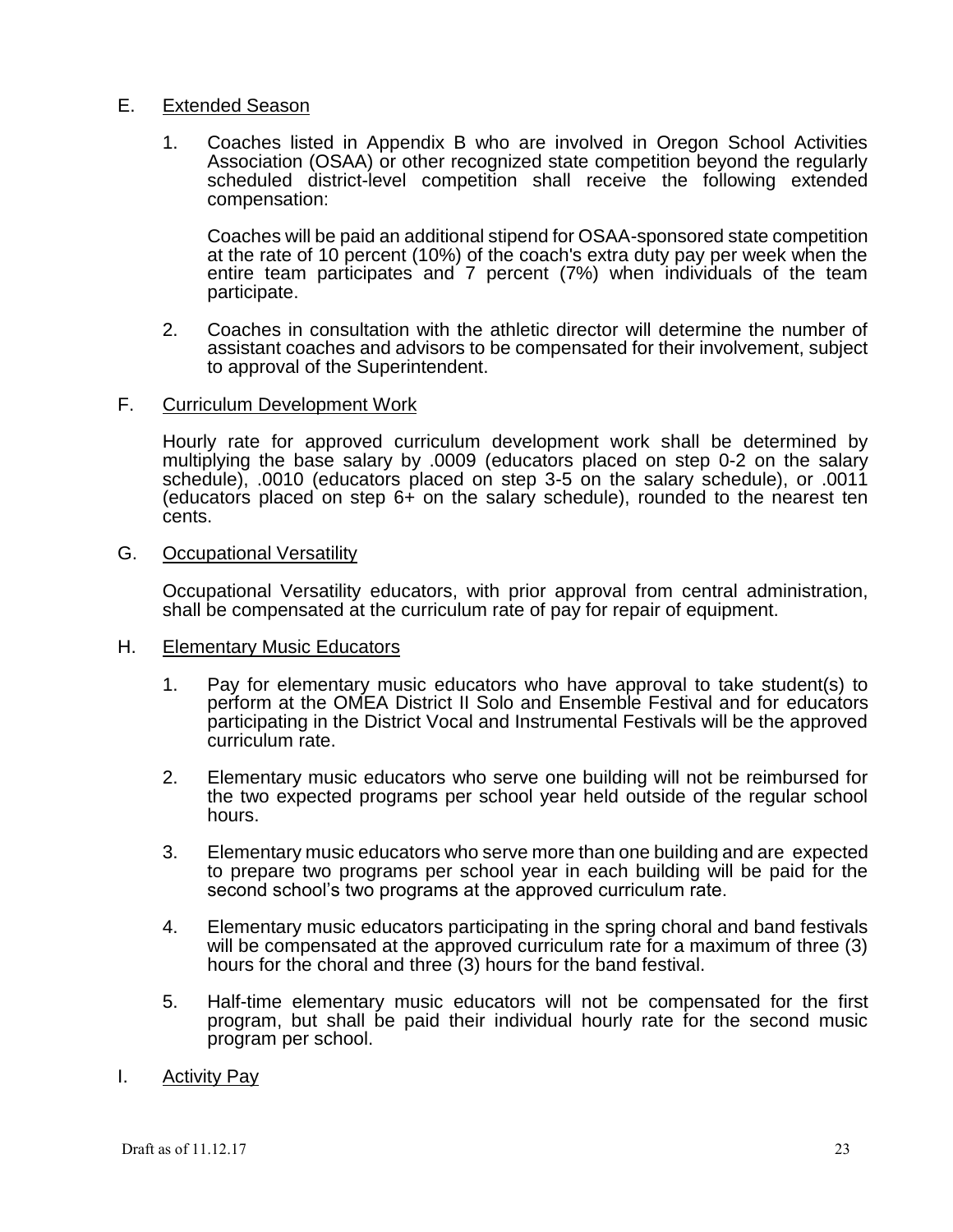E. Extended Season

1. Coaches listed in Appendix B who are involved in Oregon School Activities Association (OSAA) or other recognized state competition beyond the regularly scheduled district-level competition shall receive the following extended compensation:

   Coaches will be paid an additional stipend for OSAA-sponsored state competition at the rate of 10 percent (10%) of the coach's extra duty pay per week when the entire team participates and 7 percent (7%) when individuals of the team participate.

2. Coaches in consultation with the athletic director will determine the number of assistant coaches and advisors to be compensated for their involvement, subject to approval of the Superintendent.

F. Curriculum Development Work

Hourly rate for approved curriculum development work shall be determined by multiplying the base salary by .0009 (educators placed on step 0-2 on the salary schedule), .0010 (educators placed on step 3-5 on the salary schedule), or .0011 (educators placed on step 6+ on the salary schedule), rounded to the nearest ten cents.

G. Occupational Versatility

Occupational Versatility educators, with prior approval from central administration, shall be compensated at the curriculum rate of pay for repair of equipment.

H. Elementary Music Educators

1. Pay for elementary music educators who have approval to take student(s) to perform at the OMEA District II Solo and Ensemble Festival and for educators participating in the District Vocal and Instrumental Festivals will be the approved curriculum rate.

2. Elementary music educators who serve one building will not be reimbursed for the two expected programs per school year held outside of the regular school hours.

3. Elementary music educators who serve more than one building and are expected to prepare two programs per school year in each building will be paid for the second school's two programs at the approved curriculum rate.

4. Elementary music educators participating in the spring choral and band festivals will be compensated at the approved curriculum rate for a maximum of three (3) hours for the choral and three (3) hours for the band festival.

5. Half-time elementary music educators will not be compensated for the first program, but shall be paid their individual hourly rate for the second music program per school.

I. Activity Pay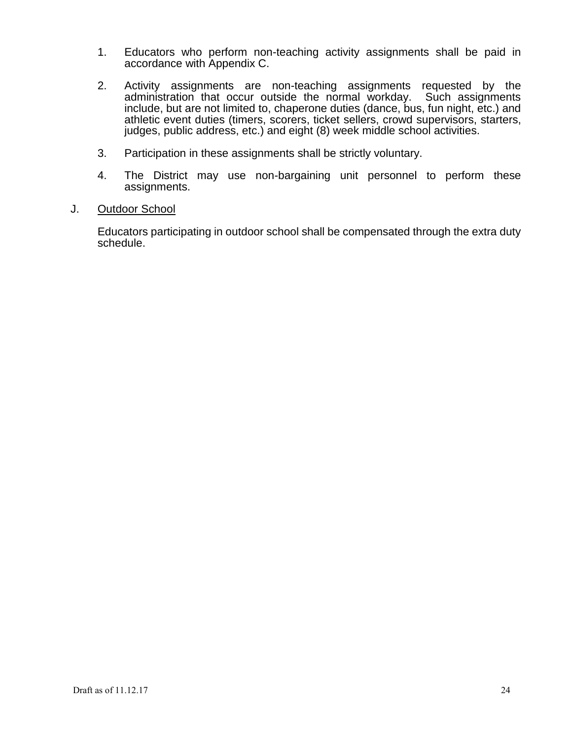1. Educators who perform non-teaching activity assignments shall be paid in accordance with Appendix C.

2. Activity assignments are non-teaching assignments requested by the administration that occur outside the normal workday. Such assignments include, but are not limited to, chaperone duties (dance, bus, fun night, etc.) and athletic event duties (timers, scorers, ticket sellers, crowd supervisors, starters, judges, public address, etc.) and eight (8) week middle school activities.

3. Participation in these assignments shall be strictly voluntary.

4. The District may use non-bargaining unit personnel to perform these assignments.

J. Outdoor School

Educators participating in outdoor school shall be compensated through the extra duty schedule.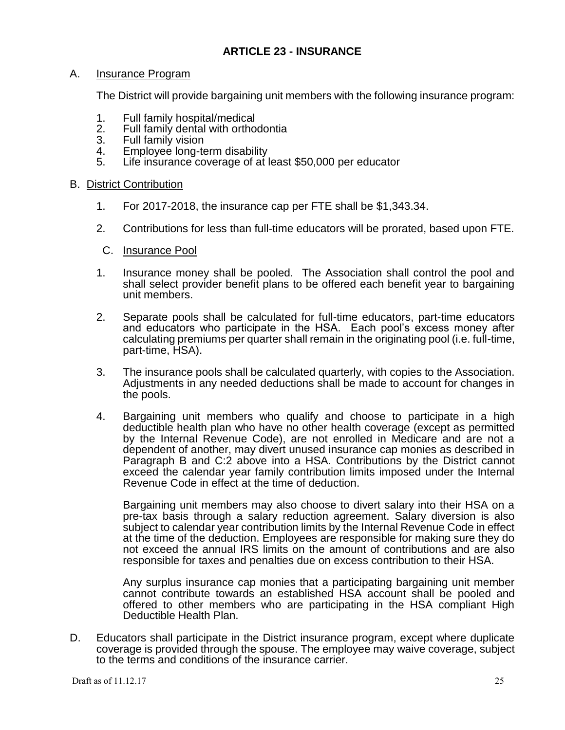## ARTICLE 23 - INSURANCE

A. Insurance Program

The District will provide bargaining unit members with the following insurance program:

1. Full family hospital/medical
2. Full family dental with orthodontia
3. Full family vision
4. Employee long-term disability
5. Life insurance coverage of at least $50,000 per educator

B. District Contribution

1. For 2017-2018, the insurance cap per FTE shall be $1,343.34.
2. Contributions for less than full-time educators will be prorated, based upon FTE.

C. Insurance Pool

1. Insurance money shall be pooled. The Association shall control the pool and shall select provider benefit plans to be offered each benefit year to bargaining unit members.

2. Separate pools shall be calculated for full-time educators, part-time educators and educators who participate in the HSA. Each pool's excess money after calculating premiums per quarter shall remain in the originating pool (i.e. full-time, part-time, HSA).

3. The insurance pools shall be calculated quarterly, with copies to the Association. Adjustments in any needed deductions shall be made to account for changes in the pools.

4. Bargaining unit members who qualify and choose to participate in a high deductible health plan who have no other health coverage (except as permitted by the Internal Revenue Code), are not enrolled in Medicare and are not a dependent of another, may divert unused insurance cap monies as described in Paragraph B and C:2 above into a HSA. Contributions by the District cannot exceed the calendar year family contribution limits imposed under the Internal Revenue Code in effect at the time of deduction.

   Bargaining unit members may also choose to divert salary into their HSA on a pre-tax basis through a salary reduction agreement. Salary diversion is also subject to calendar year contribution limits by the Internal Revenue Code in effect at the time of the deduction. Employees are responsible for making sure they do not exceed the annual IRS limits on the amount of contributions and are also responsible for taxes and penalties due on excess contribution to their HSA.

   Any surplus insurance cap monies that a participating bargaining unit member cannot contribute towards an established HSA account shall be pooled and offered to other members who are participating in the HSA compliant High Deductible Health Plan.

D. Educators shall participate in the District insurance program, except where duplicate coverage is provided through the spouse. The employee may waive coverage, subject to the terms and conditions of the insurance carrier.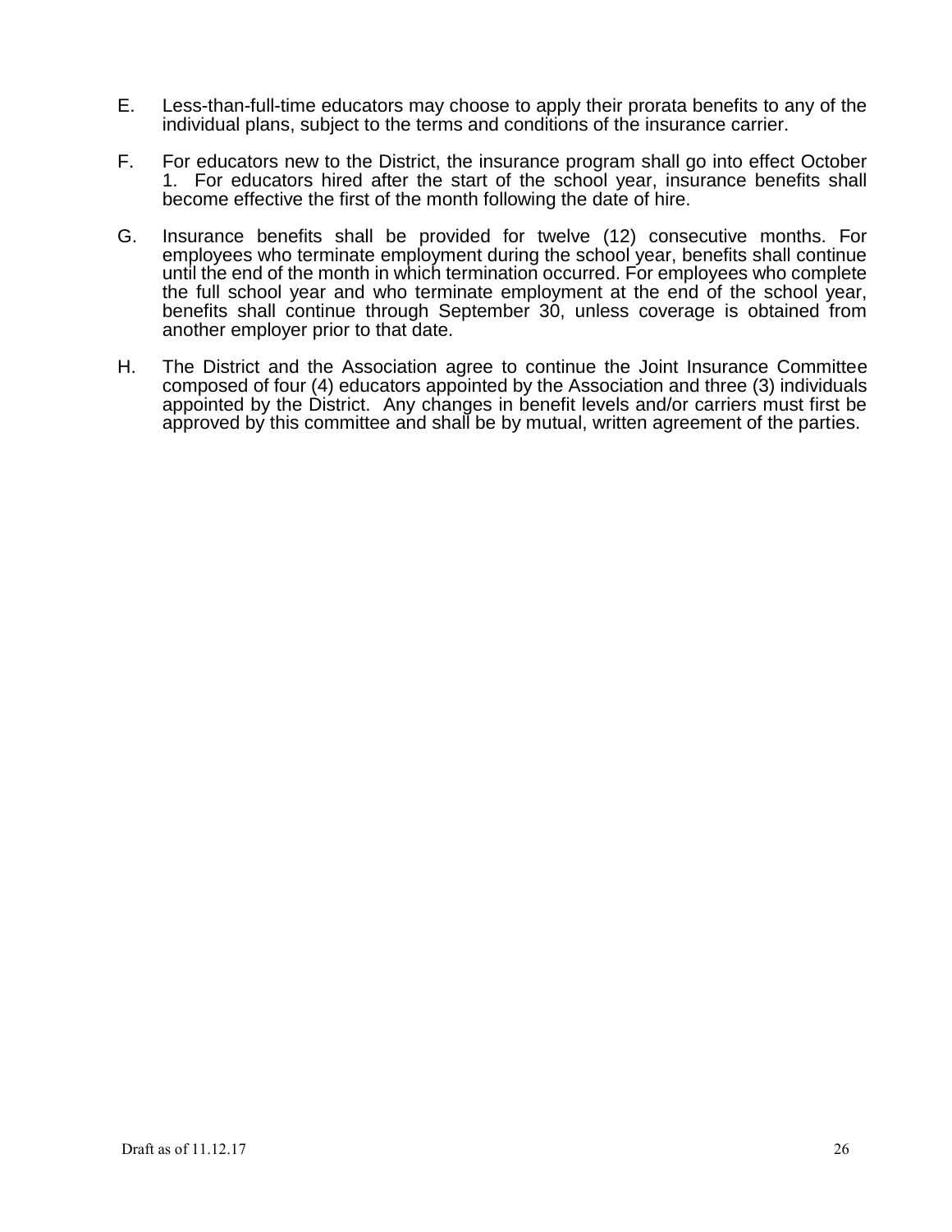E. Less-than-full-time educators may choose to apply their prorata benefits to any of the individual plans, subject to the terms and conditions of the insurance carrier.

F. For educators new to the District, the insurance program shall go into effect October 1. For educators hired after the start of the school year, insurance benefits shall become effective the first of the month following the date of hire.

G. Insurance benefits shall be provided for twelve (12) consecutive months. For employees who terminate employment during the school year, benefits shall continue until the end of the month in which termination occurred. For employees who complete the full school year and who terminate employment at the end of the school year, benefits shall continue through September 30, unless coverage is obtained from another employer prior to that date.

H. The District and the Association agree to continue the Joint Insurance Committee composed of four (4) educators appointed by the Association and three (3) individuals appointed by the District. Any changes in benefit levels and/or carriers must first be approved by this committee and shall be by mutual, written agreement of the parties.

Draft as of 11.12.17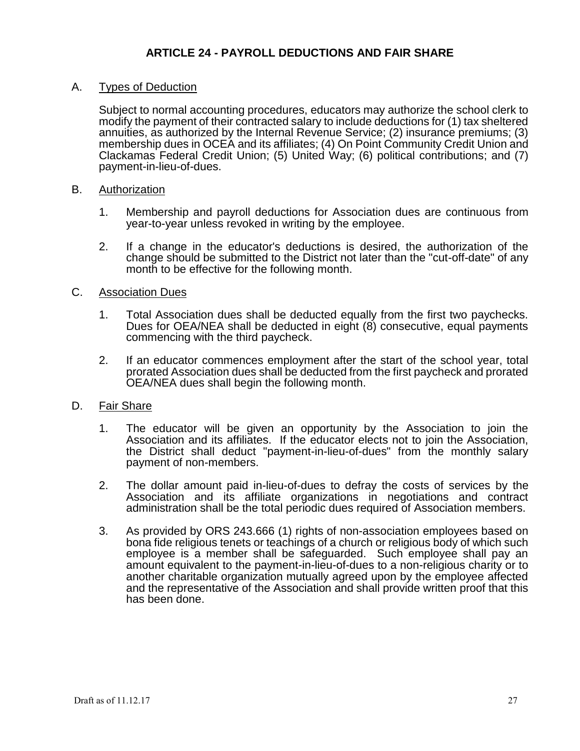# ARTICLE 24 - PAYROLL DEDUCTIONS AND FAIR SHARE

A. Types of Deduction

Subject to normal accounting procedures, educators may authorize the school clerk to modify the payment of their contracted salary to include deductions for (1) tax sheltered annuities, as authorized by the Internal Revenue Service; (2) insurance premiums; (3) membership dues in OCEA and its affiliates; (4) On Point Community Credit Union and Clackamas Federal Credit Union; (5) United Way; (6) political contributions; and (7) payment-in-lieu-of-dues.

B. Authorization

1. Membership and payroll deductions for Association dues are continuous from year-to-year unless revoked in writing by the employee.

2. If a change in the educator's deductions is desired, the authorization of the change should be submitted to the District not later than the "cut-off-date" of any month to be effective for the following month.

C. Association Dues

1. Total Association dues shall be deducted equally from the first two paychecks. Dues for OEA/NEA shall be deducted in eight (8) consecutive, equal payments commencing with the third paycheck.

2. If an educator commences employment after the start of the school year, total prorated Association dues shall be deducted from the first paycheck and prorated OEA/NEA dues shall begin the following month.

D. Fair Share

1. The educator will be given an opportunity by the Association to join the Association and its affiliates. If the educator elects not to join the Association, the District shall deduct "payment-in-lieu-of-dues" from the monthly salary payment of non-members.

2. The dollar amount paid in-lieu-of-dues to defray the costs of services by the Association and its affiliate organizations in negotiations and contract administration shall be the total periodic dues required of Association members.

3. As provided by ORS 243.666 (1) rights of non-association employees based on bona fide religious tenets or teachings of a church or religious body of which such employee is a member shall be safeguarded. Such employee shall pay an amount equivalent to the payment-in-lieu-of-dues to a non-religious charity or to another charitable organization mutually agreed upon by the employee affected and the representative of the Association and shall provide written proof that this has been done.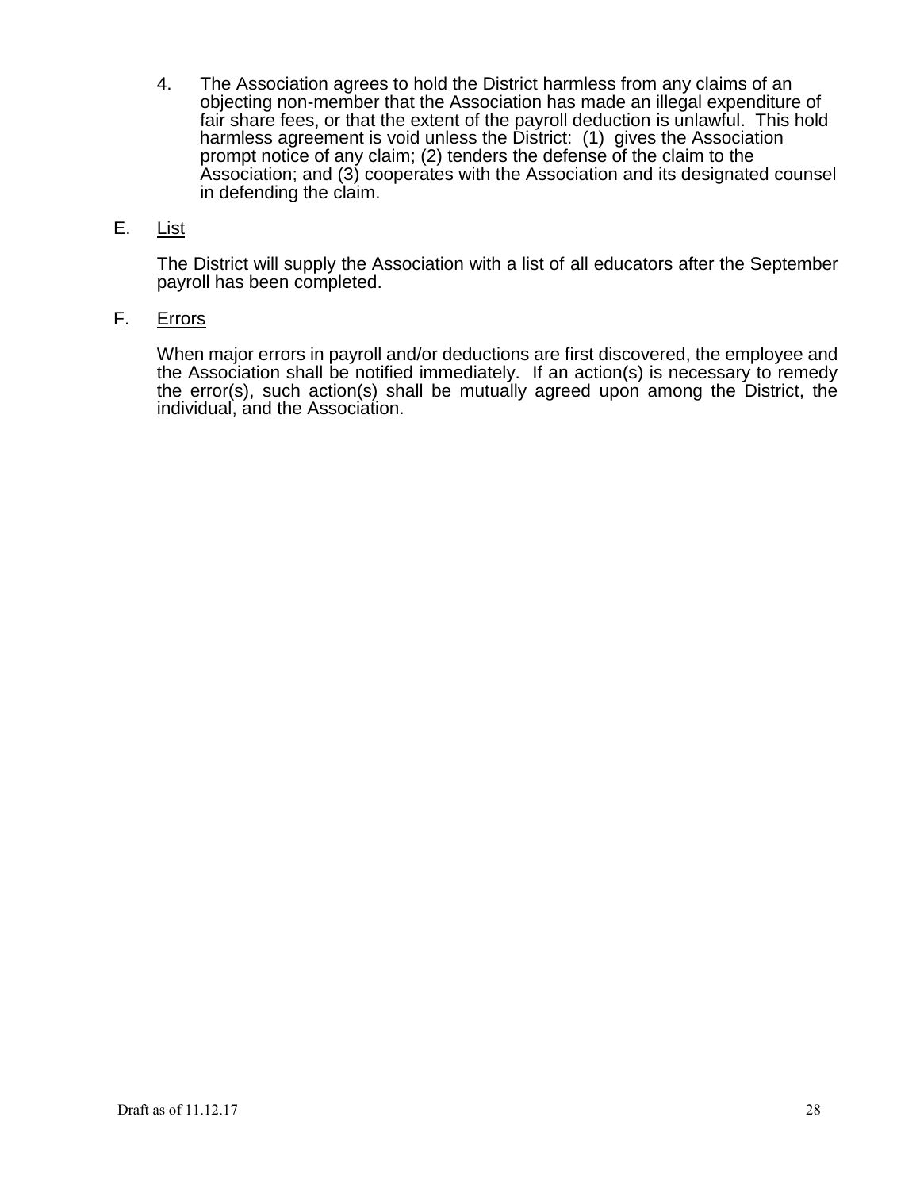4. The Association agrees to hold the District harmless from any claims of an objecting non-member that the Association has made an illegal expenditure of fair share fees, or that the extent of the payroll deduction is unlawful. This hold harmless agreement is void unless the District: (1) gives the Association prompt notice of any claim; (2) tenders the defense of the claim to the Association; and (3) cooperates with the Association and its designated counsel in defending the claim.

E. <u>List</u>

The District will supply the Association with a list of all educators after the September payroll has been completed.

F. <u>Errors</u>

When major errors in payroll and/or deductions are first discovered, the employee and the Association shall be notified immediately. If an action(s) is necessary to remedy the error(s), such action(s) shall be mutually agreed upon among the District, the individual, and the Association.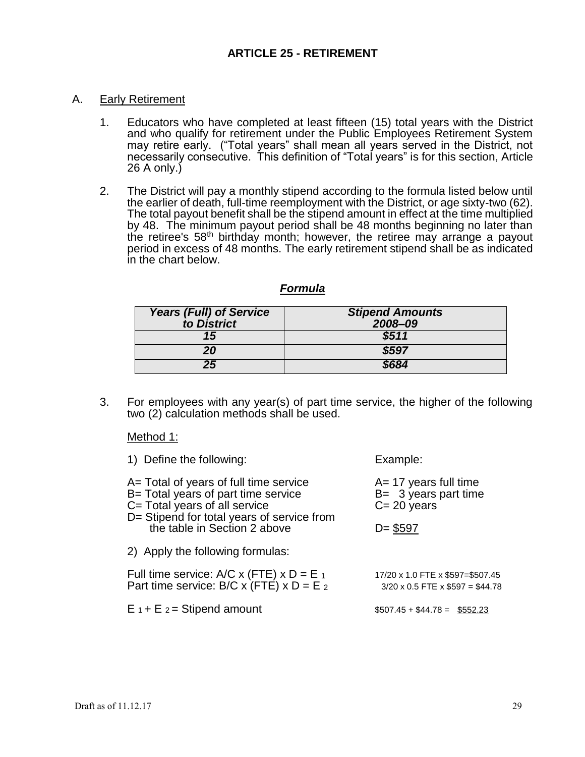## ARTICLE 25 - RETIREMENT

A. Early Retirement

1. Educators who have completed at least fifteen (15) total years with the District and who qualify for retirement under the Public Employees Retirement System may retire early. ("Total years" shall mean all years served in the District, not necessarily consecutive. This definition of "Total years" is for this section, Article 26 A only.)

2. The District will pay a monthly stipend according to the formula listed below until the earlier of death, full-time reemployment with the District, or age sixty-two (62). The total payout benefit shall be the stipend amount in effect at the time multiplied by 48. The minimum payout period shall be 48 months beginning no later than the retiree's 58th birthday month; however, the retiree may arrange a payout period in excess of 48 months. The early retirement stipend shall be as indicated in the chart below.

***Formula***

| *Years (Full) of Service to District* | *Stipend Amounts 2008–09* |
|---|---|
| *15* | *$511* |
| *20* | *$597* |
| *25* | *$684* |

3. For employees with any year(s) of part time service, the higher of the following two (2) calculation methods shall be used.

Method 1:

1) Define the following:

| | Example: |
|---|---|
| A= Total of years of full time service | A= 17 years full time |
| B= Total years of part time service | B= 3 years part time |
| C= Total years of all service | C= 20 years |
| D= Stipend for total years of service from the table in Section 2 above | D= $597 |

2) Apply the following formulas:

| | |
|---|---|
| Full time service: A/C x (FTE) x D = $E_1$ | 17/20 x 1.0 FTE x $597=$507.45 |
| Part time service: B/C x (FTE) x D = $E_2$ | 3/20 x 0.5 FTE x $597 = $44.78 |
| $E_1 + E_2$ = Stipend amount | $507.45 + $44.78 = $552.23 |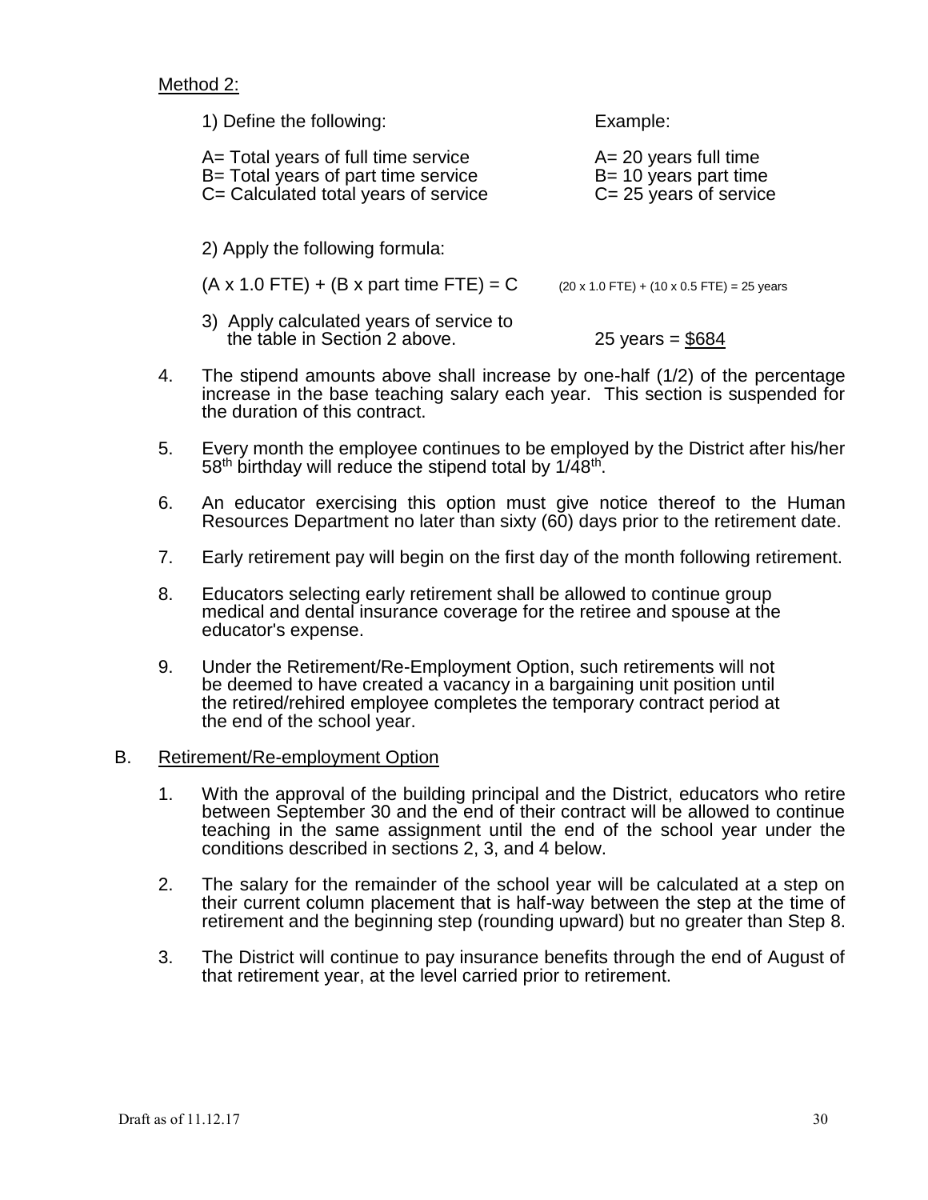Method 2:

1) Define the following:

| | Example: |
|---|---|
| A= Total years of full time service | A= 20 years full time |
| B= Total years of part time service | B= 10 years part time |
| C= Calculated total years of service | C= 25 years of service |

2) Apply the following formula:

(A x 1.0 FTE) + (B x part time FTE) = C (20 x 1.0 FTE) + (10 x 0.5 FTE) = 25 years

3) Apply calculated years of service to the table in Section 2 above. 25 years = $684

4. The stipend amounts above shall increase by one-half (1/2) of the percentage increase in the base teaching salary each year. This section is suspended for the duration of this contract.

5. Every month the employee continues to be employed by the District after his/her 58th birthday will reduce the stipend total by 1/48th.

6. An educator exercising this option must give notice thereof to the Human Resources Department no later than sixty (60) days prior to the retirement date.

7. Early retirement pay will begin on the first day of the month following retirement.

8. Educators selecting early retirement shall be allowed to continue group medical and dental insurance coverage for the retiree and spouse at the educator's expense.

9. Under the Retirement/Re-Employment Option, such retirements will not be deemed to have created a vacancy in a bargaining unit position until the retired/rehired employee completes the temporary contract period at the end of the school year.

B. Retirement/Re-employment Option

1. With the approval of the building principal and the District, educators who retire between September 30 and the end of their contract will be allowed to continue teaching in the same assignment until the end of the school year under the conditions described in sections 2, 3, and 4 below.

2. The salary for the remainder of the school year will be calculated at a step on their current column placement that is half-way between the step at the time of retirement and the beginning step (rounding upward) but no greater than Step 8.

3. The District will continue to pay insurance benefits through the end of August of that retirement year, at the level carried prior to retirement.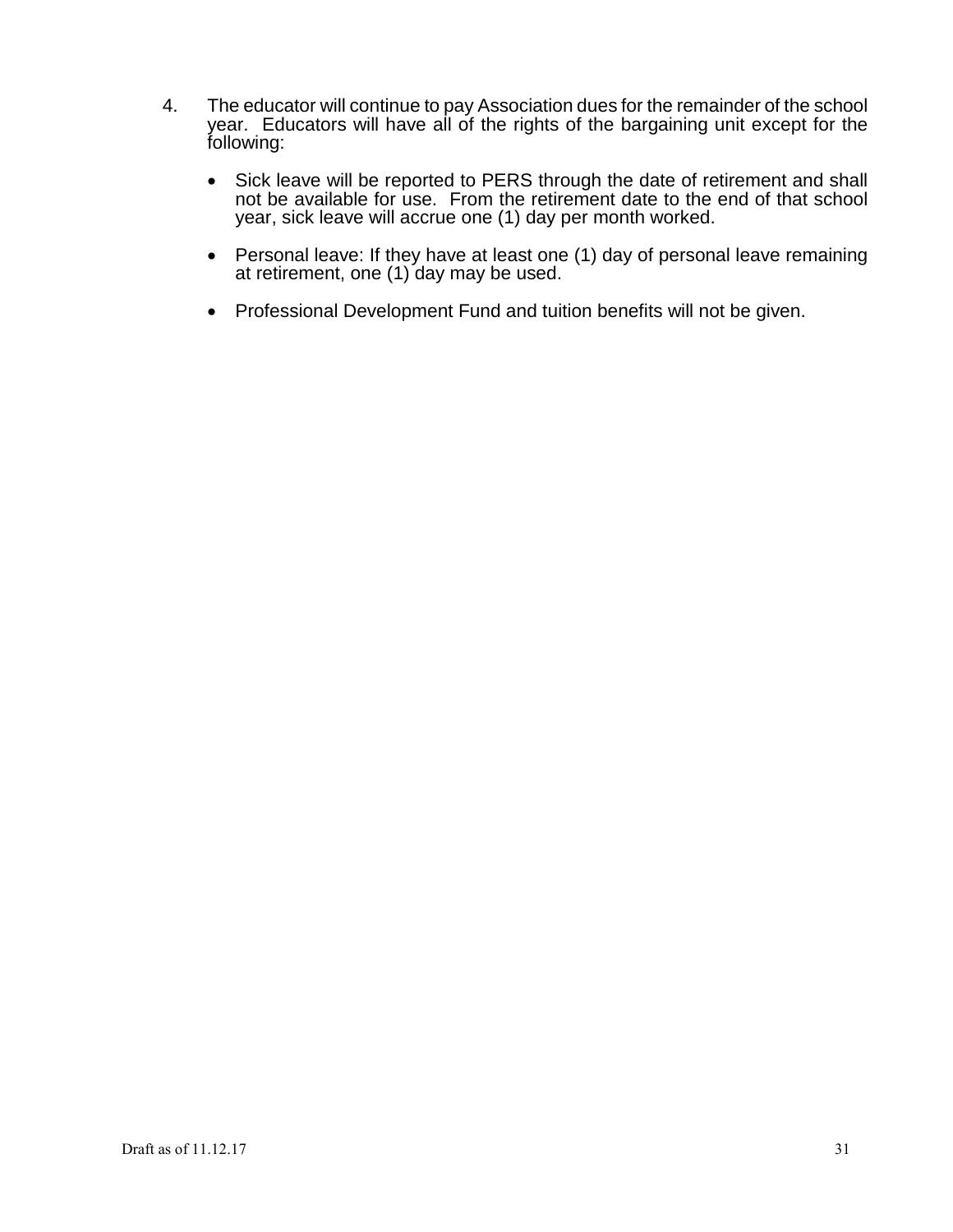4. The educator will continue to pay Association dues for the remainder of the school year. Educators will have all of the rights of the bargaining unit except for the following:

   - Sick leave will be reported to PERS through the date of retirement and shall not be available for use. From the retirement date to the end of that school year, sick leave will accrue one (1) day per month worked.

   - Personal leave: If they have at least one (1) day of personal leave remaining at retirement, one (1) day may be used.

   - Professional Development Fund and tuition benefits will not be given.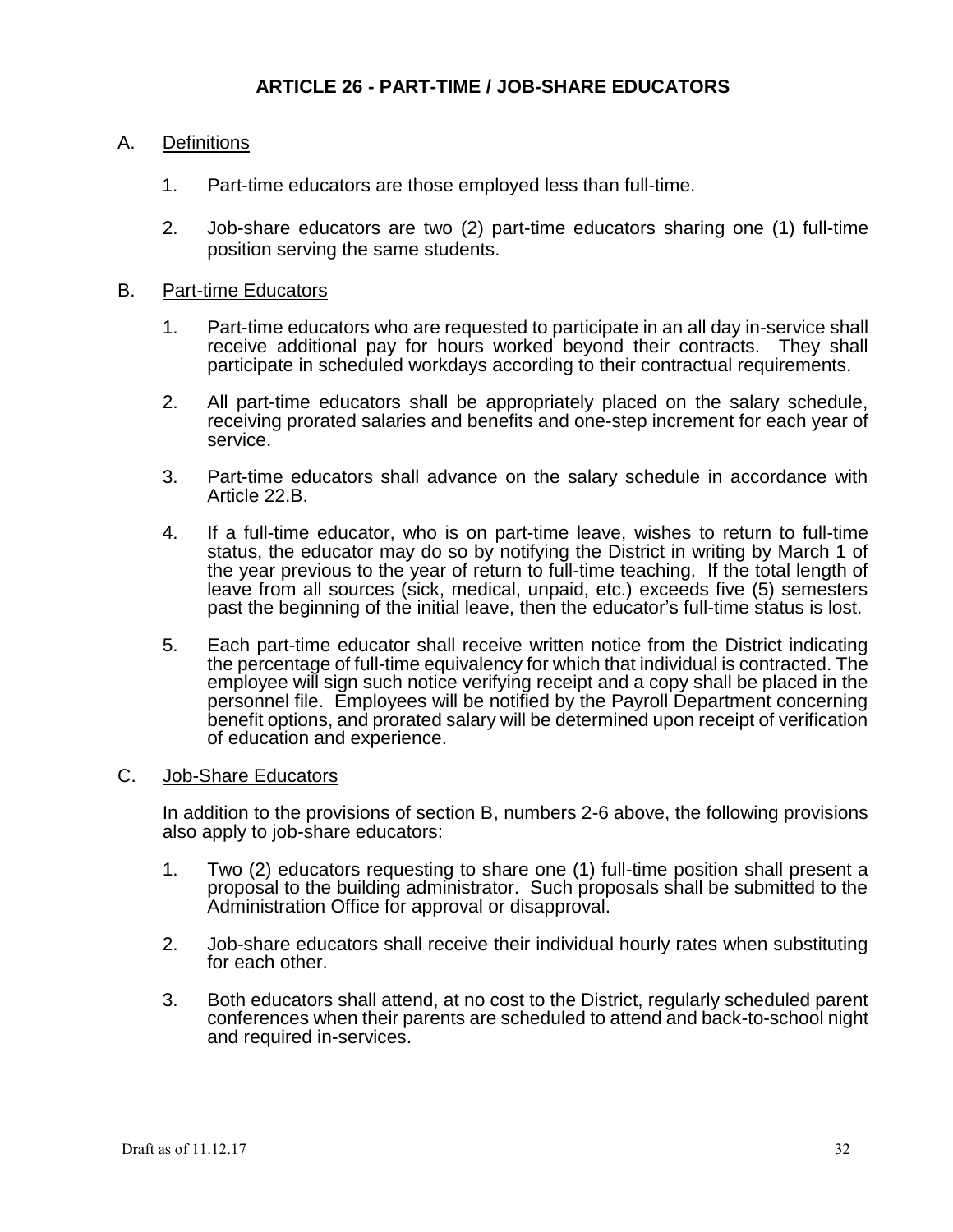# ARTICLE 26 - PART-TIME / JOB-SHARE EDUCATORS

A. Definitions

1. Part-time educators are those employed less than full-time.

2. Job-share educators are two (2) part-time educators sharing one (1) full-time position serving the same students.

B. Part-time Educators

1. Part-time educators who are requested to participate in an all day in-service shall receive additional pay for hours worked beyond their contracts. They shall participate in scheduled workdays according to their contractual requirements.

2. All part-time educators shall be appropriately placed on the salary schedule, receiving prorated salaries and benefits and one-step increment for each year of service.

3. Part-time educators shall advance on the salary schedule in accordance with Article 22.B.

4. If a full-time educator, who is on part-time leave, wishes to return to full-time status, the educator may do so by notifying the District in writing by March 1 of the year previous to the year of return to full-time teaching. If the total length of leave from all sources (sick, medical, unpaid, etc.) exceeds five (5) semesters past the beginning of the initial leave, then the educator's full-time status is lost.

5. Each part-time educator shall receive written notice from the District indicating the percentage of full-time equivalency for which that individual is contracted. The employee will sign such notice verifying receipt and a copy shall be placed in the personnel file. Employees will be notified by the Payroll Department concerning benefit options, and prorated salary will be determined upon receipt of verification of education and experience.

C. Job-Share Educators

In addition to the provisions of section B, numbers 2-6 above, the following provisions also apply to job-share educators:

1. Two (2) educators requesting to share one (1) full-time position shall present a proposal to the building administrator. Such proposals shall be submitted to the Administration Office for approval or disapproval.

2. Job-share educators shall receive their individual hourly rates when substituting for each other.

3. Both educators shall attend, at no cost to the District, regularly scheduled parent conferences when their parents are scheduled to attend and back-to-school night and required in-services.

Draft as of 11.12.17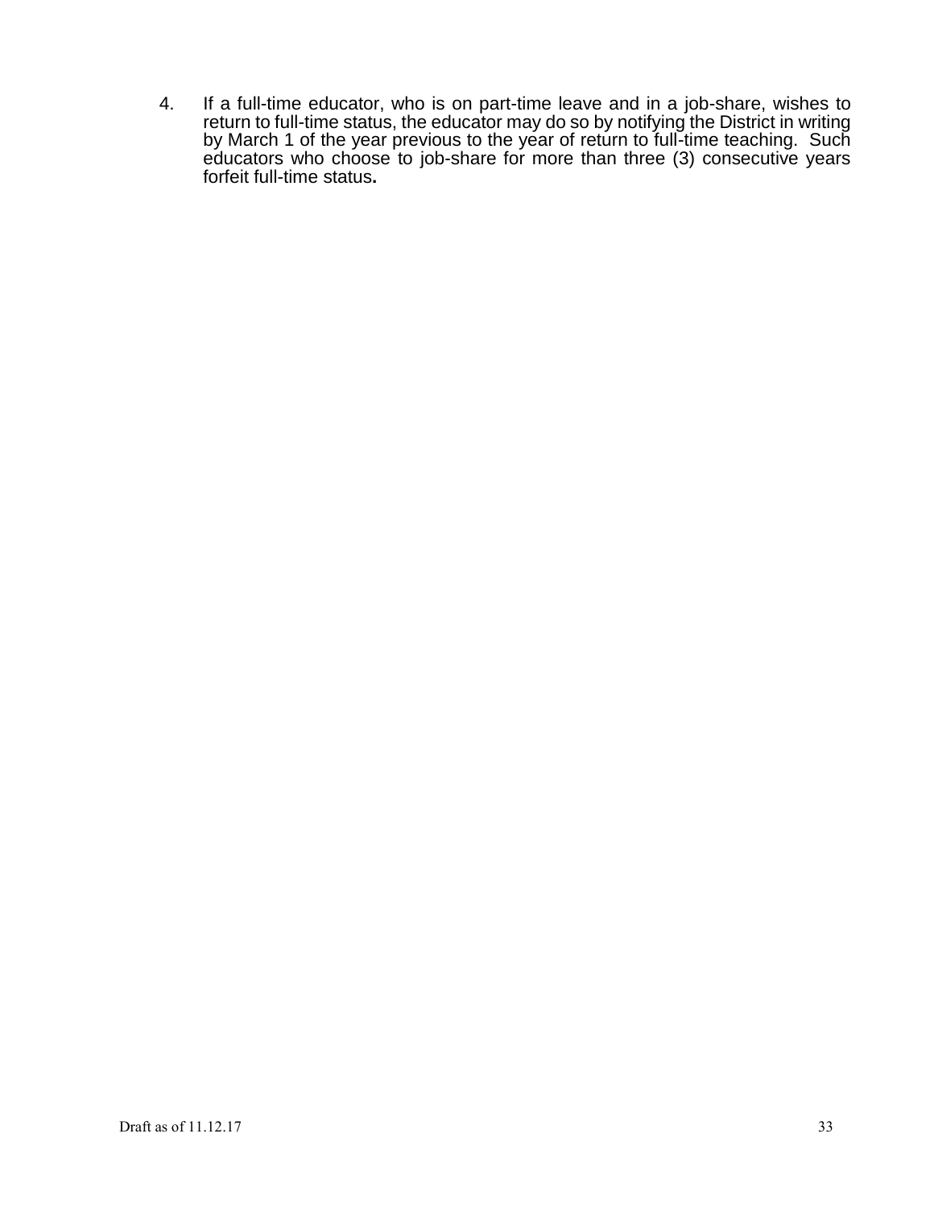4. If a full-time educator, who is on part-time leave and in a job-share, wishes to return to full-time status, the educator may do so by notifying the District in writing by March 1 of the year previous to the year of return to full-time teaching. Such educators who choose to job-share for more than three (3) consecutive years forfeit full-time status**.**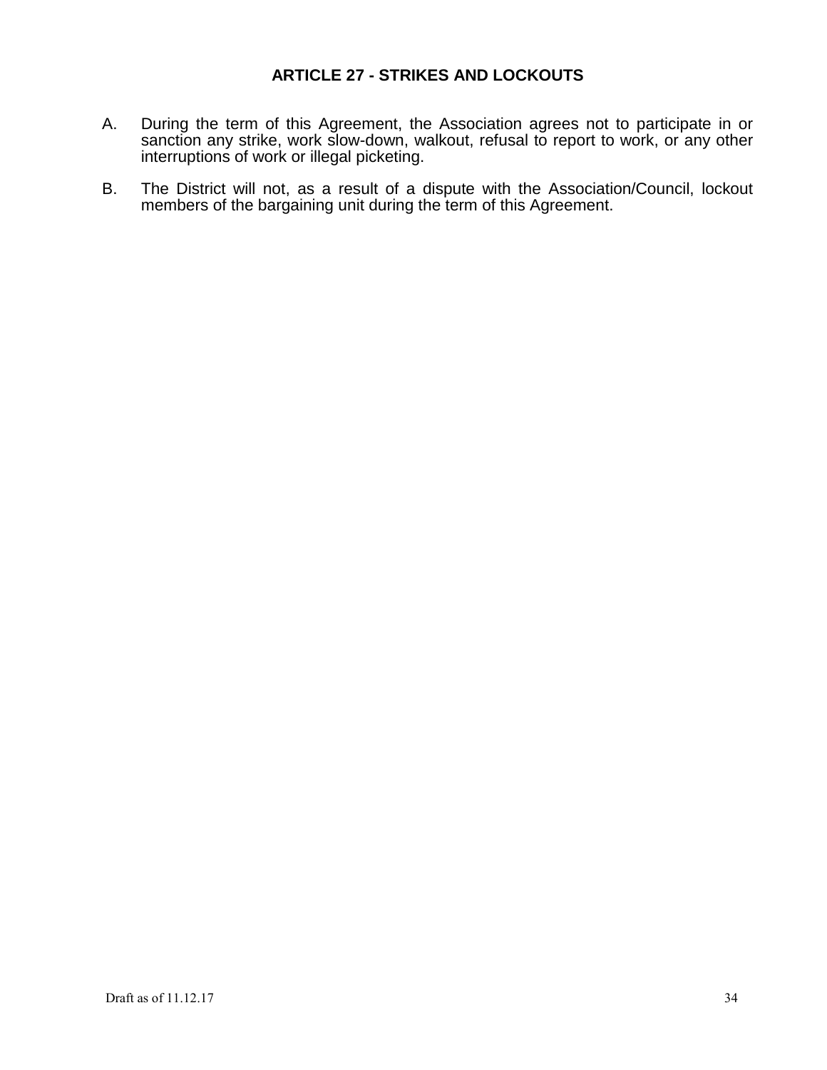## ARTICLE 27 - STRIKES AND LOCKOUTS

A. During the term of this Agreement, the Association agrees not to participate in or sanction any strike, work slow-down, walkout, refusal to report to work, or any other interruptions of work or illegal picketing.

B. The District will not, as a result of a dispute with the Association/Council, lockout members of the bargaining unit during the term of this Agreement.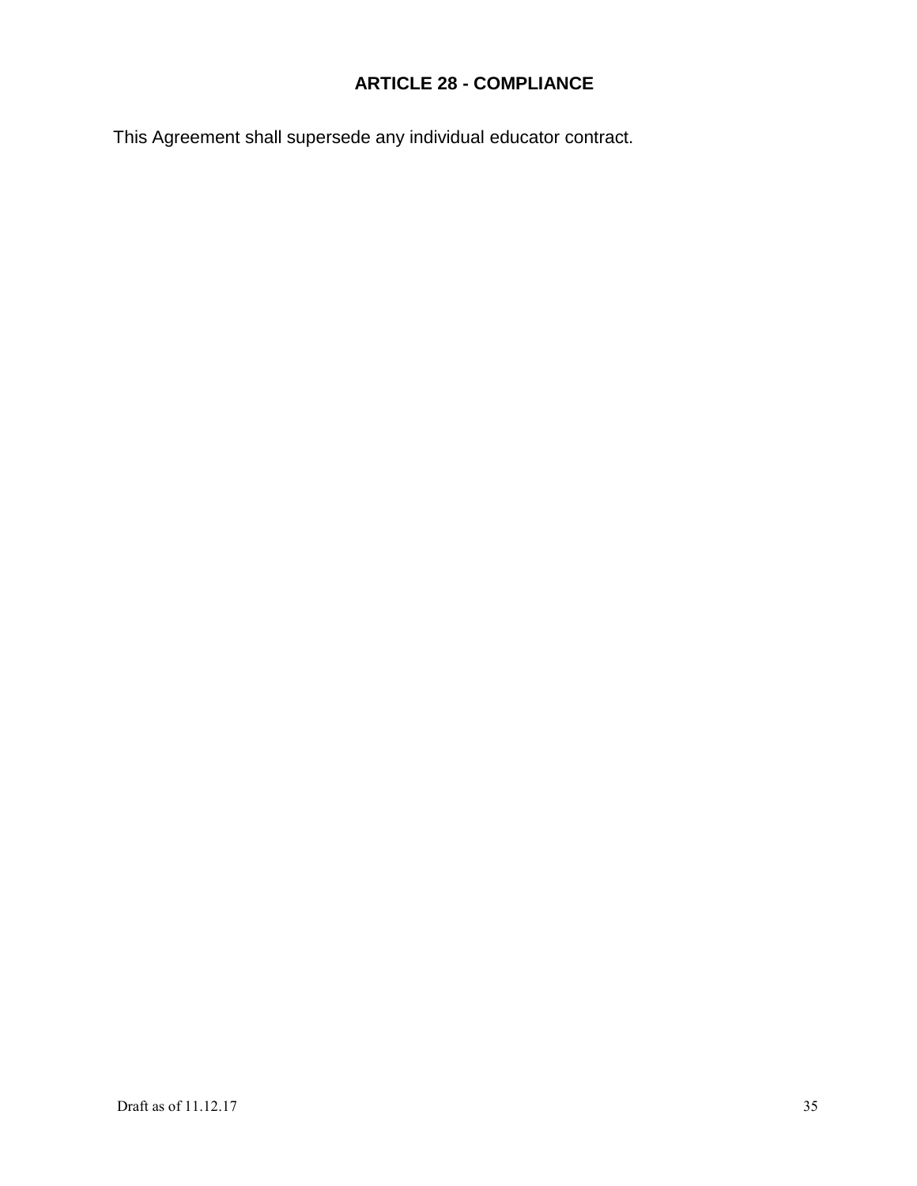## ARTICLE 28 - COMPLIANCE

This Agreement shall supersede any individual educator contract.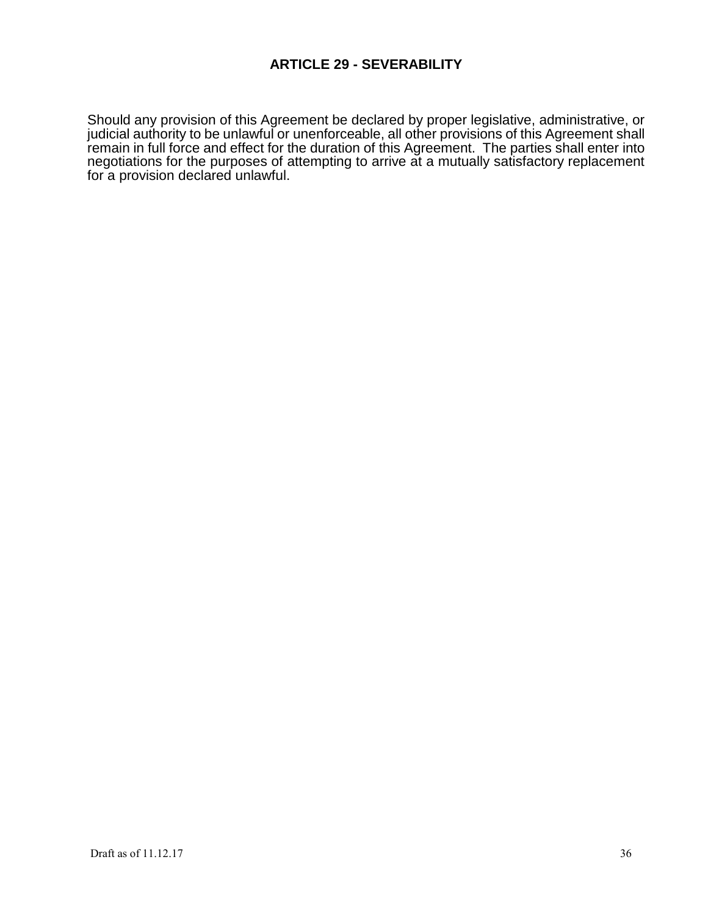## ARTICLE 29 - SEVERABILITY

Should any provision of this Agreement be declared by proper legislative, administrative, or judicial authority to be unlawful or unenforceable, all other provisions of this Agreement shall remain in full force and effect for the duration of this Agreement. The parties shall enter into negotiations for the purposes of attempting to arrive at a mutually satisfactory replacement for a provision declared unlawful.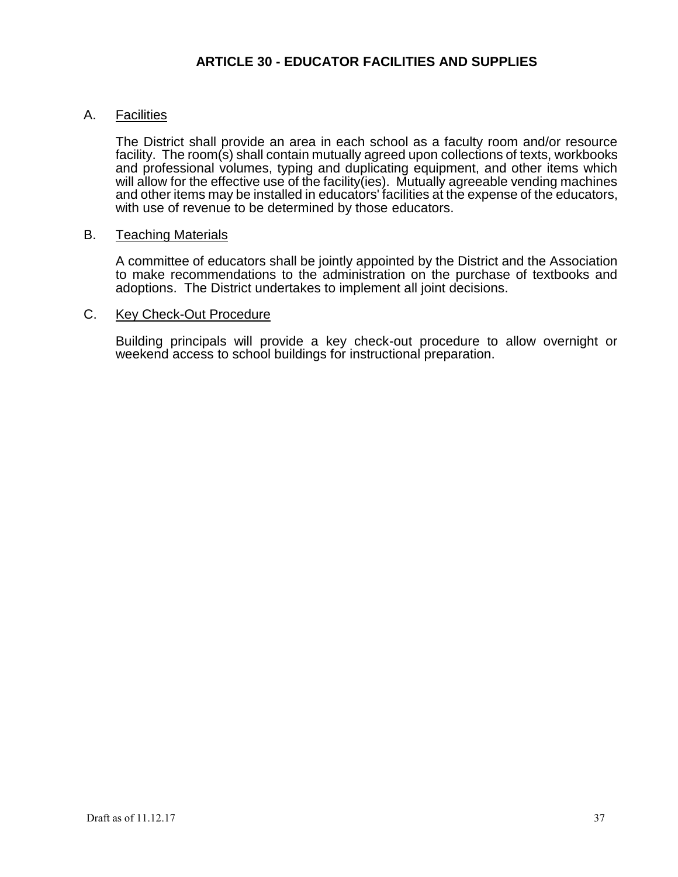## ARTICLE 30 - EDUCATOR FACILITIES AND SUPPLIES

A. Facilities

The District shall provide an area in each school as a faculty room and/or resource facility. The room(s) shall contain mutually agreed upon collections of texts, workbooks and professional volumes, typing and duplicating equipment, and other items which will allow for the effective use of the facility(ies). Mutually agreeable vending machines and other items may be installed in educators' facilities at the expense of the educators, with use of revenue to be determined by those educators.

B. Teaching Materials

A committee of educators shall be jointly appointed by the District and the Association to make recommendations to the administration on the purchase of textbooks and adoptions. The District undertakes to implement all joint decisions.

C. Key Check-Out Procedure

Building principals will provide a key check-out procedure to allow overnight or weekend access to school buildings for instructional preparation.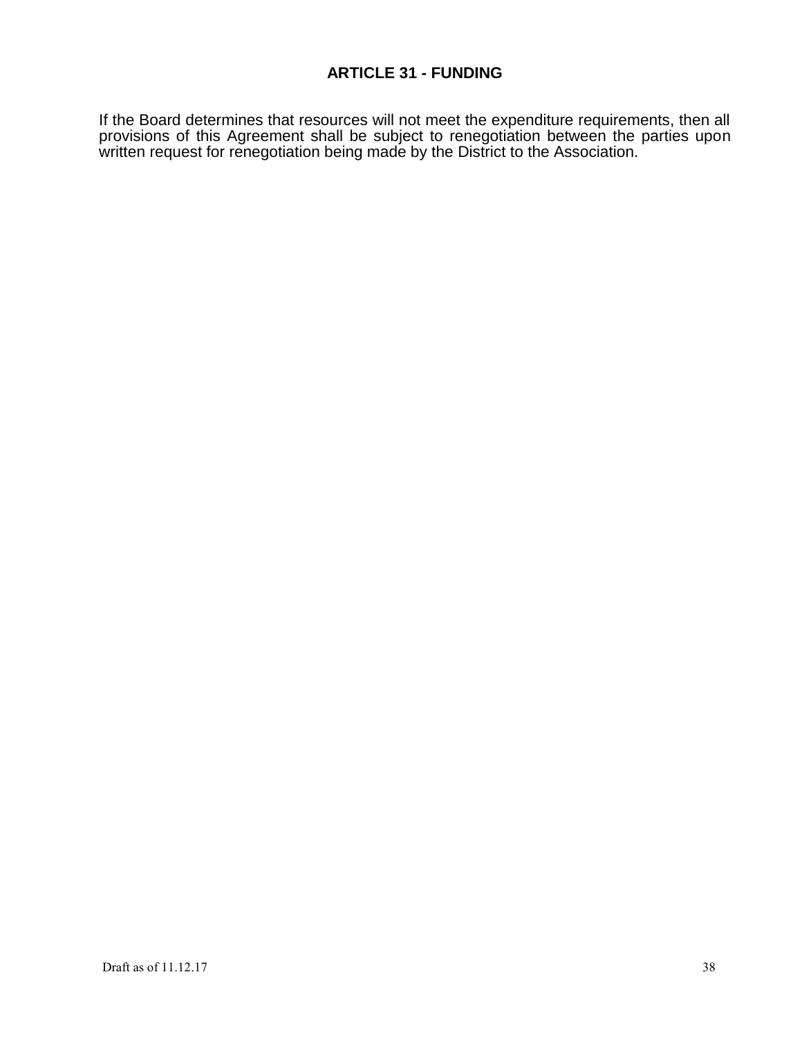# ARTICLE 31 - FUNDING

If the Board determines that resources will not meet the expenditure requirements, then all provisions of this Agreement shall be subject to renegotiation between the parties upon written request for renegotiation being made by the District to the Association.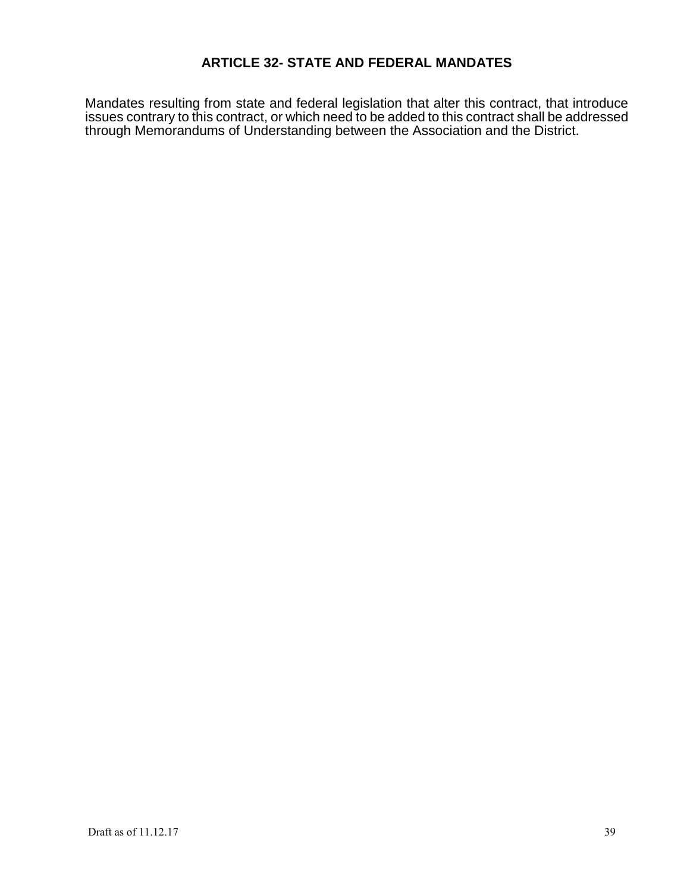## ARTICLE 32- STATE AND FEDERAL MANDATES

Mandates resulting from state and federal legislation that alter this contract, that introduce issues contrary to this contract, or which need to be added to this contract shall be addressed through Memorandums of Understanding between the Association and the District.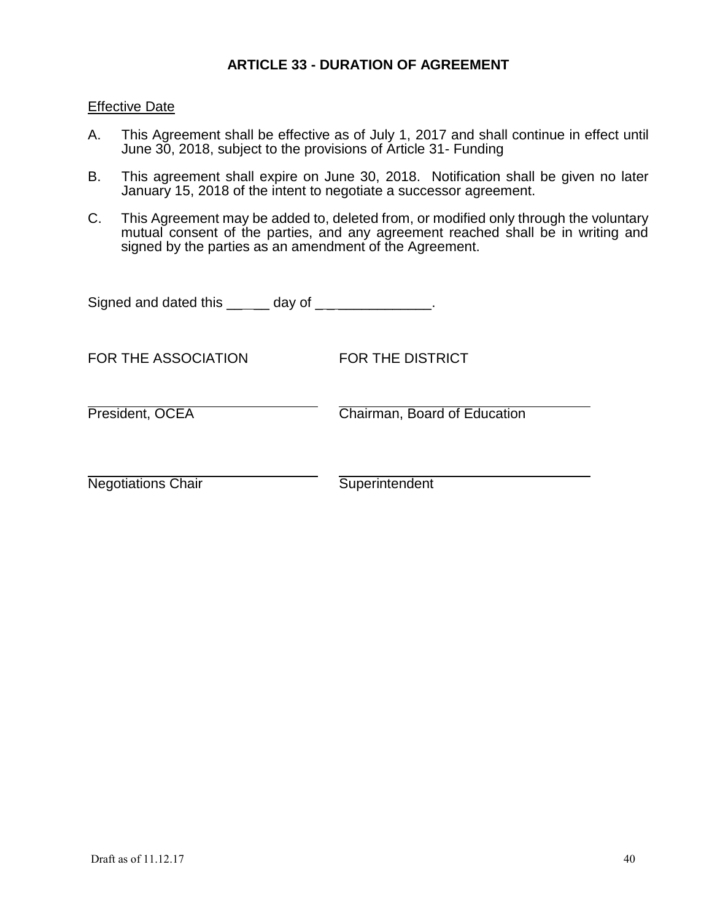## ARTICLE 33 - DURATION OF AGREEMENT

Effective Date

A. This Agreement shall be effective as of July 1, 2017 and shall continue in effect until June 30, 2018, subject to the provisions of Article 31- Funding

B. This agreement shall expire on June 30, 2018. Notification shall be given no later January 15, 2018 of the intent to negotiate a successor agreement.

C. This Agreement may be added to, deleted from, or modified only through the voluntary mutual consent of the parties, and any agreement reached shall be in writing and signed by the parties as an amendment of the Agreement.

Signed and dated this _______ day of _______________.

| FOR THE ASSOCIATION | FOR THE DISTRICT |
|---|---|
| ______________________ | ______________________ |
| President, OCEA | Chairman, Board of Education |
| ______________________ | ______________________ |
| Negotiations Chair | Superintendent |

Draft as of 11.12.17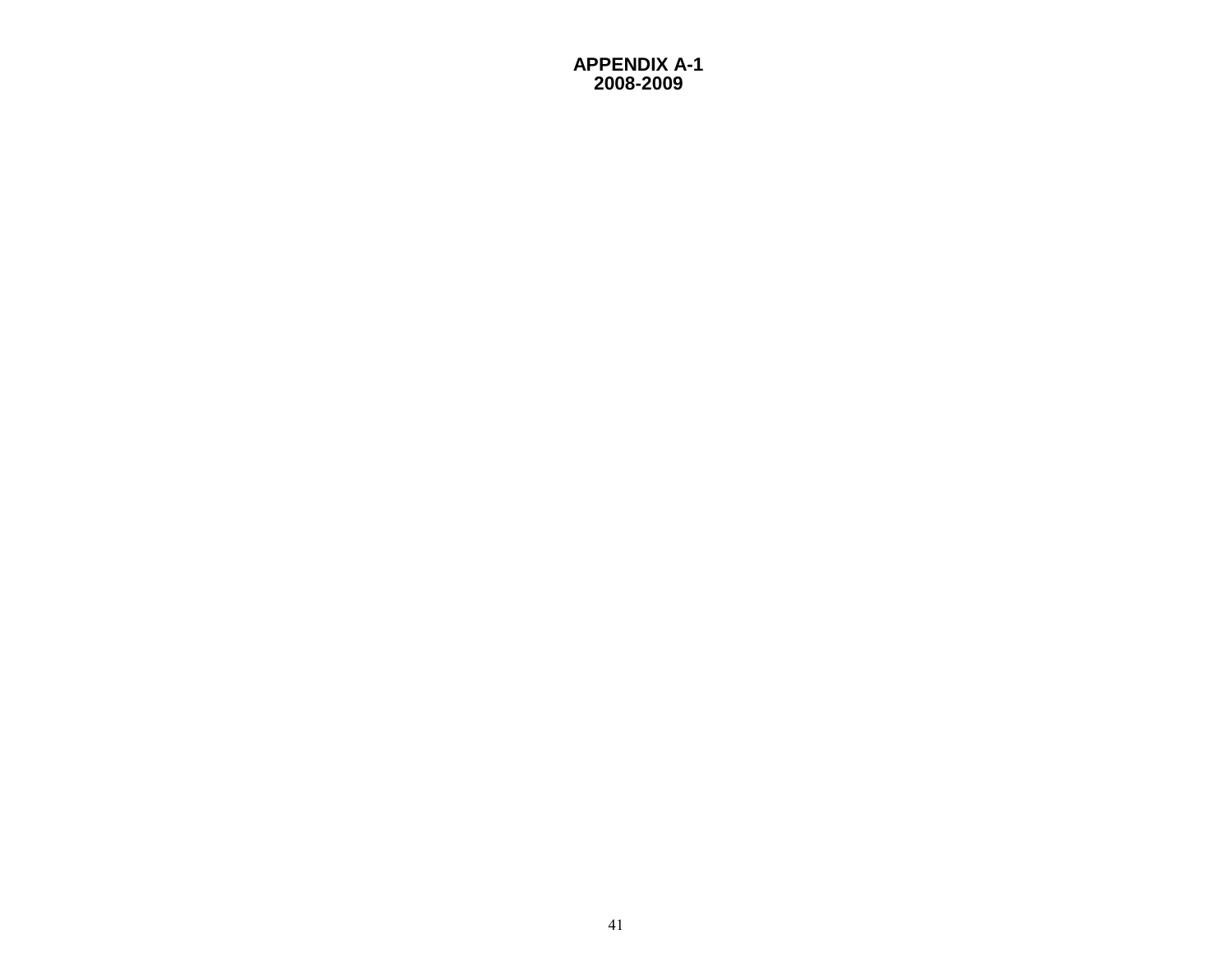# APPENDIX A-1
## 2008-2009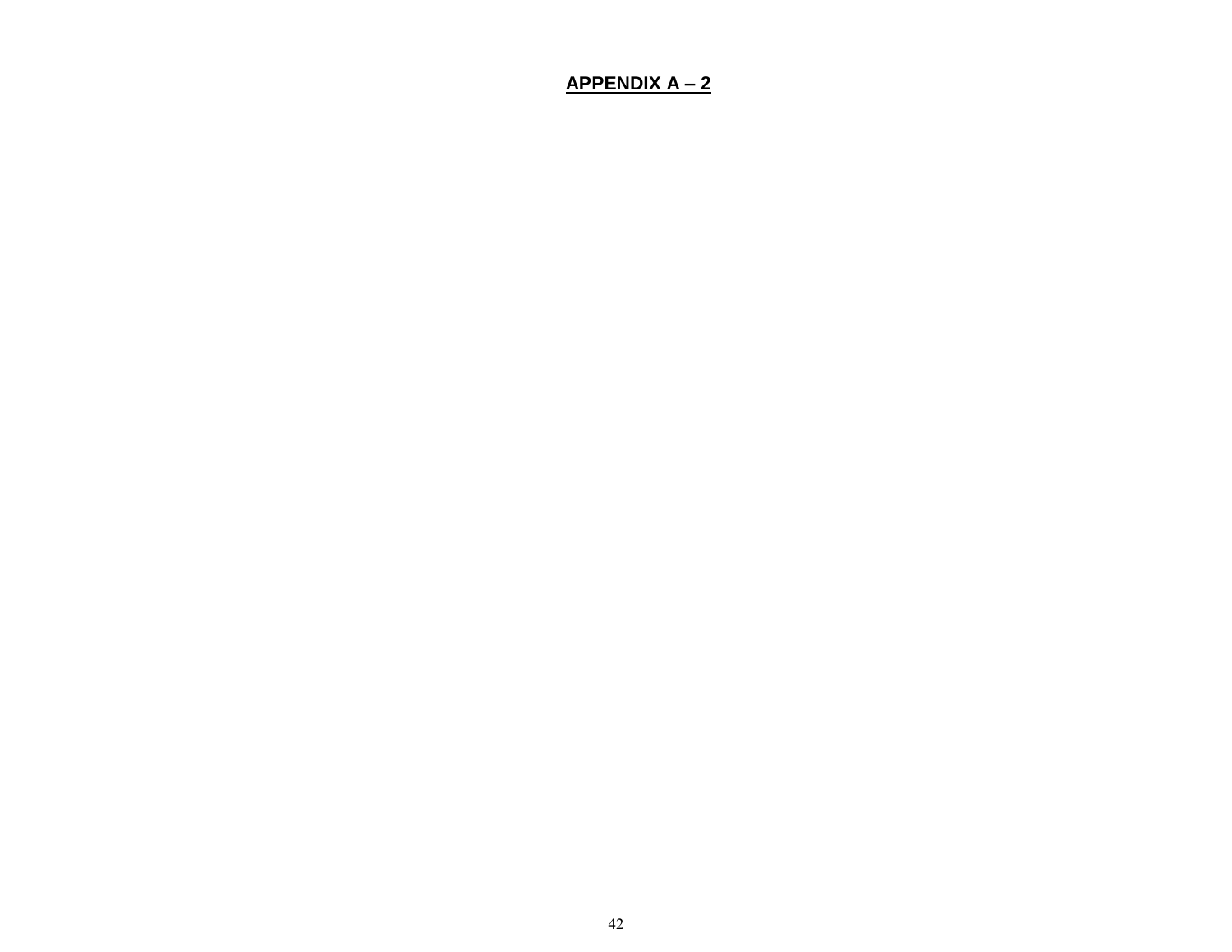**APPENDIX A – 2**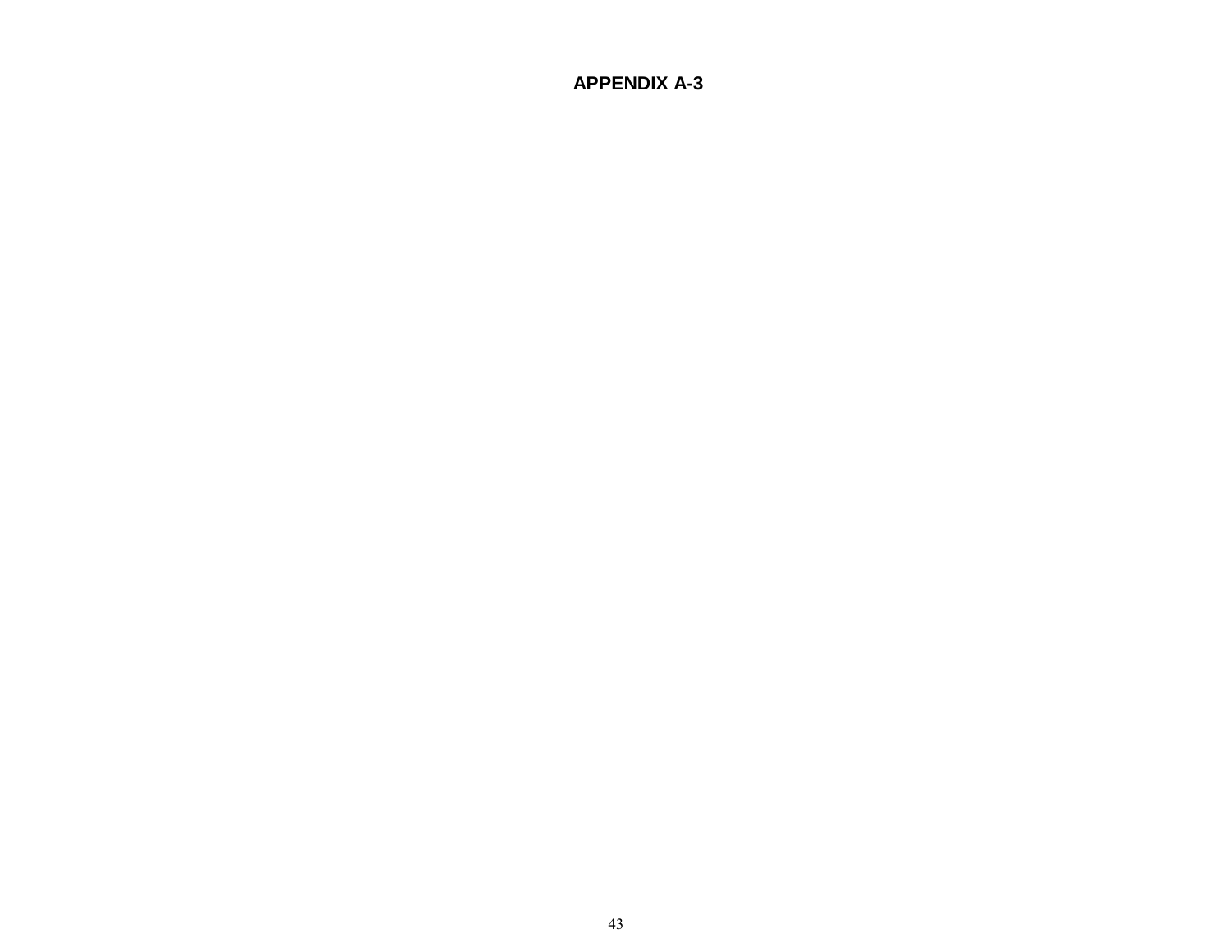# APPENDIX A-3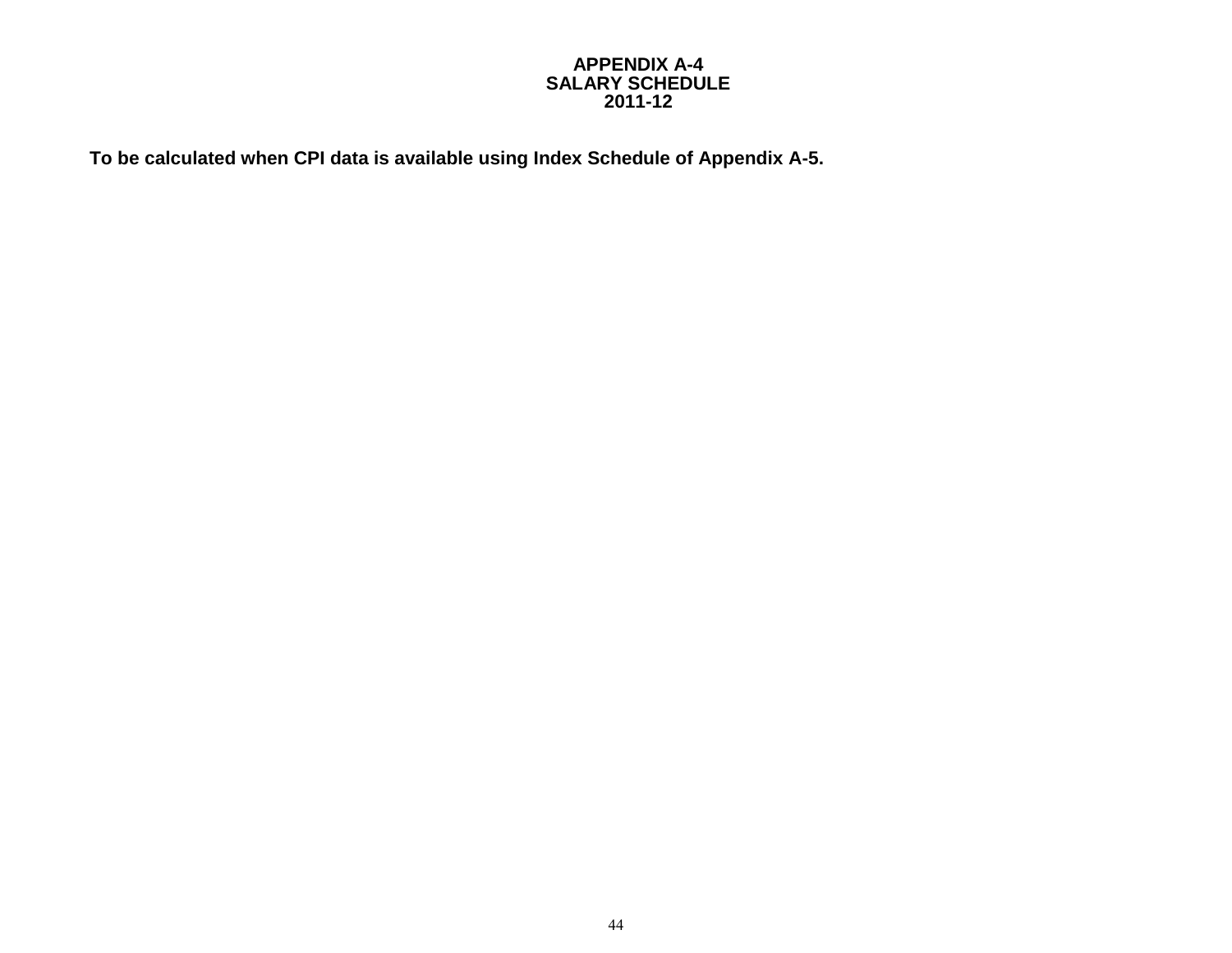# APPENDIX A-4
## SALARY SCHEDULE
## 2011-12

**To be calculated when CPI data is available using Index Schedule of Appendix A-5.**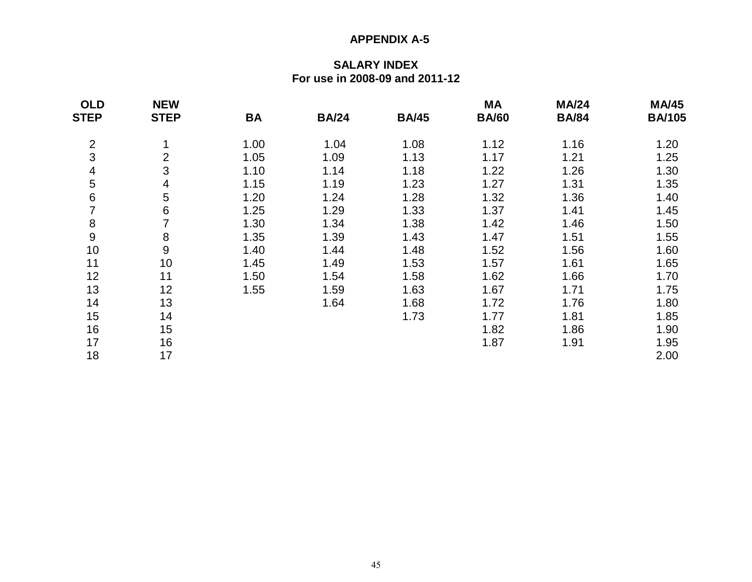**APPENDIX A-5**

**SALARY INDEX**
**For use in 2008-09 and 2011-12**

| OLD STEP | NEW STEP | BA | BA/24 | BA/45 | MA BA/60 | MA/24 BA/84 | MA/45 BA/105 |
|---|---|---|---|---|---|---|---|
| 2 | 1 | 1.00 | 1.04 | 1.08 | 1.12 | 1.16 | 1.20 |
| 3 | 2 | 1.05 | 1.09 | 1.13 | 1.17 | 1.21 | 1.25 |
| 4 | 3 | 1.10 | 1.14 | 1.18 | 1.22 | 1.26 | 1.30 |
| 5 | 4 | 1.15 | 1.19 | 1.23 | 1.27 | 1.31 | 1.35 |
| 6 | 5 | 1.20 | 1.24 | 1.28 | 1.32 | 1.36 | 1.40 |
| 7 | 6 | 1.25 | 1.29 | 1.33 | 1.37 | 1.41 | 1.45 |
| 8 | 7 | 1.30 | 1.34 | 1.38 | 1.42 | 1.46 | 1.50 |
| 9 | 8 | 1.35 | 1.39 | 1.43 | 1.47 | 1.51 | 1.55 |
| 10 | 9 | 1.40 | 1.44 | 1.48 | 1.52 | 1.56 | 1.60 |
| 11 | 10 | 1.45 | 1.49 | 1.53 | 1.57 | 1.61 | 1.65 |
| 12 | 11 | 1.50 | 1.54 | 1.58 | 1.62 | 1.66 | 1.70 |
| 13 | 12 | 1.55 | 1.59 | 1.63 | 1.67 | 1.71 | 1.75 |
| 14 | 13 | | 1.64 | 1.68 | 1.72 | 1.76 | 1.80 |
| 15 | 14 | | | 1.73 | 1.77 | 1.81 | 1.85 |
| 16 | 15 | | | | 1.82 | 1.86 | 1.90 |
| 17 | 16 | | | | 1.87 | 1.91 | 1.95 |
| 18 | 17 | | | | | | 2.00 |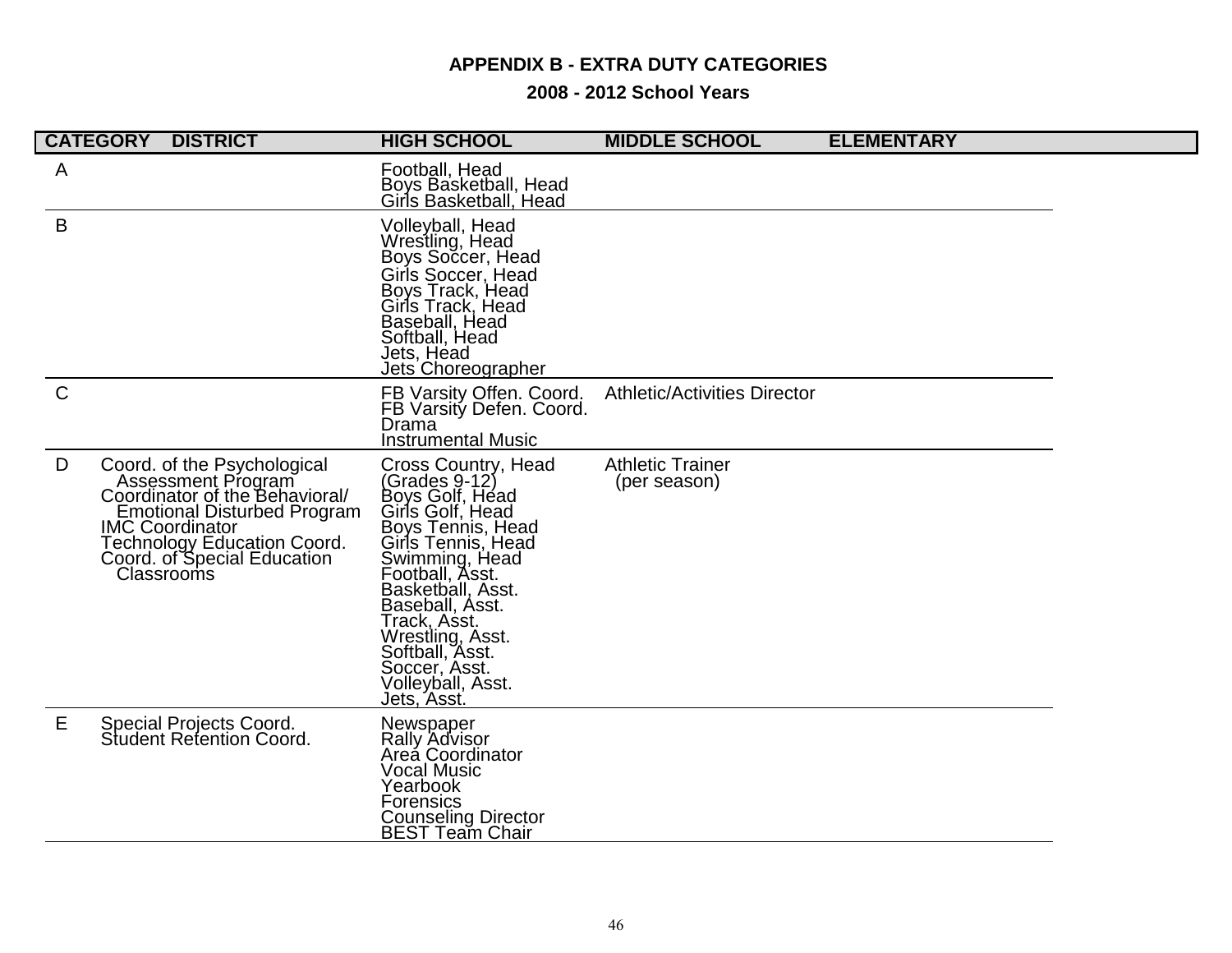## APPENDIX B - EXTRA DUTY CATEGORIES

### 2008 - 2012 School Years

| CATEGORY | DISTRICT | HIGH SCHOOL | MIDDLE SCHOOL | ELEMENTARY |
|---|---|---|---|---|
| A | | Football, Head<br>Boys Basketball, Head<br>Girls Basketball, Head | | |
| B | | Volleyball, Head<br>Wrestling, Head<br>Boys Soccer, Head<br>Girls Soccer, Head<br>Boys Track, Head<br>Girls Track, Head<br>Baseball, Head<br>Softball, Head<br>Jets, Head<br>Jets Choreographer | | |
| C | | FB Varsity Offen. Coord.<br>FB Varsity Defen. Coord.<br>Drama<br>Instrumental Music | Athletic/Activities Director | |
| D | Coord. of the Psychological Assessment Program<br>Coordinator of the Behavioral/ Emotional Disturbed Program<br>IMC Coordinator<br>Technology Education Coord.<br>Coord. of Special Education Classrooms | Cross Country, Head (Grades 9-12)<br>Boys Golf, Head<br>Girls Golf, Head<br>Boys Tennis, Head<br>Girls Tennis, Head<br>Swimming, Head<br>Football, Asst.<br>Basketball, Asst.<br>Baseball, Asst.<br>Track, Asst.<br>Wrestling, Asst.<br>Softball, Asst.<br>Soccer, Asst.<br>Volleyball, Asst.<br>Jets, Asst. | Athletic Trainer (per season) | |
| E | Special Projects Coord.<br>Student Retention Coord. | Newspaper<br>Rally Advisor<br>Area Coordinator<br>Vocal Music<br>Yearbook<br>Forensics<br>Counseling Director<br>BEST Team Chair | | |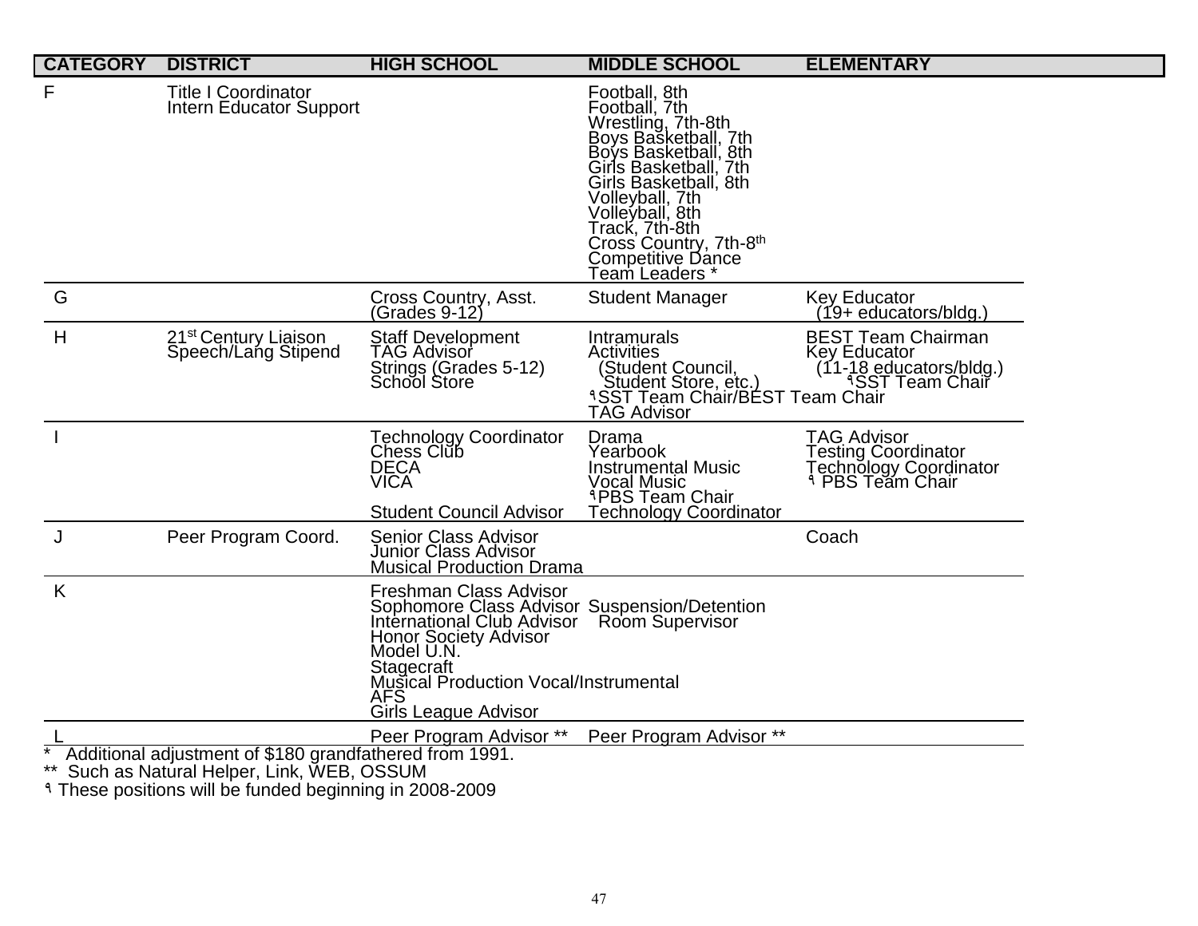| CATEGORY | DISTRICT | HIGH SCHOOL | MIDDLE SCHOOL | ELEMENTARY |
|---|---|---|---|---|
| F | Title I Coordinator<br>Intern Educator Support | | Football, 8th<br>Football, 7th<br>Wrestling, 7th-8th<br>Boys Basketball, 7th<br>Boys Basketball, 8th<br>Girls Basketball, 7th<br>Girls Basketball, 8th<br>Volleyball, 7th<br>Volleyball, 8th<br>Track, 7th-8th<br>Cross Country, 7th-8th<br>Competitive Dance<br>Team Leaders * | |
| G | | Cross Country, Asst.<br>(Grades 9-12) | Student Manager | Key Educator<br>(19+ educators/bldg.) |
| H | 21st Century Liaison<br>Speech/Lang Stipend | Staff Development<br>TAG Advisor<br>Strings (Grades 5-12)<br>School Store | Intramurals<br>Activities<br>(Student Council,<br>Student Store, etc.)<br>٩SST Team Chair/BEST Team Chair<br>TAG Advisor | BEST Team Chairman<br>Key Educator<br>(11-18 educators/bldg.)<br>٩SST Team Chair |
| I | | Technology Coordinator<br>Chess Club<br>DECA<br>VICA<br>Student Council Advisor | Drama<br>Yearbook<br>Instrumental Music<br>Vocal Music<br>٩PBS Team Chair<br>Technology Coordinator | TAG Advisor<br>Testing Coordinator<br>Technology Coordinator<br>٩ PBS Team Chair |
| J | Peer Program Coord. | Senior Class Advisor<br>Junior Class Advisor<br>Musical Production Drama | | Coach |
| K | | Freshman Class Advisor<br>Sophomore Class Advisor<br>International Club Advisor<br>Honor Society Advisor<br>Model U.N.<br>Stagecraft<br>Musical Production Vocal/Instrumental<br>AFS<br>Girls League Advisor | Suspension/Detention<br>Room Supervisor | |
| L | | Peer Program Advisor ** | Peer Program Advisor ** | |

\* Additional adjustment of $180 grandfathered from 1991.

** Such as Natural Helper, Link, WEB, OSSUM

٩ These positions will be funded beginning in 2008-2009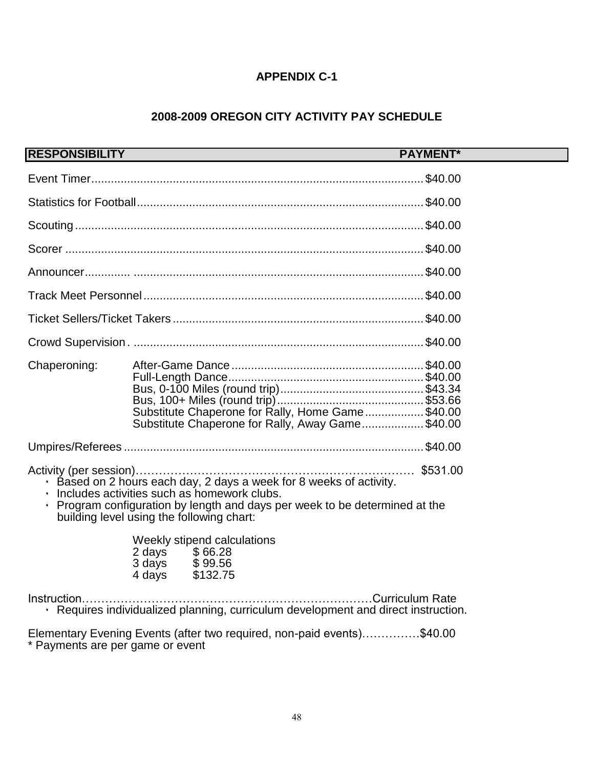# APPENDIX C-1

## 2008-2009 OREGON CITY ACTIVITY PAY SCHEDULE

| RESPONSIBILITY | | PAYMENT* |
|---|---|---|
| Event Timer | | $40.00 |
| Statistics for Football | | $40.00 |
| Scouting | | $40.00 |
| Scorer | | $40.00 |
| Announcer | | $40.00 |
| Track Meet Personnel | | $40.00 |
| Ticket Sellers/Ticket Takers | | $40.00 |
| Crowd Supervision | | $40.00 |
| Chaperoning: | After-Game Dance | $40.00 |
| | Full-Length Dance | $40.00 |
| | Bus, 0-100 Miles (round trip) | $43.34 |
| | Bus, 100+ Miles (round trip) | $53.66 |
| | Substitute Chaperone for Rally, Home Game | $40.00 |
| | Substitute Chaperone for Rally, Away Game | $40.00 |
| Umpires/Referees | | $40.00 |

Activity (per session)……………………………………………………………… $531.00

- Based on 2 hours each day, 2 days a week for 8 weeks of activity.
- Includes activities such as homework clubs.
- Program configuration by length and days per week to be determined at the building level using the following chart:

| Weekly stipend calculations | |
|---|---|
| 2 days | $ 66.28 |
| 3 days | $ 99.56 |
| 4 days | $132.75 |

Instruction…………………………………………………………………Curriculum Rate

- Requires individualized planning, curriculum development and direct instruction.

Elementary Evening Events (after two required, non-paid events)……………$40.00

\* Payments are per game or event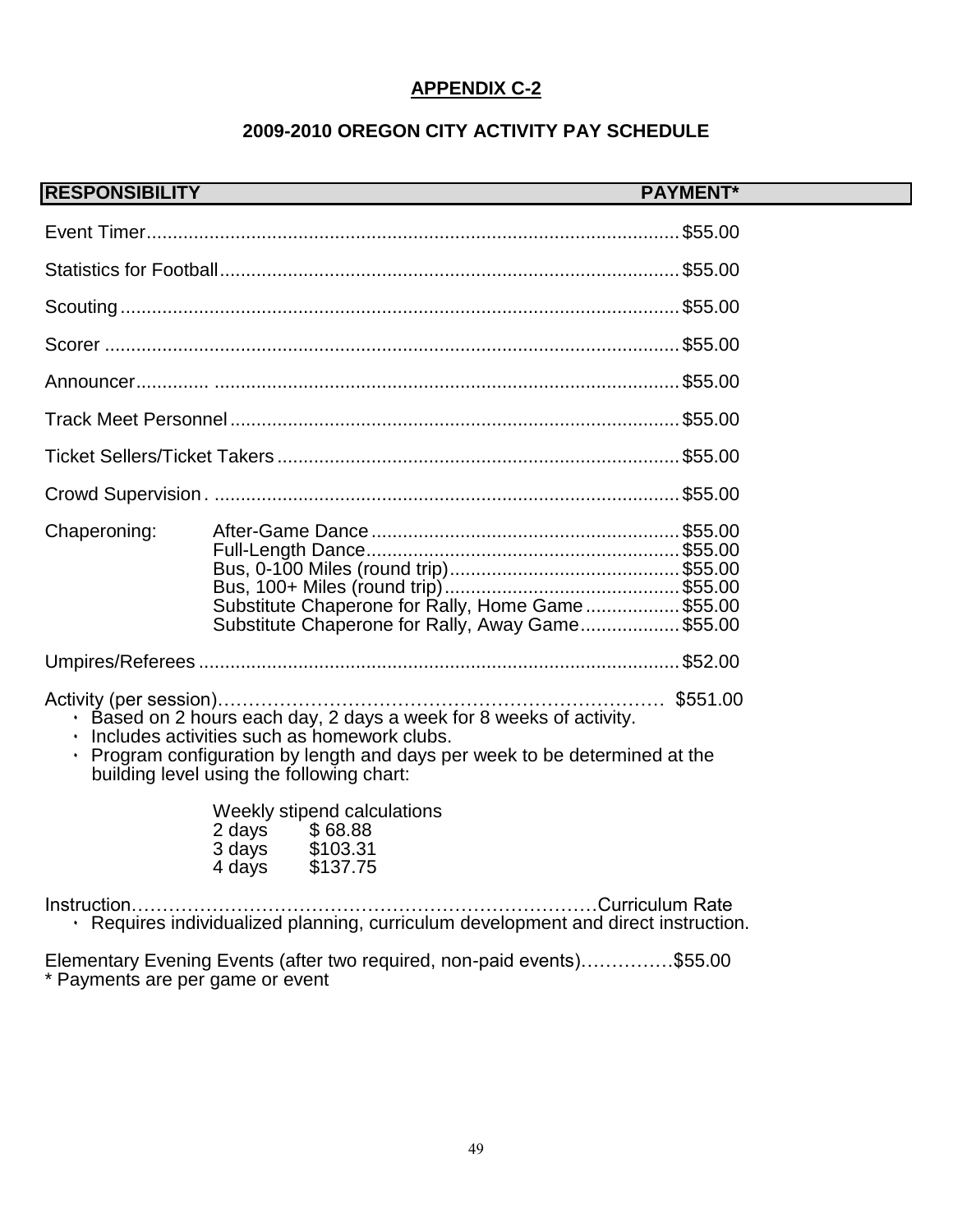## APPENDIX C-2

### 2009-2010 OREGON CITY ACTIVITY PAY SCHEDULE

| RESPONSIBILITY | | PAYMENT* |
|---|---|---|
| Event Timer | | $55.00 |
| Statistics for Football | | $55.00 |
| Scouting | | $55.00 |
| Scorer | | $55.00 |
| Announcer | | $55.00 |
| Track Meet Personnel | | $55.00 |
| Ticket Sellers/Ticket Takers | | $55.00 |
| Crowd Supervision | | $55.00 |
| Chaperoning: | After-Game Dance | $55.00 |
| | Full-Length Dance | $55.00 |
| | Bus, 0-100 Miles (round trip) | $55.00 |
| | Bus, 100+ Miles (round trip) | $55.00 |
| | Substitute Chaperone for Rally, Home Game | $55.00 |
| | Substitute Chaperone for Rally, Away Game | $55.00 |
| Umpires/Referees | | $52.00 |
| Activity (per session) | | $551.00 |

- Based on 2 hours each day, 2 days a week for 8 weeks of activity.
- Includes activities such as homework clubs.
- Program configuration by length and days per week to be determined at the building level using the following chart:

| Weekly stipend calculations | |
|---|---|
| 2 days | $ 68.88 |
| 3 days | $103.31 |
| 4 days | $137.75 |

Instruction……………………………………………………………Curriculum Rate

- Requires individualized planning, curriculum development and direct instruction.

Elementary Evening Events (after two required, non-paid events)……………$55.00

\* Payments are per game or event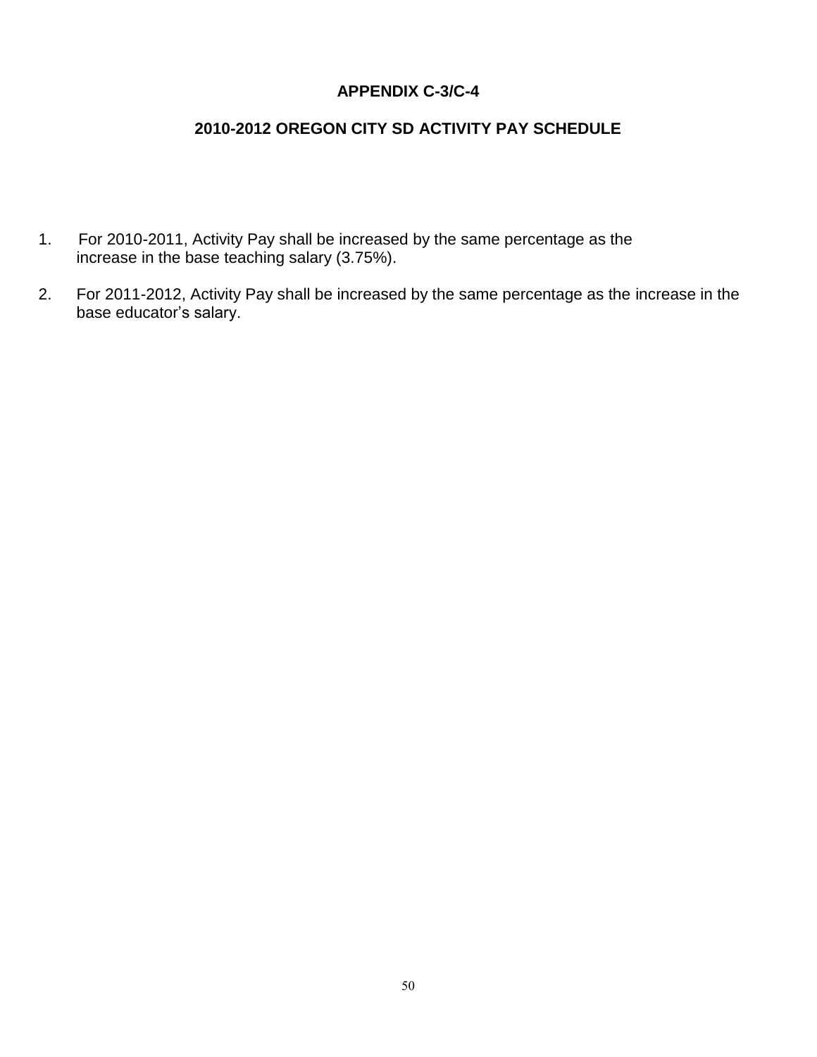# APPENDIX C-3/C-4

## 2010-2012 OREGON CITY SD ACTIVITY PAY SCHEDULE

1. For 2010-2011, Activity Pay shall be increased by the same percentage as the increase in the base teaching salary (3.75%).

2. For 2011-2012, Activity Pay shall be increased by the same percentage as the increase in the base educator's salary.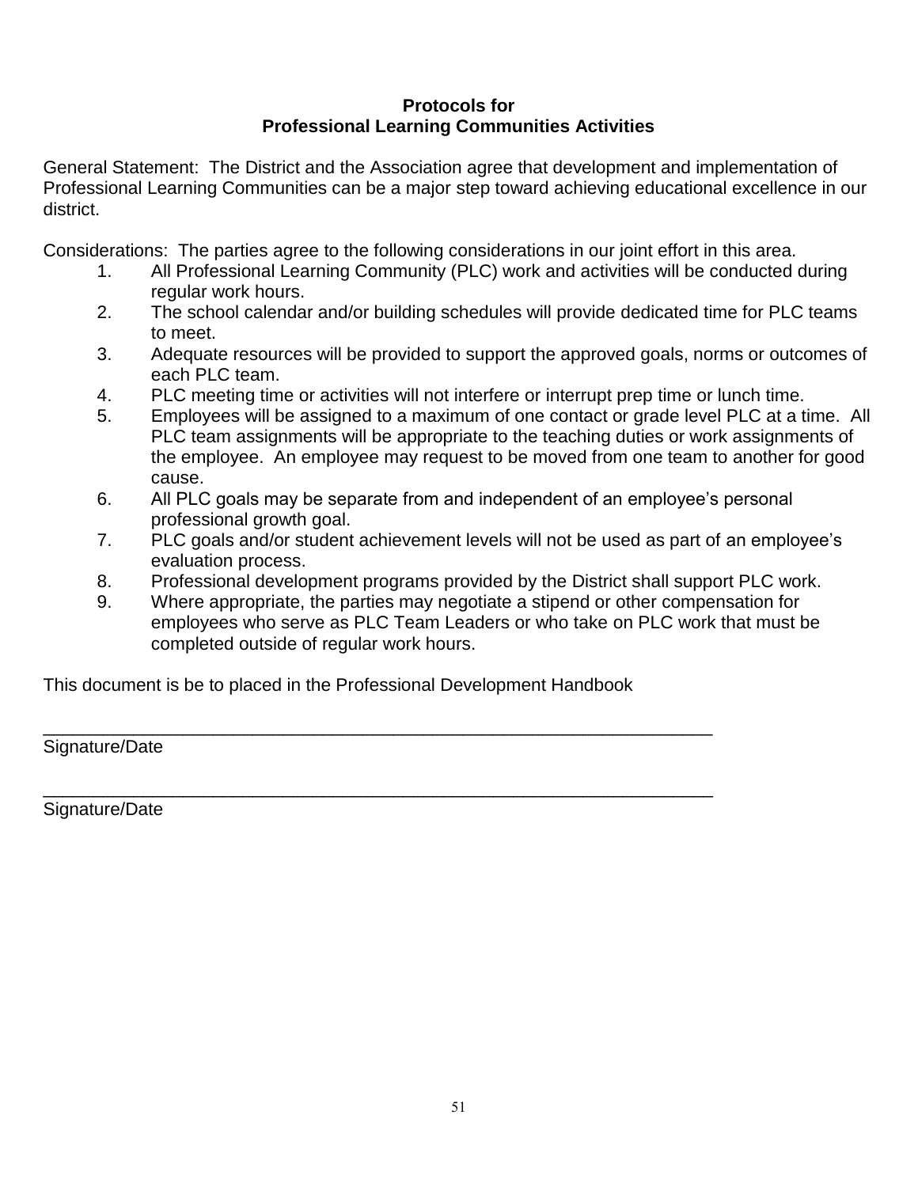## Protocols for Professional Learning Communities Activities

General Statement: The District and the Association agree that development and implementation of Professional Learning Communities can be a major step toward achieving educational excellence in our district.

Considerations: The parties agree to the following considerations in our joint effort in this area.

1. All Professional Learning Community (PLC) work and activities will be conducted during regular work hours.
2. The school calendar and/or building schedules will provide dedicated time for PLC teams to meet.
3. Adequate resources will be provided to support the approved goals, norms or outcomes of each PLC team.
4. PLC meeting time or activities will not interfere or interrupt prep time or lunch time.
5. Employees will be assigned to a maximum of one contact or grade level PLC at a time. All PLC team assignments will be appropriate to the teaching duties or work assignments of the employee. An employee may request to be moved from one team to another for good cause.
6. All PLC goals may be separate from and independent of an employee's personal professional growth goal.
7. PLC goals and/or student achievement levels will not be used as part of an employee's evaluation process.
8. Professional development programs provided by the District shall support PLC work.
9. Where appropriate, the parties may negotiate a stipend or other compensation for employees who serve as PLC Team Leaders or who take on PLC work that must be completed outside of regular work hours.

This document is be to placed in the Professional Development Handbook

_________________________________________________________________
Signature/Date

_________________________________________________________________
Signature/Date